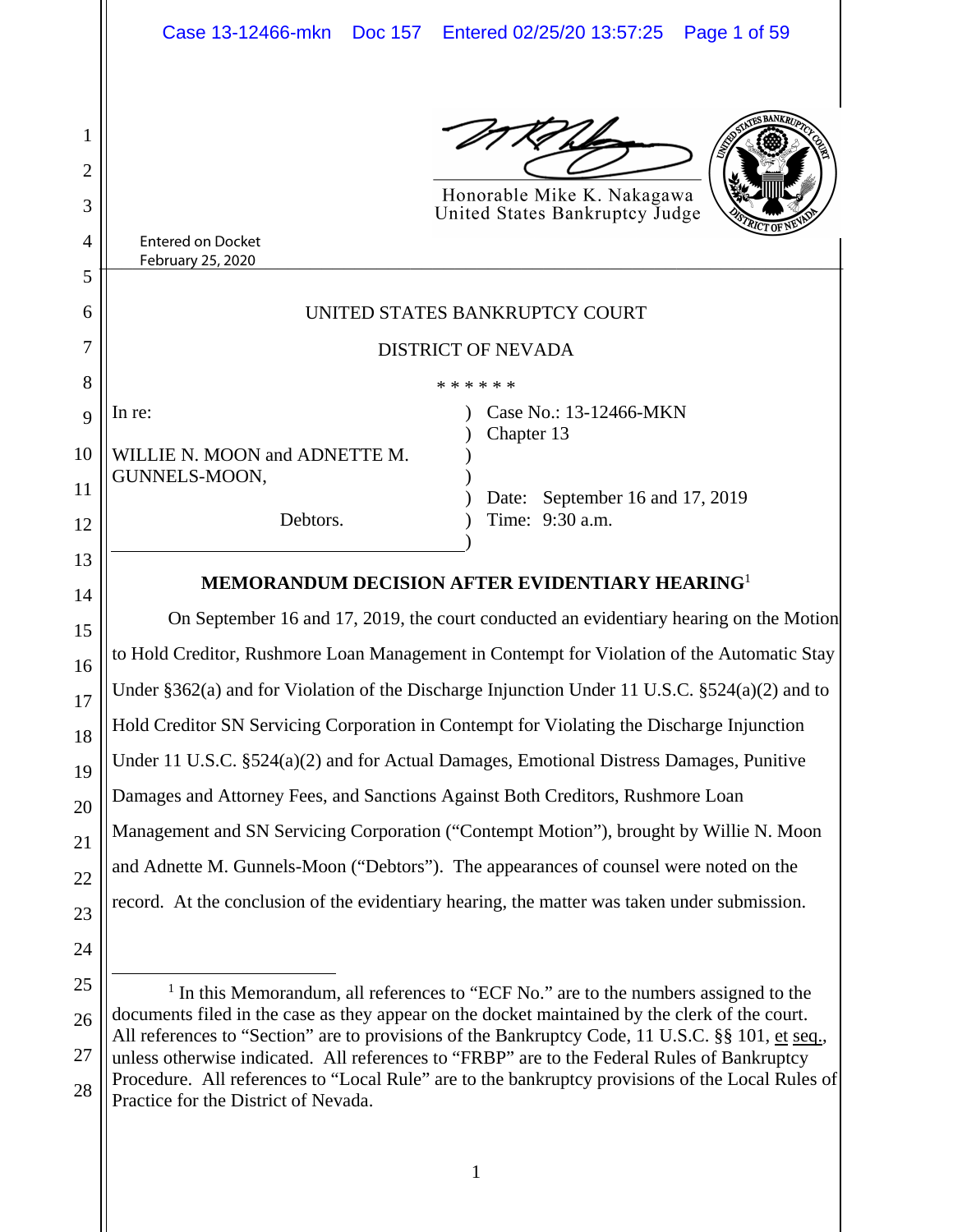Honorable Mike K. Nakagawa
United States Bankruptcy Judge

Entered on Docket
February 25, 2020

UNITED STATES BANKRUPTCY COURT

DISTRICT OF NEVADA

\* \* \* \* \* \*

| In re: | Case No.: 13-12466-MKN |
|---|---|
| | Chapter 13 |
| WILLIE N. MOON and ADNETTE M. GUNNELS-MOON, | |
| | Date: September 16 and 17, 2019 |
| Debtors. | Time: 9:30 a.m. |

**MEMORANDUM DECISION AFTER EVIDENTIARY HEARING**[1]

On September 16 and 17, 2019, the court conducted an evidentiary hearing on the Motion to Hold Creditor, Rushmore Loan Management in Contempt for Violation of the Automatic Stay Under §362(a) and for Violation of the Discharge Injunction Under 11 U.S.C. §524(a)(2) and to Hold Creditor SN Servicing Corporation in Contempt for Violating the Discharge Injunction Under 11 U.S.C. §524(a)(2) and for Actual Damages, Emotional Distress Damages, Punitive Damages and Attorney Fees, and Sanctions Against Both Creditors, Rushmore Loan Management and SN Servicing Corporation ("Contempt Motion"), brought by Willie N. Moon and Adnette M. Gunnels-Moon ("Debtors"). The appearances of counsel were noted on the record. At the conclusion of the evidentiary hearing, the matter was taken under submission.

[1] In this Memorandum, all references to "ECF No." are to the numbers assigned to the documents filed in the case as they appear on the docket maintained by the clerk of the court. All references to "Section" are to provisions of the Bankruptcy Code, 11 U.S.C. §§ 101, et seq., unless otherwise indicated. All references to "FRBP" are to the Federal Rules of Bankruptcy Procedure. All references to "Local Rule" are to the bankruptcy provisions of the Local Rules of Practice for the District of Nevada.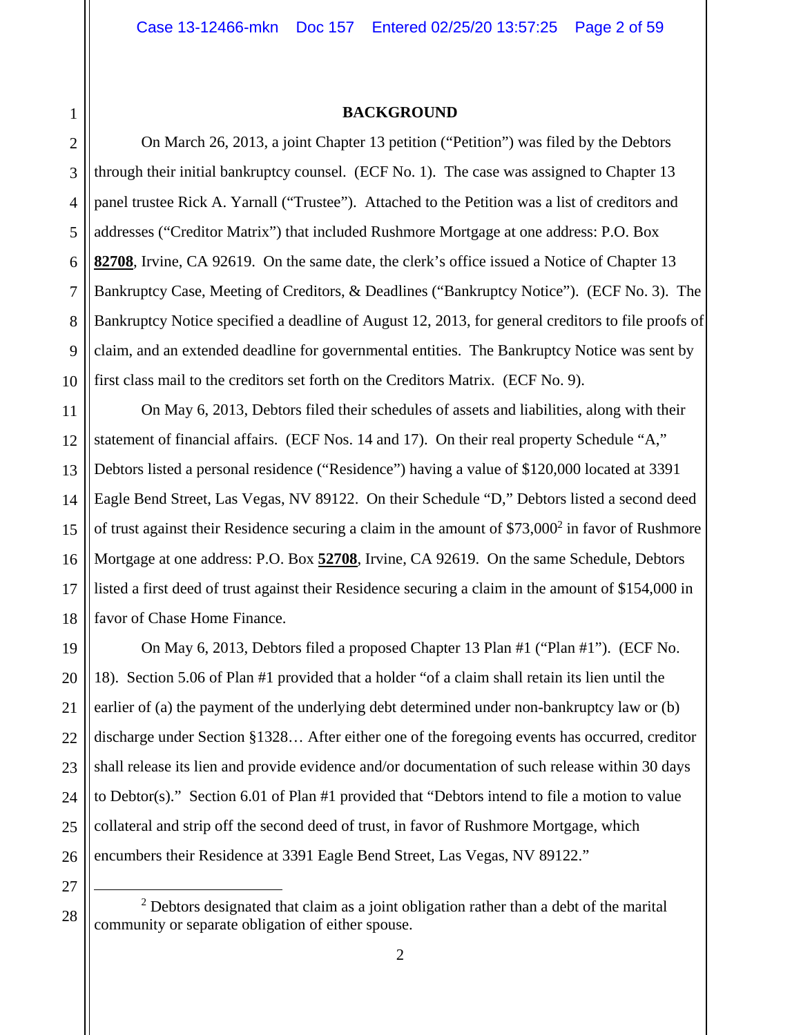## BACKGROUND

On March 26, 2013, a joint Chapter 13 petition ("Petition") was filed by the Debtors through their initial bankruptcy counsel. (ECF No. 1). The case was assigned to Chapter 13 panel trustee Rick A. Yarnall ("Trustee"). Attached to the Petition was a list of creditors and addresses ("Creditor Matrix") that included Rushmore Mortgage at one address: P.O. Box **82708**, Irvine, CA 92619. On the same date, the clerk's office issued a Notice of Chapter 13 Bankruptcy Case, Meeting of Creditors, & Deadlines ("Bankruptcy Notice"). (ECF No. 3). The Bankruptcy Notice specified a deadline of August 12, 2013, for general creditors to file proofs of claim, and an extended deadline for governmental entities. The Bankruptcy Notice was sent by first class mail to the creditors set forth on the Creditors Matrix. (ECF No. 9).

On May 6, 2013, Debtors filed their schedules of assets and liabilities, along with their statement of financial affairs. (ECF Nos. 14 and 17). On their real property Schedule "A," Debtors listed a personal residence ("Residence") having a value of $120,000 located at 3391 Eagle Bend Street, Las Vegas, NV 89122. On their Schedule "D," Debtors listed a second deed of trust against their Residence securing a claim in the amount of $73,000[2] in favor of Rushmore Mortgage at one address: P.O. Box **52708**, Irvine, CA 92619. On the same Schedule, Debtors listed a first deed of trust against their Residence securing a claim in the amount of $154,000 in favor of Chase Home Finance.

On May 6, 2013, Debtors filed a proposed Chapter 13 Plan #1 ("Plan #1"). (ECF No. 18). Section 5.06 of Plan #1 provided that a holder "of a claim shall retain its lien until the earlier of (a) the payment of the underlying debt determined under non-bankruptcy law or (b) discharge under Section §1328… After either one of the foregoing events has occurred, creditor shall release its lien and provide evidence and/or documentation of such release within 30 days to Debtor(s)." Section 6.01 of Plan #1 provided that "Debtors intend to file a motion to value collateral and strip off the second deed of trust, in favor of Rushmore Mortgage, which encumbers their Residence at 3391 Eagle Bend Street, Las Vegas, NV 89122."

---

[2] Debtors designated that claim as a joint obligation rather than a debt of the marital community or separate obligation of either spouse.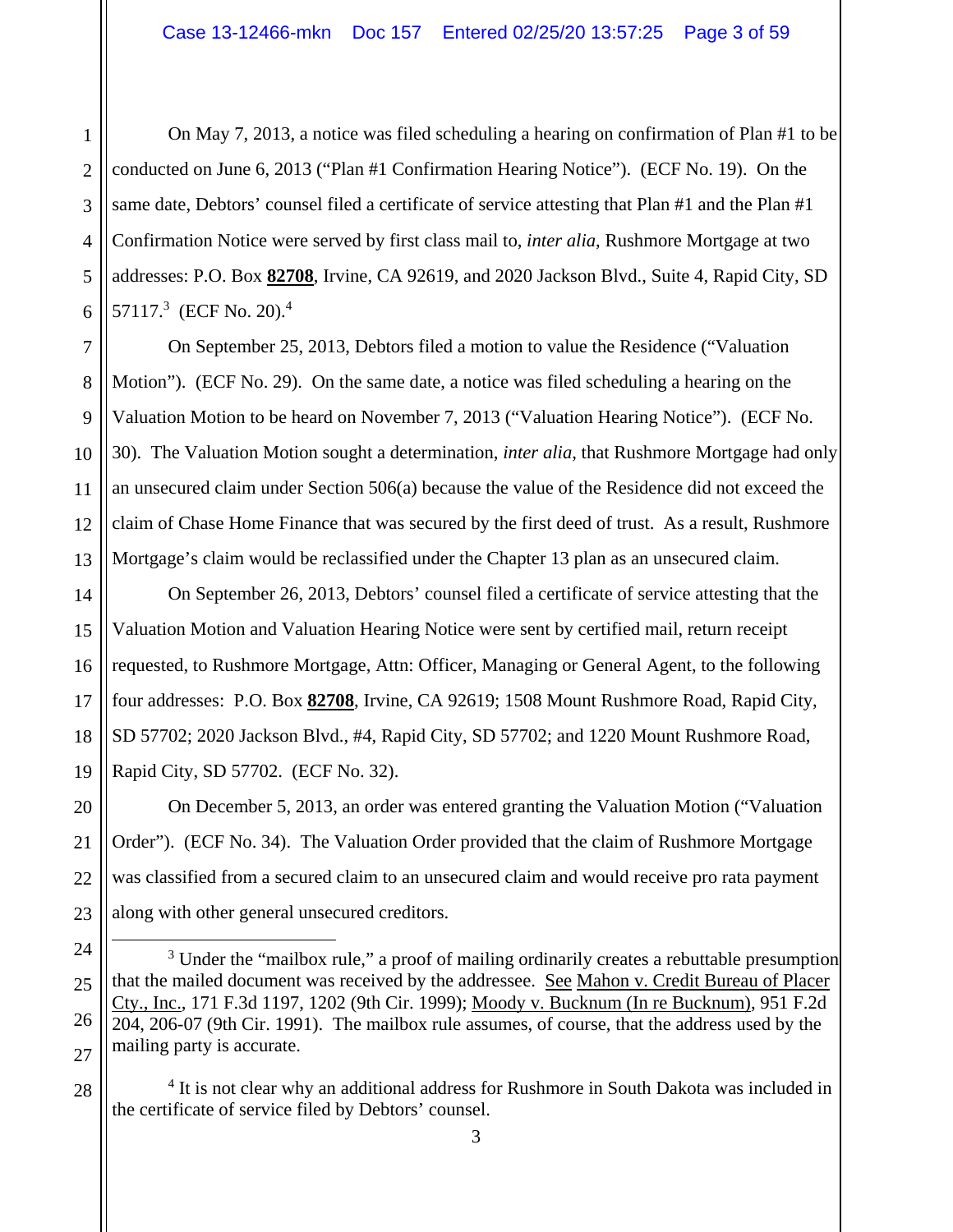On May 7, 2013, a notice was filed scheduling a hearing on confirmation of Plan #1 to be conducted on June 6, 2013 ("Plan #1 Confirmation Hearing Notice"). (ECF No. 19). On the same date, Debtors' counsel filed a certificate of service attesting that Plan #1 and the Plan #1 Confirmation Notice were served by first class mail to, *inter alia*, Rushmore Mortgage at two addresses: P.O. Box **82708**, Irvine, CA 92619, and 2020 Jackson Blvd., Suite 4, Rapid City, SD 57117.[3] (ECF No. 20).[4]

On September 25, 2013, Debtors filed a motion to value the Residence ("Valuation Motion"). (ECF No. 29). On the same date, a notice was filed scheduling a hearing on the Valuation Motion to be heard on November 7, 2013 ("Valuation Hearing Notice"). (ECF No. 30). The Valuation Motion sought a determination, *inter alia*, that Rushmore Mortgage had only an unsecured claim under Section 506(a) because the value of the Residence did not exceed the claim of Chase Home Finance that was secured by the first deed of trust. As a result, Rushmore Mortgage's claim would be reclassified under the Chapter 13 plan as an unsecured claim.

On September 26, 2013, Debtors' counsel filed a certificate of service attesting that the Valuation Motion and Valuation Hearing Notice were sent by certified mail, return receipt requested, to Rushmore Mortgage, Attn: Officer, Managing or General Agent, to the following four addresses: P.O. Box **82708**, Irvine, CA 92619; 1508 Mount Rushmore Road, Rapid City, SD 57702; 2020 Jackson Blvd., #4, Rapid City, SD 57702; and 1220 Mount Rushmore Road, Rapid City, SD 57702. (ECF No. 32).

On December 5, 2013, an order was entered granting the Valuation Motion ("Valuation Order"). (ECF No. 34). The Valuation Order provided that the claim of Rushmore Mortgage was classified from a secured claim to an unsecured claim and would receive pro rata payment along with other general unsecured creditors.

---

[3] Under the "mailbox rule," a proof of mailing ordinarily creates a rebuttable presumption that the mailed document was received by the addressee. See Mahon v. Credit Bureau of Placer Cty., Inc., 171 F.3d 1197, 1202 (9th Cir. 1999); Moody v. Bucknum (In re Bucknum), 951 F.2d 204, 206-07 (9th Cir. 1991). The mailbox rule assumes, of course, that the address used by the mailing party is accurate.

[4] It is not clear why an additional address for Rushmore in South Dakota was included in the certificate of service filed by Debtors' counsel.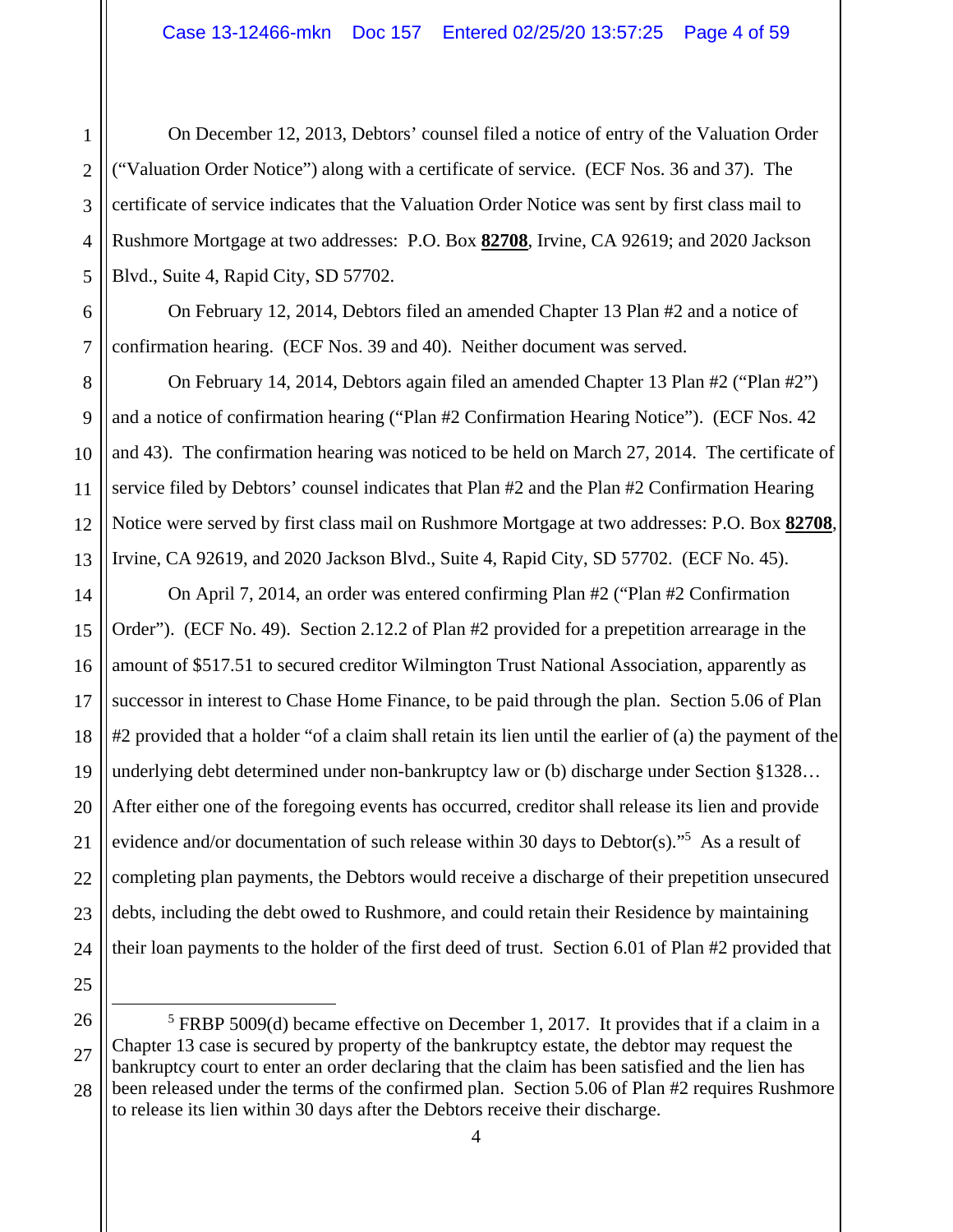On December 12, 2013, Debtors' counsel filed a notice of entry of the Valuation Order ("Valuation Order Notice") along with a certificate of service. (ECF Nos. 36 and 37). The certificate of service indicates that the Valuation Order Notice was sent by first class mail to Rushmore Mortgage at two addresses: P.O. Box **82708**, Irvine, CA 92619; and 2020 Jackson Blvd., Suite 4, Rapid City, SD 57702.

On February 12, 2014, Debtors filed an amended Chapter 13 Plan #2 and a notice of confirmation hearing. (ECF Nos. 39 and 40). Neither document was served.

On February 14, 2014, Debtors again filed an amended Chapter 13 Plan #2 ("Plan #2") and a notice of confirmation hearing ("Plan #2 Confirmation Hearing Notice"). (ECF Nos. 42 and 43). The confirmation hearing was noticed to be held on March 27, 2014. The certificate of service filed by Debtors' counsel indicates that Plan #2 and the Plan #2 Confirmation Hearing Notice were served by first class mail on Rushmore Mortgage at two addresses: P.O. Box **82708**, Irvine, CA 92619, and 2020 Jackson Blvd., Suite 4, Rapid City, SD 57702. (ECF No. 45).

On April 7, 2014, an order was entered confirming Plan #2 ("Plan #2 Confirmation Order"). (ECF No. 49). Section 2.12.2 of Plan #2 provided for a prepetition arrearage in the amount of $517.51 to secured creditor Wilmington Trust National Association, apparently as successor in interest to Chase Home Finance, to be paid through the plan. Section 5.06 of Plan #2 provided that a holder "of a claim shall retain its lien until the earlier of (a) the payment of the underlying debt determined under non-bankruptcy law or (b) discharge under Section §1328… After either one of the foregoing events has occurred, creditor shall release its lien and provide evidence and/or documentation of such release within 30 days to Debtor(s)."[5] As a result of completing plan payments, the Debtors would receive a discharge of their prepetition unsecured debts, including the debt owed to Rushmore, and could retain their Residence by maintaining their loan payments to the holder of the first deed of trust. Section 6.01 of Plan #2 provided that

---

[5] FRBP 5009(d) became effective on December 1, 2017. It provides that if a claim in a Chapter 13 case is secured by property of the bankruptcy estate, the debtor may request the bankruptcy court to enter an order declaring that the claim has been satisfied and the lien has been released under the terms of the confirmed plan. Section 5.06 of Plan #2 requires Rushmore to release its lien within 30 days after the Debtors receive their discharge.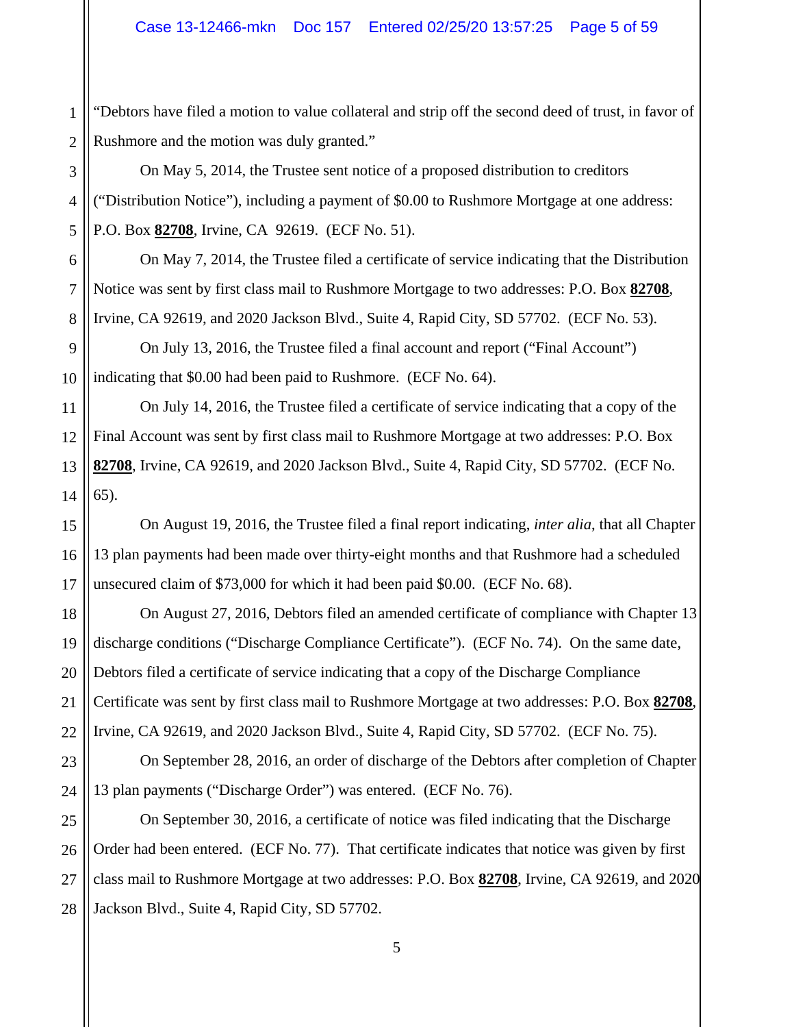"Debtors have filed a motion to value collateral and strip off the second deed of trust, in favor of Rushmore and the motion was duly granted."

On May 5, 2014, the Trustee sent notice of a proposed distribution to creditors ("Distribution Notice"), including a payment of $0.00 to Rushmore Mortgage at one address: P.O. Box **82708**, Irvine, CA 92619. (ECF No. 51).

On May 7, 2014, the Trustee filed a certificate of service indicating that the Distribution Notice was sent by first class mail to Rushmore Mortgage to two addresses: P.O. Box **82708**, Irvine, CA 92619, and 2020 Jackson Blvd., Suite 4, Rapid City, SD 57702. (ECF No. 53).

On July 13, 2016, the Trustee filed a final account and report ("Final Account") indicating that $0.00 had been paid to Rushmore. (ECF No. 64).

On July 14, 2016, the Trustee filed a certificate of service indicating that a copy of the Final Account was sent by first class mail to Rushmore Mortgage at two addresses: P.O. Box **82708**, Irvine, CA 92619, and 2020 Jackson Blvd., Suite 4, Rapid City, SD 57702. (ECF No. 65).

On August 19, 2016, the Trustee filed a final report indicating, *inter alia*, that all Chapter 13 plan payments had been made over thirty-eight months and that Rushmore had a scheduled unsecured claim of $73,000 for which it had been paid $0.00. (ECF No. 68).

On August 27, 2016, Debtors filed an amended certificate of compliance with Chapter 13 discharge conditions ("Discharge Compliance Certificate"). (ECF No. 74). On the same date, Debtors filed a certificate of service indicating that a copy of the Discharge Compliance Certificate was sent by first class mail to Rushmore Mortgage at two addresses: P.O. Box **82708**, Irvine, CA 92619, and 2020 Jackson Blvd., Suite 4, Rapid City, SD 57702. (ECF No. 75).

On September 28, 2016, an order of discharge of the Debtors after completion of Chapter 13 plan payments ("Discharge Order") was entered. (ECF No. 76).

On September 30, 2016, a certificate of notice was filed indicating that the Discharge Order had been entered. (ECF No. 77). That certificate indicates that notice was given by first class mail to Rushmore Mortgage at two addresses: P.O. Box **82708**, Irvine, CA 92619, and 2020 Jackson Blvd., Suite 4, Rapid City, SD 57702.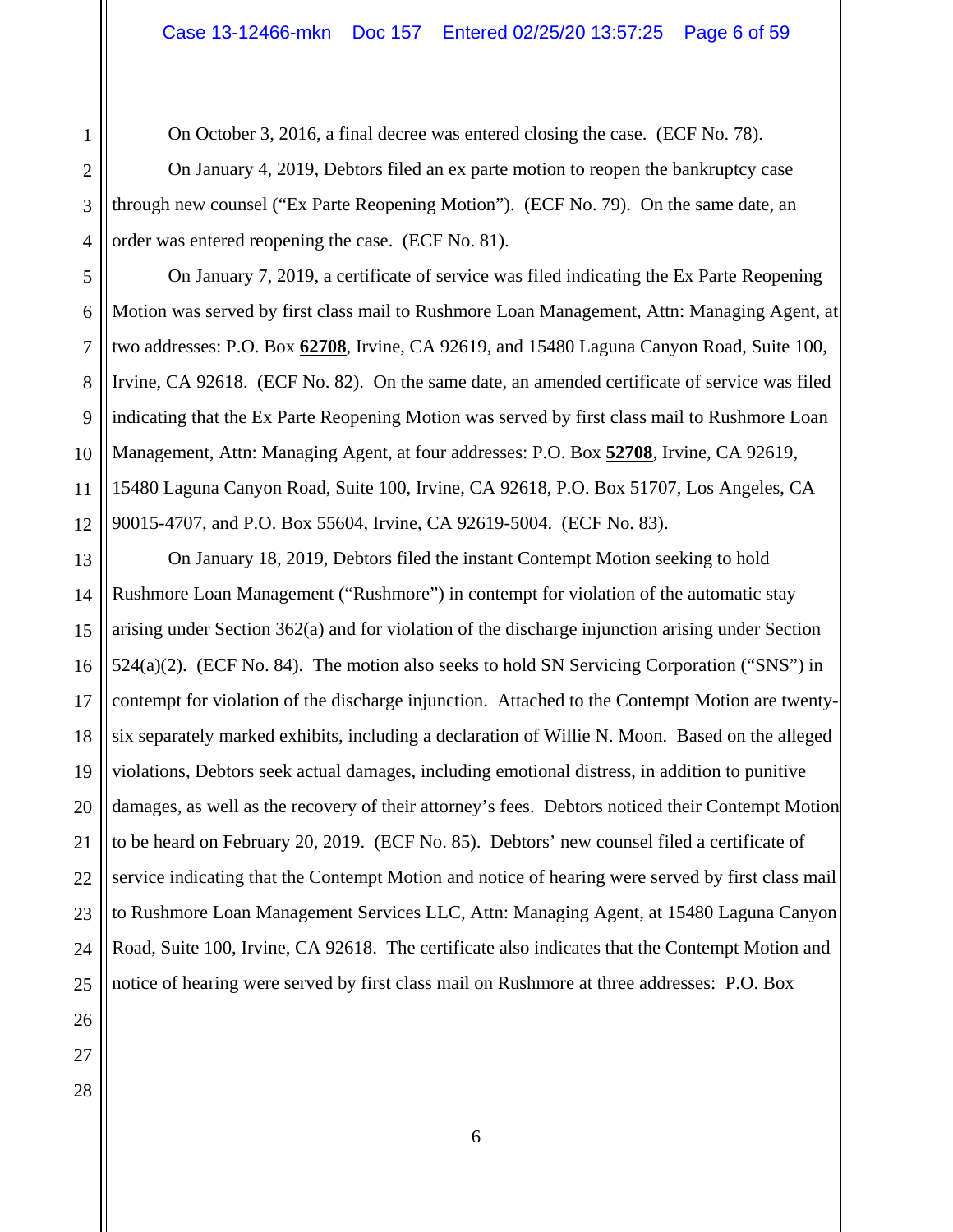On October 3, 2016, a final decree was entered closing the case. (ECF No. 78).

On January 4, 2019, Debtors filed an ex parte motion to reopen the bankruptcy case through new counsel ("Ex Parte Reopening Motion"). (ECF No. 79). On the same date, an order was entered reopening the case. (ECF No. 81).

On January 7, 2019, a certificate of service was filed indicating the Ex Parte Reopening Motion was served by first class mail to Rushmore Loan Management, Attn: Managing Agent, at two addresses: P.O. Box **62708**, Irvine, CA 92619, and 15480 Laguna Canyon Road, Suite 100, Irvine, CA 92618. (ECF No. 82). On the same date, an amended certificate of service was filed indicating that the Ex Parte Reopening Motion was served by first class mail to Rushmore Loan Management, Attn: Managing Agent, at four addresses: P.O. Box **52708**, Irvine, CA 92619, 15480 Laguna Canyon Road, Suite 100, Irvine, CA 92618, P.O. Box 51707, Los Angeles, CA 90015-4707, and P.O. Box 55604, Irvine, CA 92619-5004. (ECF No. 83).

On January 18, 2019, Debtors filed the instant Contempt Motion seeking to hold Rushmore Loan Management ("Rushmore") in contempt for violation of the automatic stay arising under Section 362(a) and for violation of the discharge injunction arising under Section 524(a)(2). (ECF No. 84). The motion also seeks to hold SN Servicing Corporation ("SNS") in contempt for violation of the discharge injunction. Attached to the Contempt Motion are twenty-six separately marked exhibits, including a declaration of Willie N. Moon. Based on the alleged violations, Debtors seek actual damages, including emotional distress, in addition to punitive damages, as well as the recovery of their attorney's fees. Debtors noticed their Contempt Motion to be heard on February 20, 2019. (ECF No. 85). Debtors' new counsel filed a certificate of service indicating that the Contempt Motion and notice of hearing were served by first class mail to Rushmore Loan Management Services LLC, Attn: Managing Agent, at 15480 Laguna Canyon Road, Suite 100, Irvine, CA 92618. The certificate also indicates that the Contempt Motion and notice of hearing were served by first class mail on Rushmore at three addresses: P.O. Box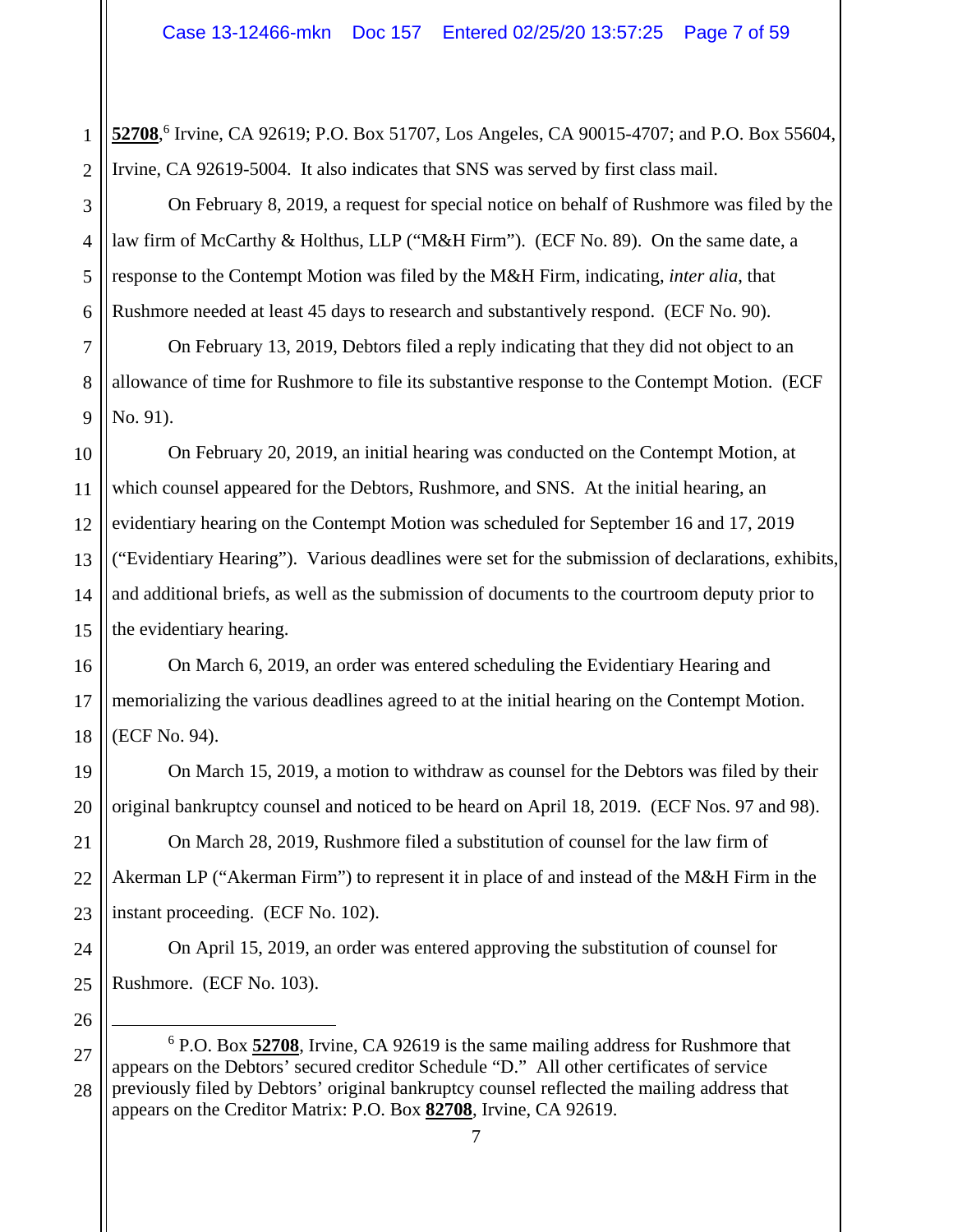**52708**,[6] Irvine, CA 92619; P.O. Box 51707, Los Angeles, CA 90015-4707; and P.O. Box 55604, Irvine, CA 92619-5004. It also indicates that SNS was served by first class mail.

On February 8, 2019, a request for special notice on behalf of Rushmore was filed by the law firm of McCarthy & Holthus, LLP ("M&H Firm"). (ECF No. 89). On the same date, a response to the Contempt Motion was filed by the M&H Firm, indicating, *inter alia*, that Rushmore needed at least 45 days to research and substantively respond. (ECF No. 90).

On February 13, 2019, Debtors filed a reply indicating that they did not object to an allowance of time for Rushmore to file its substantive response to the Contempt Motion. (ECF No. 91).

On February 20, 2019, an initial hearing was conducted on the Contempt Motion, at which counsel appeared for the Debtors, Rushmore, and SNS. At the initial hearing, an evidentiary hearing on the Contempt Motion was scheduled for September 16 and 17, 2019 ("Evidentiary Hearing"). Various deadlines were set for the submission of declarations, exhibits, and additional briefs, as well as the submission of documents to the courtroom deputy prior to the evidentiary hearing.

On March 6, 2019, an order was entered scheduling the Evidentiary Hearing and memorializing the various deadlines agreed to at the initial hearing on the Contempt Motion. (ECF No. 94).

On March 15, 2019, a motion to withdraw as counsel for the Debtors was filed by their original bankruptcy counsel and noticed to be heard on April 18, 2019. (ECF Nos. 97 and 98).

On March 28, 2019, Rushmore filed a substitution of counsel for the law firm of Akerman LP ("Akerman Firm") to represent it in place of and instead of the M&H Firm in the instant proceeding. (ECF No. 102).

On April 15, 2019, an order was entered approving the substitution of counsel for Rushmore. (ECF No. 103).

---

[6] P.O. Box **52708**, Irvine, CA 92619 is the same mailing address for Rushmore that appears on the Debtors' secured creditor Schedule "D." All other certificates of service previously filed by Debtors' original bankruptcy counsel reflected the mailing address that appears on the Creditor Matrix: P.O. Box **82708**, Irvine, CA 92619.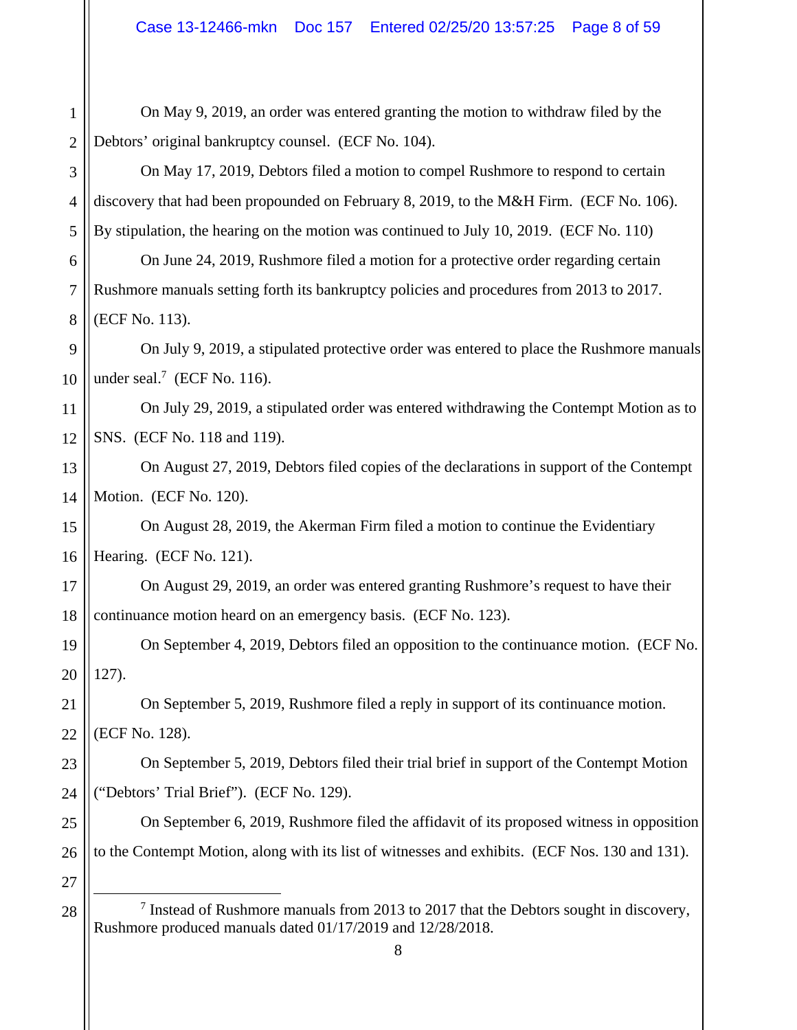On May 9, 2019, an order was entered granting the motion to withdraw filed by the Debtors' original bankruptcy counsel. (ECF No. 104).

On May 17, 2019, Debtors filed a motion to compel Rushmore to respond to certain discovery that had been propounded on February 8, 2019, to the M&H Firm. (ECF No. 106). By stipulation, the hearing on the motion was continued to July 10, 2019. (ECF No. 110)

On June 24, 2019, Rushmore filed a motion for a protective order regarding certain Rushmore manuals setting forth its bankruptcy policies and procedures from 2013 to 2017. (ECF No. 113).

On July 9, 2019, a stipulated protective order was entered to place the Rushmore manuals under seal.[7] (ECF No. 116).

On July 29, 2019, a stipulated order was entered withdrawing the Contempt Motion as to SNS. (ECF No. 118 and 119).

On August 27, 2019, Debtors filed copies of the declarations in support of the Contempt Motion. (ECF No. 120).

On August 28, 2019, the Akerman Firm filed a motion to continue the Evidentiary Hearing. (ECF No. 121).

On August 29, 2019, an order was entered granting Rushmore's request to have their continuance motion heard on an emergency basis. (ECF No. 123).

On September 4, 2019, Debtors filed an opposition to the continuance motion. (ECF No. 127).

On September 5, 2019, Rushmore filed a reply in support of its continuance motion. (ECF No. 128).

On September 5, 2019, Debtors filed their trial brief in support of the Contempt Motion ("Debtors' Trial Brief"). (ECF No. 129).

On September 6, 2019, Rushmore filed the affidavit of its proposed witness in opposition to the Contempt Motion, along with its list of witnesses and exhibits. (ECF Nos. 130 and 131).

---

[7] Instead of Rushmore manuals from 2013 to 2017 that the Debtors sought in discovery, Rushmore produced manuals dated 01/17/2019 and 12/28/2018.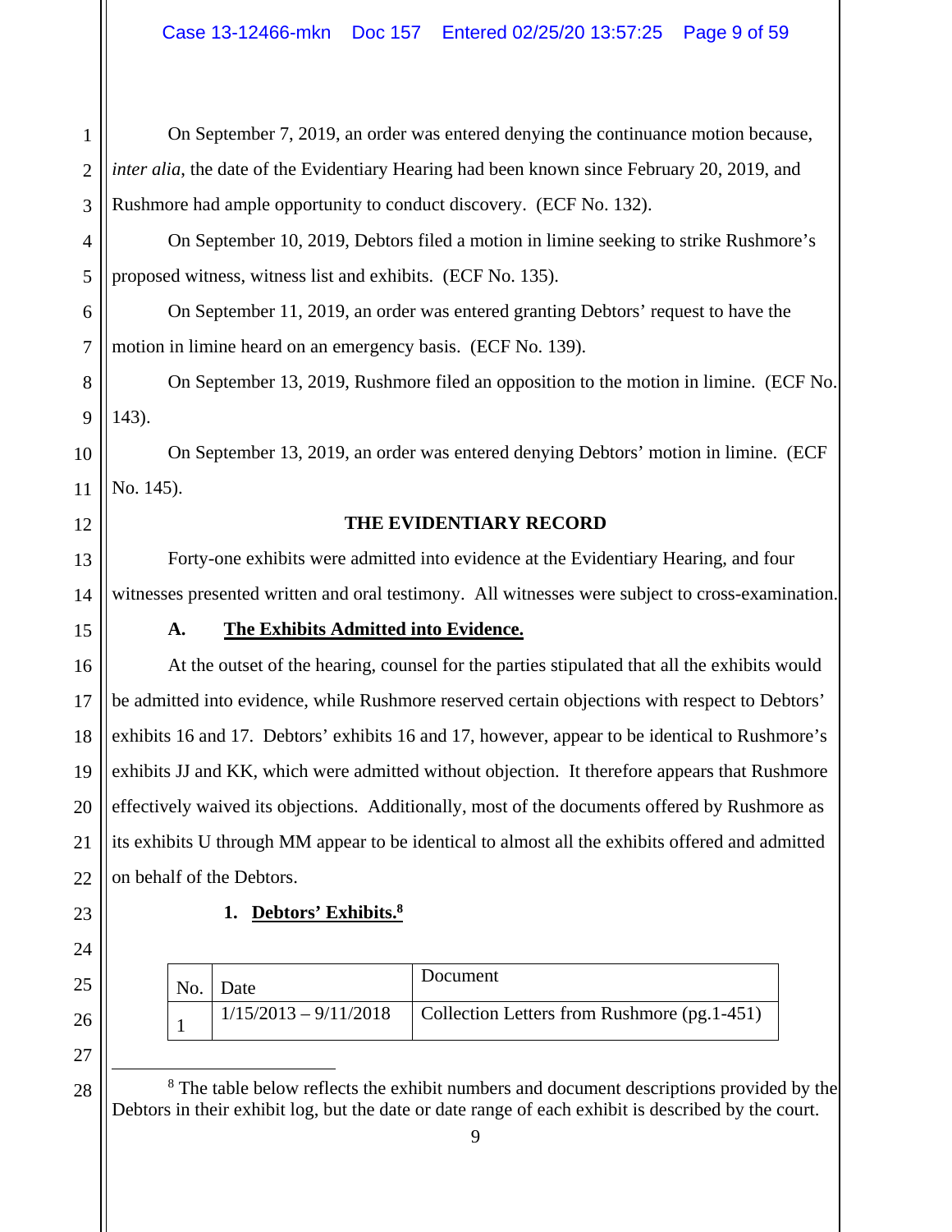On September 7, 2019, an order was entered denying the continuance motion because, *inter alia*, the date of the Evidentiary Hearing had been known since February 20, 2019, and Rushmore had ample opportunity to conduct discovery. (ECF No. 132).

On September 10, 2019, Debtors filed a motion in limine seeking to strike Rushmore's proposed witness, witness list and exhibits. (ECF No. 135).

On September 11, 2019, an order was entered granting Debtors' request to have the motion in limine heard on an emergency basis. (ECF No. 139).

On September 13, 2019, Rushmore filed an opposition to the motion in limine. (ECF No. 143).

On September 13, 2019, an order was entered denying Debtors' motion in limine. (ECF No. 145).

## THE EVIDENTIARY RECORD

Forty-one exhibits were admitted into evidence at the Evidentiary Hearing, and four witnesses presented written and oral testimony. All witnesses were subject to cross-examination.

### A. The Exhibits Admitted into Evidence.

At the outset of the hearing, counsel for the parties stipulated that all the exhibits would be admitted into evidence, while Rushmore reserved certain objections with respect to Debtors' exhibits 16 and 17. Debtors' exhibits 16 and 17, however, appear to be identical to Rushmore's exhibits JJ and KK, which were admitted without objection. It therefore appears that Rushmore effectively waived its objections. Additionally, most of the documents offered by Rushmore as its exhibits U through MM appear to be identical to almost all the exhibits offered and admitted on behalf of the Debtors.

#### 1. Debtors' Exhibits.[8]

| No. | Date | Document |
|---|---|---|
| 1 | 1/15/2013 – 9/11/2018 | Collection Letters from Rushmore (pg.1-451) |

[8] The table below reflects the exhibit numbers and document descriptions provided by the Debtors in their exhibit log, but the date or date range of each exhibit is described by the court.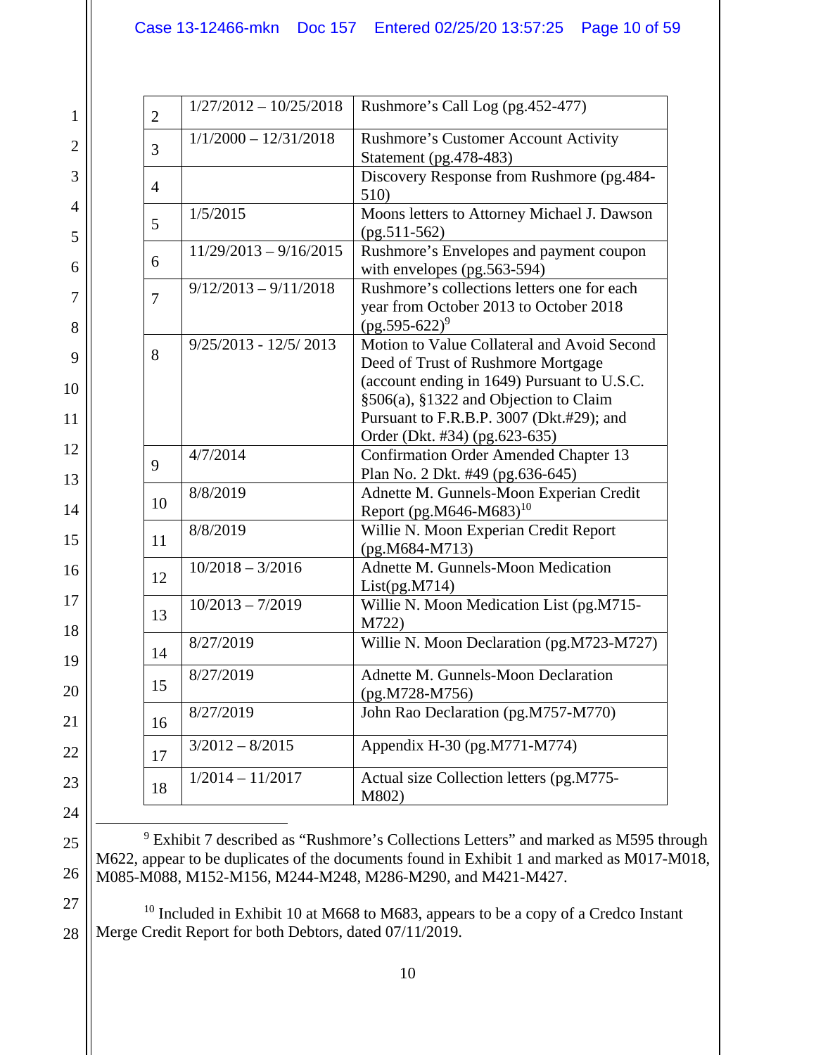| | | |
|---|---|---|
| 2 | 1/27/2012 – 10/25/2018 | Rushmore's Call Log (pg.452-477) |
| 3 | 1/1/2000 – 12/31/2018 | Rushmore's Customer Account Activity Statement (pg.478-483) |
| 4 | | Discovery Response from Rushmore (pg.484-510) |
| 5 | 1/5/2015 | Moons letters to Attorney Michael J. Dawson (pg.511-562) |
| 6 | 11/29/2013 – 9/16/2015 | Rushmore's Envelopes and payment coupon with envelopes (pg.563-594) |
| 7 | 9/12/2013 – 9/11/2018 | Rushmore's collections letters one for each year from October 2013 to October 2018 (pg.595-622)[9] |
| 8 | 9/25/2013 - 12/5/ 2013 | Motion to Value Collateral and Avoid Second Deed of Trust of Rushmore Mortgage (account ending in 1649) Pursuant to U.S.C. §506(a), §1322 and Objection to Claim Pursuant to F.R.B.P. 3007 (Dkt.#29); and Order (Dkt. #34) (pg.623-635) |
| 9 | 4/7/2014 | Confirmation Order Amended Chapter 13 Plan No. 2 Dkt. #49 (pg.636-645) |
| 10 | 8/8/2019 | Adnette M. Gunnels-Moon Experian Credit Report (pg.M646-M683)[10] |
| 11 | 8/8/2019 | Willie N. Moon Experian Credit Report (pg.M684-M713) |
| 12 | 10/2018 – 3/2016 | Adnette M. Gunnels-Moon Medication List(pg.M714) |
| 13 | 10/2013 – 7/2019 | Willie N. Moon Medication List (pg.M715-M722) |
| 14 | 8/27/2019 | Willie N. Moon Declaration (pg.M723-M727) |
| 15 | 8/27/2019 | Adnette M. Gunnels-Moon Declaration (pg.M728-M756) |
| 16 | 8/27/2019 | John Rao Declaration (pg.M757-M770) |
| 17 | 3/2012 – 8/2015 | Appendix H-30 (pg.M771-M774) |
| 18 | 1/2014 – 11/2017 | Actual size Collection letters (pg.M775-M802) |

[9] Exhibit 7 described as "Rushmore's Collections Letters" and marked as M595 through M622, appear to be duplicates of the documents found in Exhibit 1 and marked as M017-M018, M085-M088, M152-M156, M244-M248, M286-M290, and M421-M427.

[10] Included in Exhibit 10 at M668 to M683, appears to be a copy of a Credco Instant Merge Credit Report for both Debtors, dated 07/11/2019.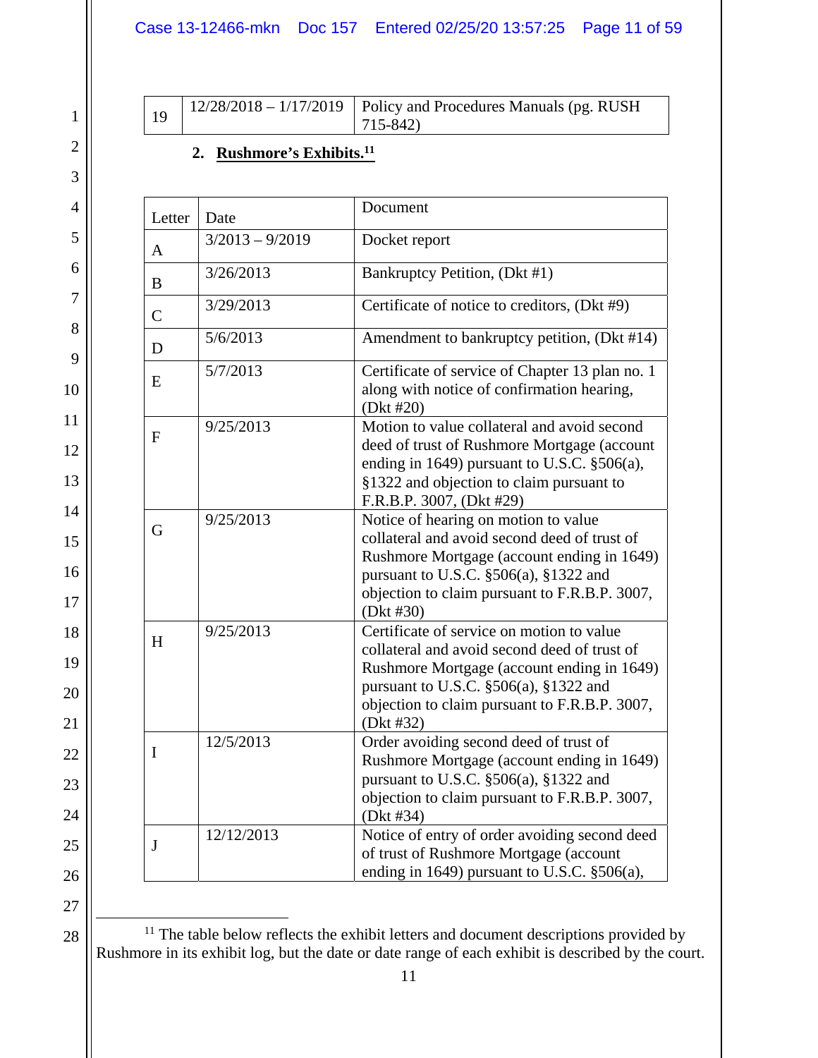| 19 | 12/28/2018 – 1/17/2019 | Policy and Procedures Manuals (pg. RUSH 715-842) |
|---|---|---|

**2. Rushmore's Exhibits.**[11]

| Letter | Date | Document |
|---|---|---|
| A | 3/2013 – 9/2019 | Docket report |
| B | 3/26/2013 | Bankruptcy Petition, (Dkt #1) |
| C | 3/29/2013 | Certificate of notice to creditors, (Dkt #9) |
| D | 5/6/2013 | Amendment to bankruptcy petition, (Dkt #14) |
| E | 5/7/2013 | Certificate of service of Chapter 13 plan no. 1 along with notice of confirmation hearing, (Dkt #20) |
| F | 9/25/2013 | Motion to value collateral and avoid second deed of trust of Rushmore Mortgage (account ending in 1649) pursuant to U.S.C. §506(a), §1322 and objection to claim pursuant to F.R.B.P. 3007, (Dkt #29) |
| G | 9/25/2013 | Notice of hearing on motion to value collateral and avoid second deed of trust of Rushmore Mortgage (account ending in 1649) pursuant to U.S.C. §506(a), §1322 and objection to claim pursuant to F.R.B.P. 3007, (Dkt #30) |
| H | 9/25/2013 | Certificate of service on motion to value collateral and avoid second deed of trust of Rushmore Mortgage (account ending in 1649) pursuant to U.S.C. §506(a), §1322 and objection to claim pursuant to F.R.B.P. 3007, (Dkt #32) |
| I | 12/5/2013 | Order avoiding second deed of trust of Rushmore Mortgage (account ending in 1649) pursuant to U.S.C. §506(a), §1322 and objection to claim pursuant to F.R.B.P. 3007, (Dkt #34) |
| J | 12/12/2013 | Notice of entry of order avoiding second deed of trust of Rushmore Mortgage (account ending in 1649) pursuant to U.S.C. §506(a), |

[11] The table below reflects the exhibit letters and document descriptions provided by Rushmore in its exhibit log, but the date or date range of each exhibit is described by the court.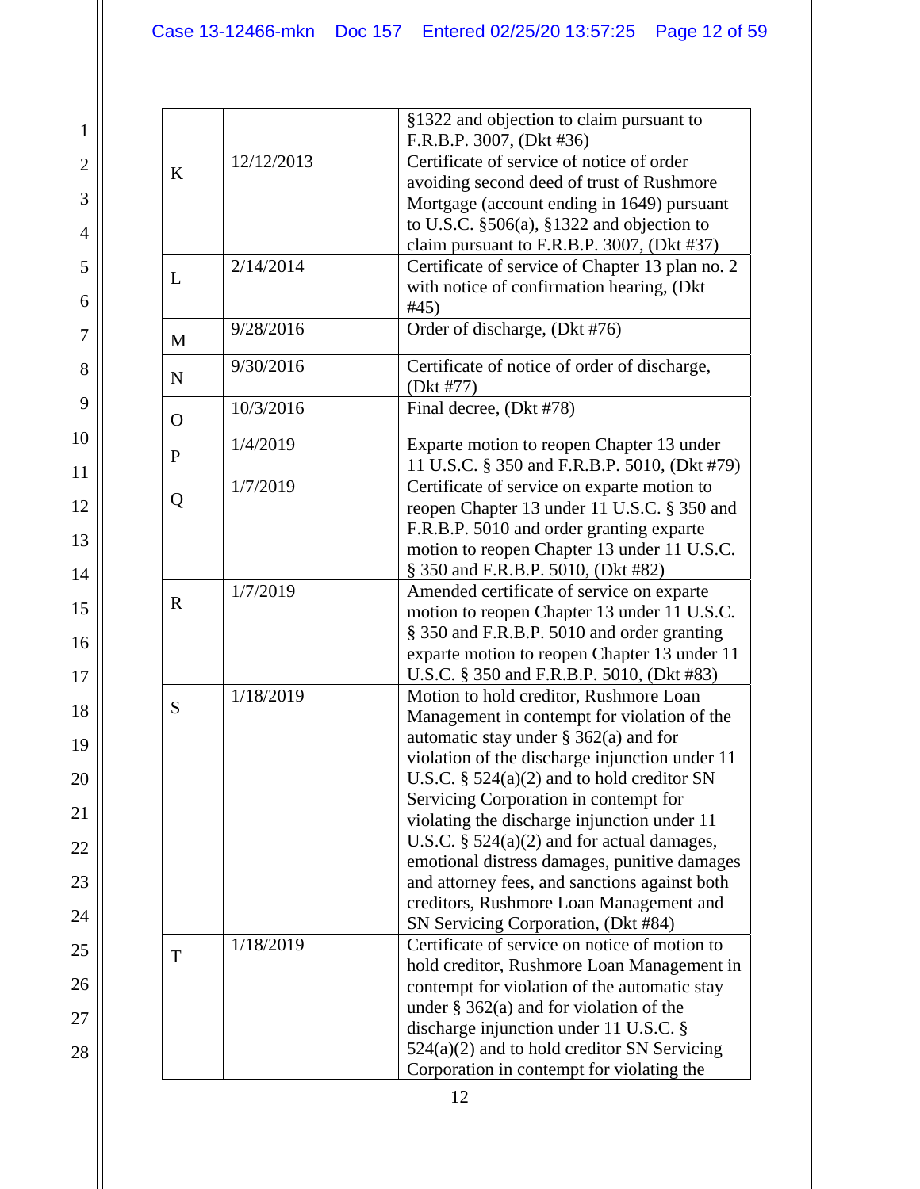| | | |
|---|---|---|
| | | §1322 and objection to claim pursuant to F.R.B.P. 3007, (Dkt #36) |
| K | 12/12/2013 | Certificate of service of notice of order avoiding second deed of trust of Rushmore Mortgage (account ending in 1649) pursuant to U.S.C. §506(a), §1322 and objection to claim pursuant to F.R.B.P. 3007, (Dkt #37) |
| L | 2/14/2014 | Certificate of service of Chapter 13 plan no. 2 with notice of confirmation hearing, (Dkt #45) |
| M | 9/28/2016 | Order of discharge, (Dkt #76) |
| N | 9/30/2016 | Certificate of notice of order of discharge, (Dkt #77) |
| O | 10/3/2016 | Final decree, (Dkt #78) |
| P | 1/4/2019 | Exparte motion to reopen Chapter 13 under 11 U.S.C. § 350 and F.R.B.P. 5010, (Dkt #79) |
| Q | 1/7/2019 | Certificate of service on exparte motion to reopen Chapter 13 under 11 U.S.C. § 350 and F.R.B.P. 5010 and order granting exparte motion to reopen Chapter 13 under 11 U.S.C. § 350 and F.R.B.P. 5010, (Dkt #82) |
| R | 1/7/2019 | Amended certificate of service on exparte motion to reopen Chapter 13 under 11 U.S.C. § 350 and F.R.B.P. 5010 and order granting exparte motion to reopen Chapter 13 under 11 U.S.C. § 350 and F.R.B.P. 5010, (Dkt #83) |
| S | 1/18/2019 | Motion to hold creditor, Rushmore Loan Management in contempt for violation of the automatic stay under § 362(a) and for violation of the discharge injunction under 11 U.S.C. § 524(a)(2) and to hold creditor SN Servicing Corporation in contempt for violating the discharge injunction under 11 U.S.C. § 524(a)(2) and for actual damages, emotional distress damages, punitive damages and attorney fees, and sanctions against both creditors, Rushmore Loan Management and SN Servicing Corporation, (Dkt #84) |
| T | 1/18/2019 | Certificate of service on notice of motion to hold creditor, Rushmore Loan Management in contempt for violation of the automatic stay under § 362(a) and for violation of the discharge injunction under 11 U.S.C. § 524(a)(2) and to hold creditor SN Servicing Corporation in contempt for violating the |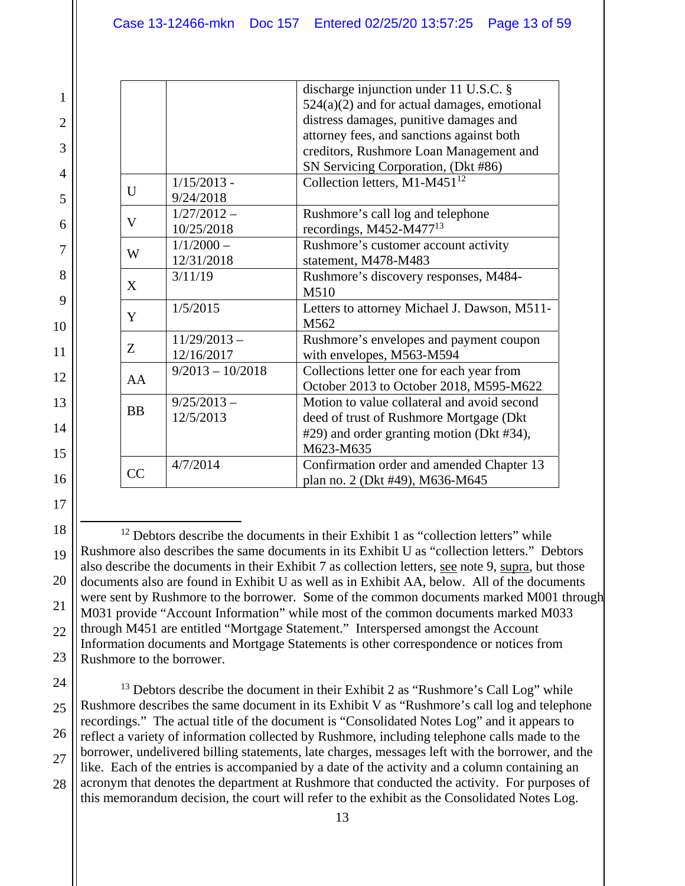| | | |
|---|---|---|
| | | discharge injunction under 11 U.S.C. § 524(a)(2) and for actual damages, emotional distress damages, punitive damages and attorney fees, and sanctions against both creditors, Rushmore Loan Management and SN Servicing Corporation, (Dkt #86) |
| U | 1/15/2013 - 9/24/2018 | Collection letters, M1-M451[12] |
| V | 1/27/2012 – 10/25/2018 | Rushmore's call log and telephone recordings, M452-M477[13] |
| W | 1/1/2000 – 12/31/2018 | Rushmore's customer account activity statement, M478-M483 |
| X | 3/11/19 | Rushmore's discovery responses, M484-M510 |
| Y | 1/5/2015 | Letters to attorney Michael J. Dawson, M511-M562 |
| Z | 11/29/2013 – 12/16/2017 | Rushmore's envelopes and payment coupon with envelopes, M563-M594 |
| AA | 9/2013 – 10/2018 | Collections letter one for each year from October 2013 to October 2018, M595-M622 |
| BB | 9/25/2013 – 12/5/2013 | Motion to value collateral and avoid second deed of trust of Rushmore Mortgage (Dkt #29) and order granting motion (Dkt #34), M623-M635 |
| CC | 4/7/2014 | Confirmation order and amended Chapter 13 plan no. 2 (Dkt #49), M636-M645 |

---

[12] Debtors describe the documents in their Exhibit 1 as "collection letters" while Rushmore also describes the same documents in its Exhibit U as "collection letters." Debtors also describe the documents in their Exhibit 7 as collection letters, see note 9, supra, but those documents also are found in Exhibit U as well as in Exhibit AA, below. All of the documents were sent by Rushmore to the borrower. Some of the common documents marked M001 through M031 provide "Account Information" while most of the common documents marked M033 through M451 are entitled "Mortgage Statement." Interspersed amongst the Account Information documents and Mortgage Statements is other correspondence or notices from Rushmore to the borrower.

[13] Debtors describe the document in their Exhibit 2 as "Rushmore's Call Log" while Rushmore describes the same document in its Exhibit V as "Rushmore's call log and telephone recordings." The actual title of the document is "Consolidated Notes Log" and it appears to reflect a variety of information collected by Rushmore, including telephone calls made to the borrower, undelivered billing statements, late charges, messages left with the borrower, and the like. Each of the entries is accompanied by a date of the activity and a column containing an acronym that denotes the department at Rushmore that conducted the activity. For purposes of this memorandum decision, the court will refer to the exhibit as the Consolidated Notes Log.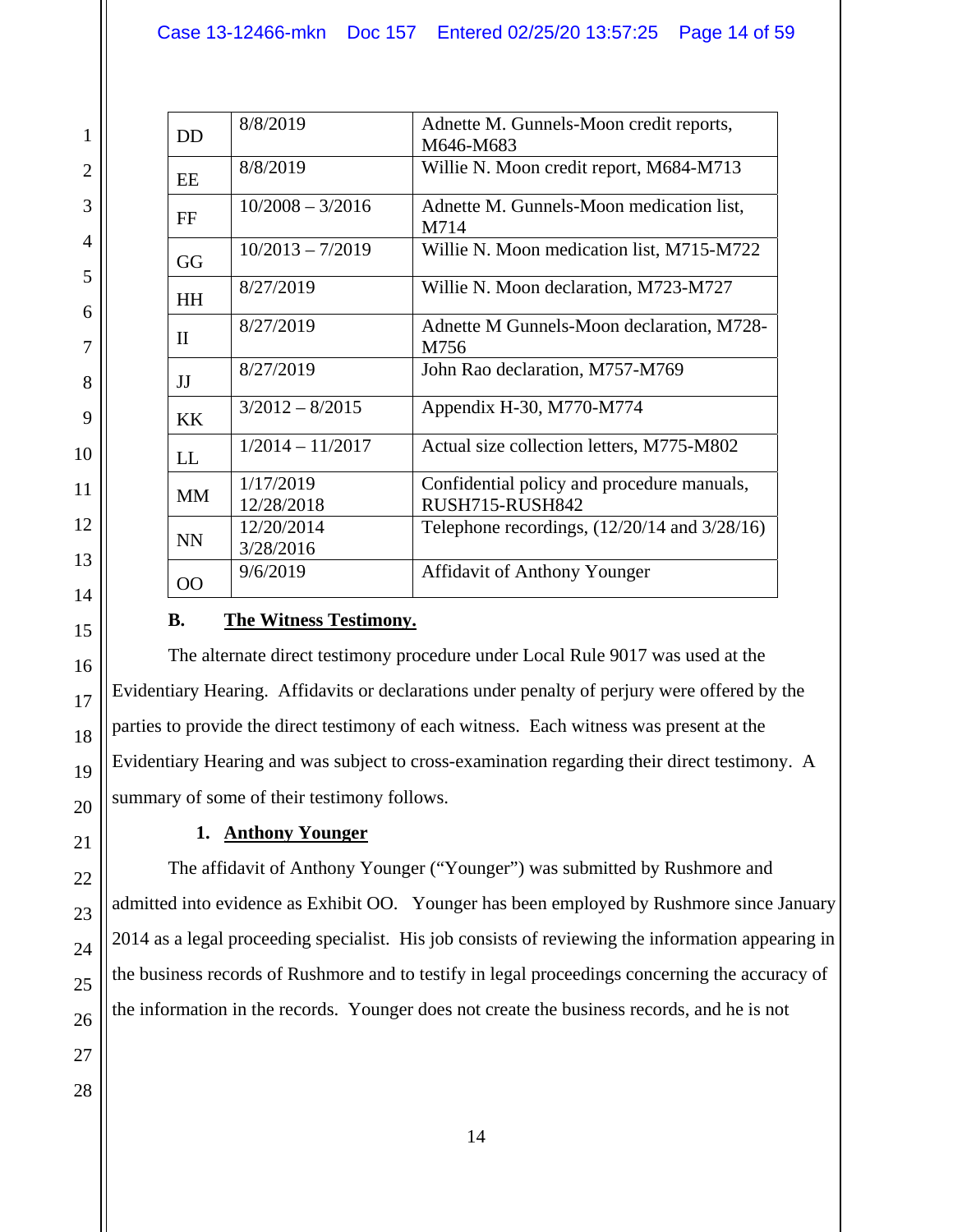| DD | 8/8/2019 | Adnette M. Gunnels-Moon credit reports, M646-M683 |
|---|---|---|
| EE | 8/8/2019 | Willie N. Moon credit report, M684-M713 |
| FF | 10/2008 – 3/2016 | Adnette M. Gunnels-Moon medication list, M714 |
| GG | 10/2013 – 7/2019 | Willie N. Moon medication list, M715-M722 |
| HH | 8/27/2019 | Willie N. Moon declaration, M723-M727 |
| II | 8/27/2019 | Adnette M Gunnels-Moon declaration, M728-M756 |
| JJ | 8/27/2019 | John Rao declaration, M757-M769 |
| KK | 3/2012 – 8/2015 | Appendix H-30, M770-M774 |
| LL | 1/2014 – 11/2017 | Actual size collection letters, M775-M802 |
| MM | 1/17/2019 12/28/2018 | Confidential policy and procedure manuals, RUSH715-RUSH842 |
| NN | 12/20/2014 3/28/2016 | Telephone recordings, (12/20/14 and 3/28/16) |
| OO | 9/6/2019 | Affidavit of Anthony Younger |

**B. The Witness Testimony.**

The alternate direct testimony procedure under Local Rule 9017 was used at the Evidentiary Hearing. Affidavits or declarations under penalty of perjury were offered by the parties to provide the direct testimony of each witness. Each witness was present at the Evidentiary Hearing and was subject to cross-examination regarding their direct testimony. A summary of some of their testimony follows.

**1. Anthony Younger**

The affidavit of Anthony Younger ("Younger") was submitted by Rushmore and admitted into evidence as Exhibit OO. Younger has been employed by Rushmore since January 2014 as a legal proceeding specialist. His job consists of reviewing the information appearing in the business records of Rushmore and to testify in legal proceedings concerning the accuracy of the information in the records. Younger does not create the business records, and he is not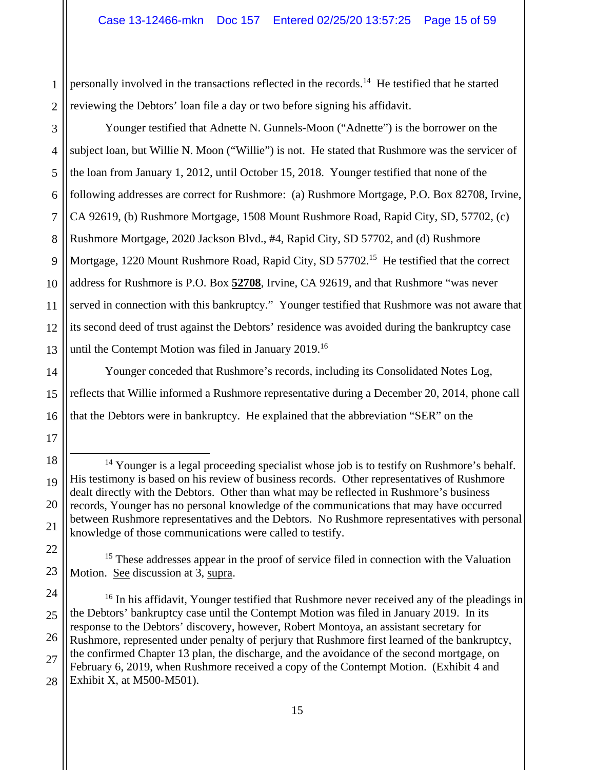personally involved in the transactions reflected in the records.[14] He testified that he started reviewing the Debtors' loan file a day or two before signing his affidavit.

Younger testified that Adnette N. Gunnels-Moon ("Adnette") is the borrower on the subject loan, but Willie N. Moon ("Willie") is not. He stated that Rushmore was the servicer of the loan from January 1, 2012, until October 15, 2018. Younger testified that none of the following addresses are correct for Rushmore: (a) Rushmore Mortgage, P.O. Box 82708, Irvine, CA 92619, (b) Rushmore Mortgage, 1508 Mount Rushmore Road, Rapid City, SD, 57702, (c) Rushmore Mortgage, 2020 Jackson Blvd., #4, Rapid City, SD 57702, and (d) Rushmore Mortgage, 1220 Mount Rushmore Road, Rapid City, SD 57702.[15] He testified that the correct address for Rushmore is P.O. Box **52708**, Irvine, CA 92619, and that Rushmore "was never served in connection with this bankruptcy." Younger testified that Rushmore was not aware that its second deed of trust against the Debtors' residence was avoided during the bankruptcy case until the Contempt Motion was filed in January 2019.[16]

Younger conceded that Rushmore's records, including its Consolidated Notes Log, reflects that Willie informed a Rushmore representative during a December 20, 2014, phone call that the Debtors were in bankruptcy. He explained that the abbreviation "SER" on the

---

[14] Younger is a legal proceeding specialist whose job is to testify on Rushmore's behalf. His testimony is based on his review of business records. Other representatives of Rushmore dealt directly with the Debtors. Other than what may be reflected in Rushmore's business records, Younger has no personal knowledge of the communications that may have occurred between Rushmore representatives and the Debtors. No Rushmore representatives with personal knowledge of those communications were called to testify.

[15] These addresses appear in the proof of service filed in connection with the Valuation Motion. See discussion at 3, supra.

[16] In his affidavit, Younger testified that Rushmore never received any of the pleadings in the Debtors' bankruptcy case until the Contempt Motion was filed in January 2019. In its response to the Debtors' discovery, however, Robert Montoya, an assistant secretary for Rushmore, represented under penalty of perjury that Rushmore first learned of the bankruptcy, the confirmed Chapter 13 plan, the discharge, and the avoidance of the second mortgage, on February 6, 2019, when Rushmore received a copy of the Contempt Motion. (Exhibit 4 and Exhibit X, at M500-M501).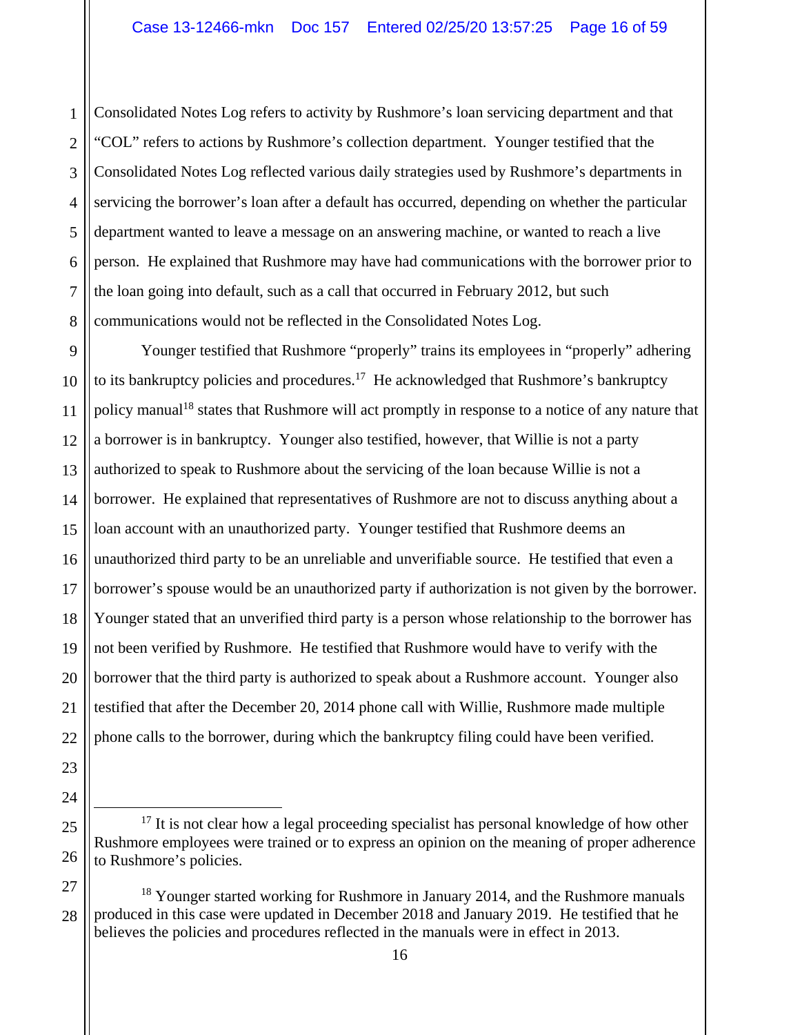Consolidated Notes Log refers to activity by Rushmore's loan servicing department and that "COL" refers to actions by Rushmore's collection department. Younger testified that the Consolidated Notes Log reflected various daily strategies used by Rushmore's departments in servicing the borrower's loan after a default has occurred, depending on whether the particular department wanted to leave a message on an answering machine, or wanted to reach a live person. He explained that Rushmore may have had communications with the borrower prior to the loan going into default, such as a call that occurred in February 2012, but such communications would not be reflected in the Consolidated Notes Log.

Younger testified that Rushmore "properly" trains its employees in "properly" adhering to its bankruptcy policies and procedures.[17] He acknowledged that Rushmore's bankruptcy policy manual[18] states that Rushmore will act promptly in response to a notice of any nature that a borrower is in bankruptcy. Younger also testified, however, that Willie is not a party authorized to speak to Rushmore about the servicing of the loan because Willie is not a borrower. He explained that representatives of Rushmore are not to discuss anything about a loan account with an unauthorized party. Younger testified that Rushmore deems an unauthorized third party to be an unreliable and unverifiable source. He testified that even a borrower's spouse would be an unauthorized party if authorization is not given by the borrower. Younger stated that an unverified third party is a person whose relationship to the borrower has not been verified by Rushmore. He testified that Rushmore would have to verify with the borrower that the third party is authorized to speak about a Rushmore account. Younger also testified that after the December 20, 2014 phone call with Willie, Rushmore made multiple phone calls to the borrower, during which the bankruptcy filing could have been verified.

---

[17] It is not clear how a legal proceeding specialist has personal knowledge of how other Rushmore employees were trained or to express an opinion on the meaning of proper adherence to Rushmore's policies.

[18] Younger started working for Rushmore in January 2014, and the Rushmore manuals produced in this case were updated in December 2018 and January 2019. He testified that he believes the policies and procedures reflected in the manuals were in effect in 2013.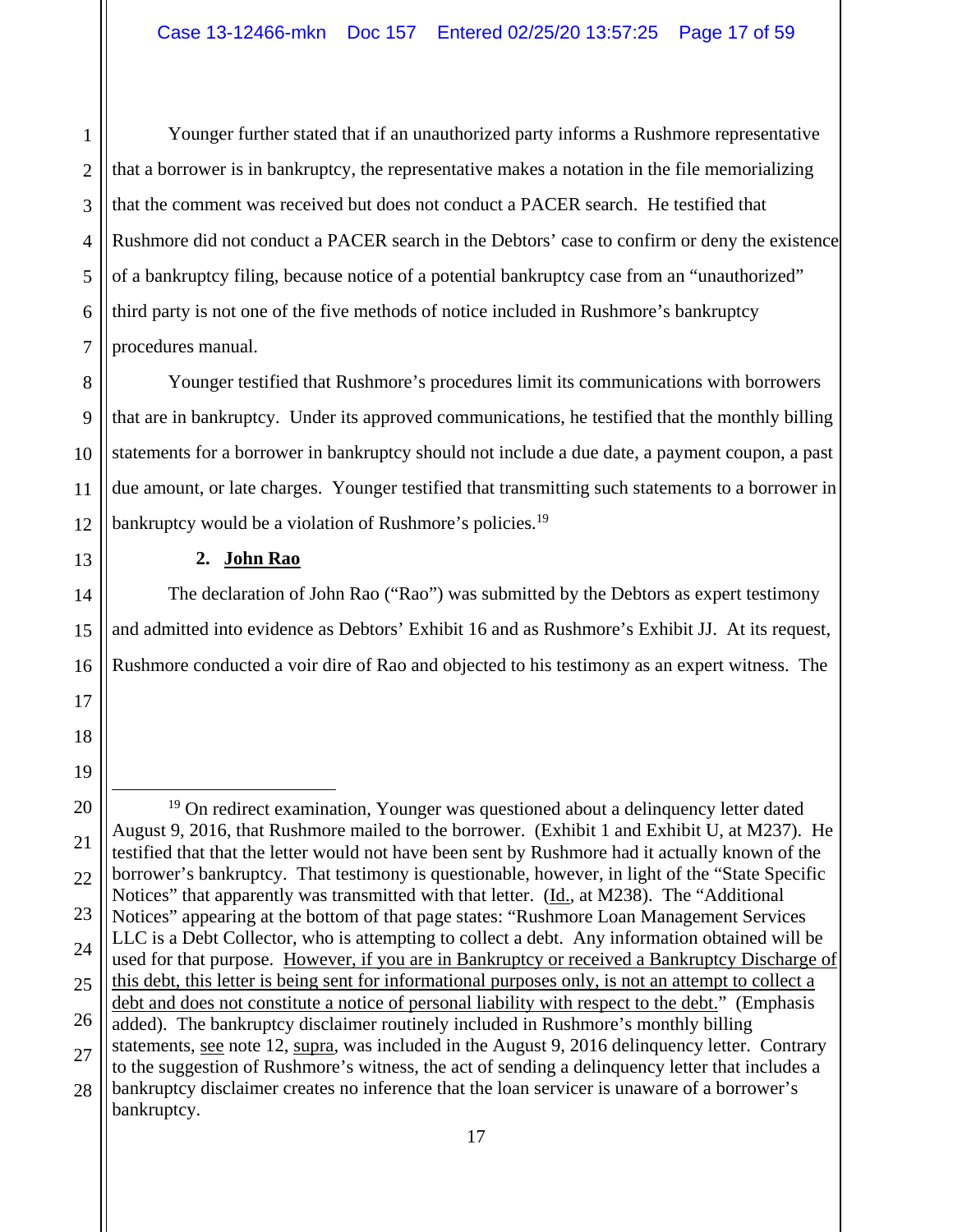Younger further stated that if an unauthorized party informs a Rushmore representative that a borrower is in bankruptcy, the representative makes a notation in the file memorializing that the comment was received but does not conduct a PACER search. He testified that Rushmore did not conduct a PACER search in the Debtors' case to confirm or deny the existence of a bankruptcy filing, because notice of a potential bankruptcy case from an "unauthorized" third party is not one of the five methods of notice included in Rushmore's bankruptcy procedures manual.

Younger testified that Rushmore's procedures limit its communications with borrowers that are in bankruptcy. Under its approved communications, he testified that the monthly billing statements for a borrower in bankruptcy should not include a due date, a payment coupon, a past due amount, or late charges. Younger testified that transmitting such statements to a borrower in bankruptcy would be a violation of Rushmore's policies.[19]

**2. <u>John Rao</u>**

The declaration of John Rao ("Rao") was submitted by the Debtors as expert testimony and admitted into evidence as Debtors' Exhibit 16 and as Rushmore's Exhibit JJ. At its request, Rushmore conducted a voir dire of Rao and objected to his testimony as an expert witness. The

---

[19] On redirect examination, Younger was questioned about a delinquency letter dated August 9, 2016, that Rushmore mailed to the borrower. (Exhibit 1 and Exhibit U, at M237). He testified that that the letter would not have been sent by Rushmore had it actually known of the borrower's bankruptcy. That testimony is questionable, however, in light of the "State Specific Notices" that apparently was transmitted with that letter. (<u>Id.</u>, at M238). The "Additional Notices" appearing at the bottom of that page states: "Rushmore Loan Management Services LLC is a Debt Collector, who is attempting to collect a debt. Any information obtained will be used for that purpose. <u>However, if you are in Bankruptcy or received a Bankruptcy Discharge of this debt, this letter is being sent for informational purposes only, is not an attempt to collect a debt and does not constitute a notice of personal liability with respect to the debt.</u>" (Emphasis added). The bankruptcy disclaimer routinely included in Rushmore's monthly billing statements, <u>see</u> note 12, <u>supra</u>, was included in the August 9, 2016 delinquency letter. Contrary to the suggestion of Rushmore's witness, the act of sending a delinquency letter that includes a bankruptcy disclaimer creates no inference that the loan servicer is unaware of a borrower's bankruptcy.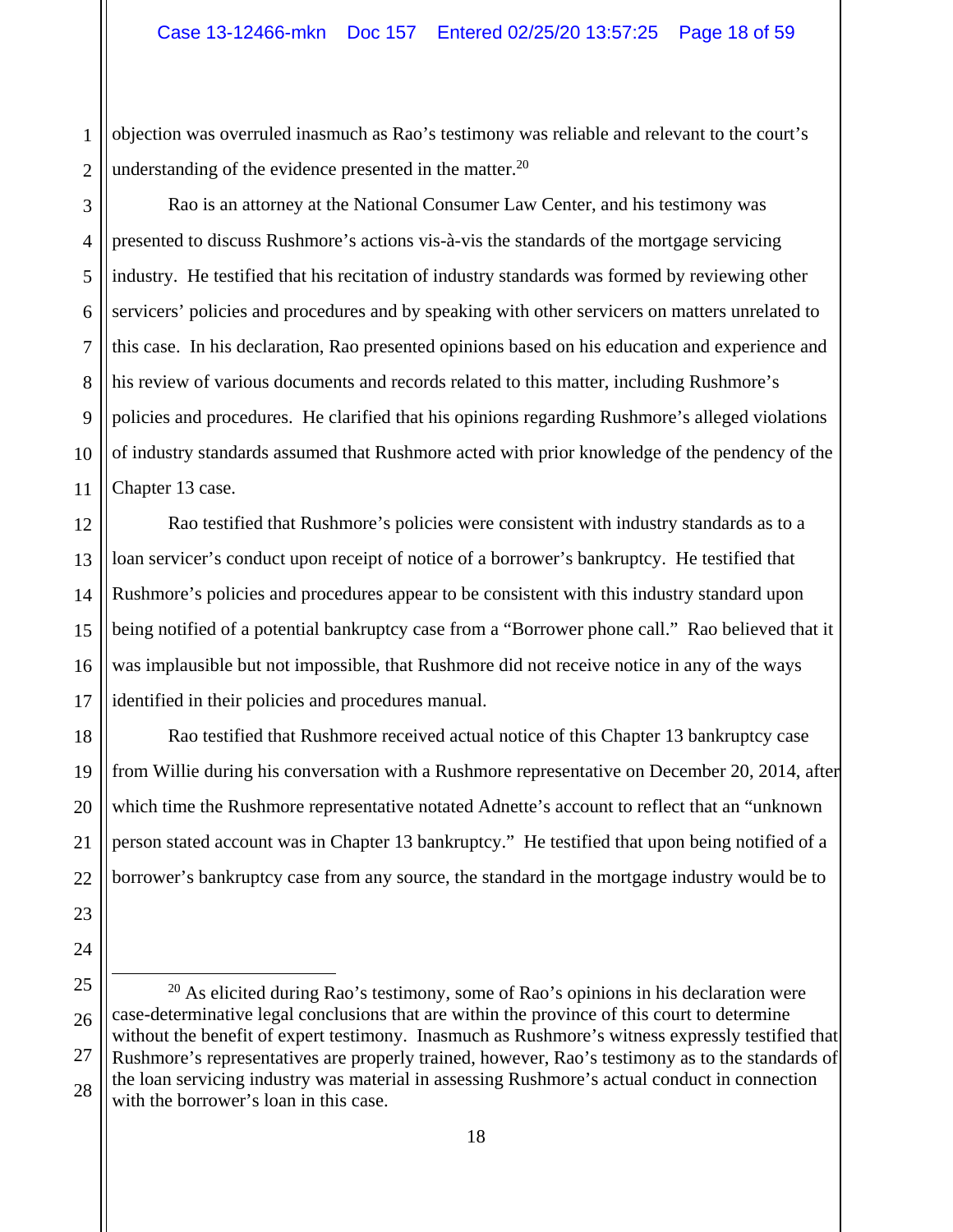objection was overruled inasmuch as Rao's testimony was reliable and relevant to the court's understanding of the evidence presented in the matter.[20]

Rao is an attorney at the National Consumer Law Center, and his testimony was presented to discuss Rushmore's actions vis-à-vis the standards of the mortgage servicing industry. He testified that his recitation of industry standards was formed by reviewing other servicers' policies and procedures and by speaking with other servicers on matters unrelated to this case. In his declaration, Rao presented opinions based on his education and experience and his review of various documents and records related to this matter, including Rushmore's policies and procedures. He clarified that his opinions regarding Rushmore's alleged violations of industry standards assumed that Rushmore acted with prior knowledge of the pendency of the Chapter 13 case.

Rao testified that Rushmore's policies were consistent with industry standards as to a loan servicer's conduct upon receipt of notice of a borrower's bankruptcy. He testified that Rushmore's policies and procedures appear to be consistent with this industry standard upon being notified of a potential bankruptcy case from a "Borrower phone call." Rao believed that it was implausible but not impossible, that Rushmore did not receive notice in any of the ways identified in their policies and procedures manual.

Rao testified that Rushmore received actual notice of this Chapter 13 bankruptcy case from Willie during his conversation with a Rushmore representative on December 20, 2014, after which time the Rushmore representative notated Adnette's account to reflect that an "unknown person stated account was in Chapter 13 bankruptcy." He testified that upon being notified of a borrower's bankruptcy case from any source, the standard in the mortgage industry would be to

---

[20] As elicited during Rao's testimony, some of Rao's opinions in his declaration were case-determinative legal conclusions that are within the province of this court to determine without the benefit of expert testimony. Inasmuch as Rushmore's witness expressly testified that Rushmore's representatives are properly trained, however, Rao's testimony as to the standards of the loan servicing industry was material in assessing Rushmore's actual conduct in connection with the borrower's loan in this case.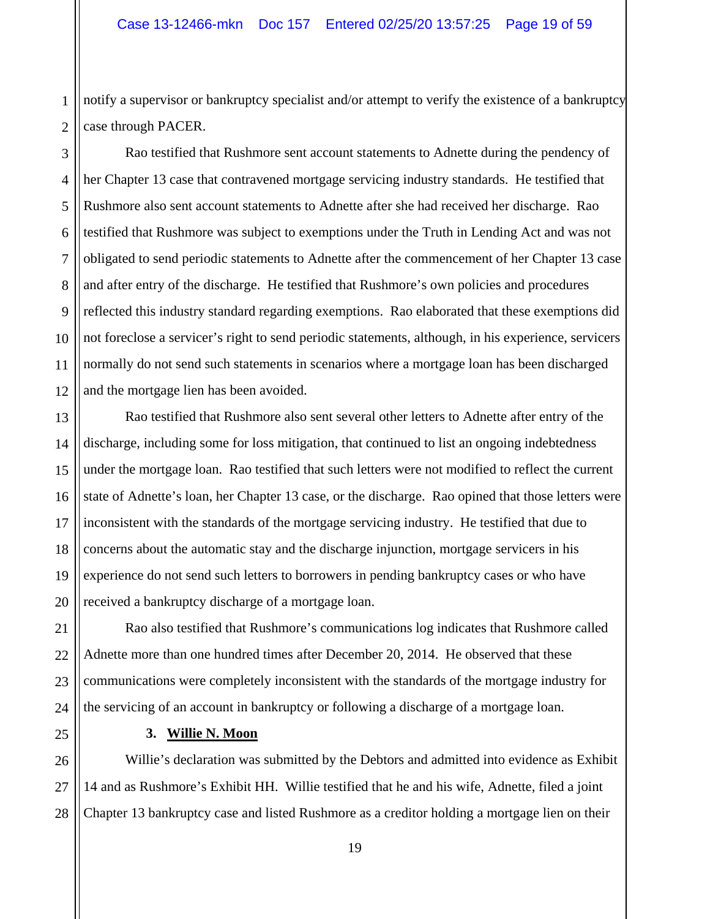notify a supervisor or bankruptcy specialist and/or attempt to verify the existence of a bankruptcy case through PACER.

Rao testified that Rushmore sent account statements to Adnette during the pendency of her Chapter 13 case that contravened mortgage servicing industry standards. He testified that Rushmore also sent account statements to Adnette after she had received her discharge. Rao testified that Rushmore was subject to exemptions under the Truth in Lending Act and was not obligated to send periodic statements to Adnette after the commencement of her Chapter 13 case and after entry of the discharge. He testified that Rushmore's own policies and procedures reflected this industry standard regarding exemptions. Rao elaborated that these exemptions did not foreclose a servicer's right to send periodic statements, although, in his experience, servicers normally do not send such statements in scenarios where a mortgage loan has been discharged and the mortgage lien has been avoided.

Rao testified that Rushmore also sent several other letters to Adnette after entry of the discharge, including some for loss mitigation, that continued to list an ongoing indebtedness under the mortgage loan. Rao testified that such letters were not modified to reflect the current state of Adnette's loan, her Chapter 13 case, or the discharge. Rao opined that those letters were inconsistent with the standards of the mortgage servicing industry. He testified that due to concerns about the automatic stay and the discharge injunction, mortgage servicers in his experience do not send such letters to borrowers in pending bankruptcy cases or who have received a bankruptcy discharge of a mortgage loan.

Rao also testified that Rushmore's communications log indicates that Rushmore called Adnette more than one hundred times after December 20, 2014. He observed that these communications were completely inconsistent with the standards of the mortgage industry for the servicing of an account in bankruptcy or following a discharge of a mortgage loan.

### 3. **Willie N. Moon**

Willie's declaration was submitted by the Debtors and admitted into evidence as Exhibit 14 and as Rushmore's Exhibit HH. Willie testified that he and his wife, Adnette, filed a joint Chapter 13 bankruptcy case and listed Rushmore as a creditor holding a mortgage lien on their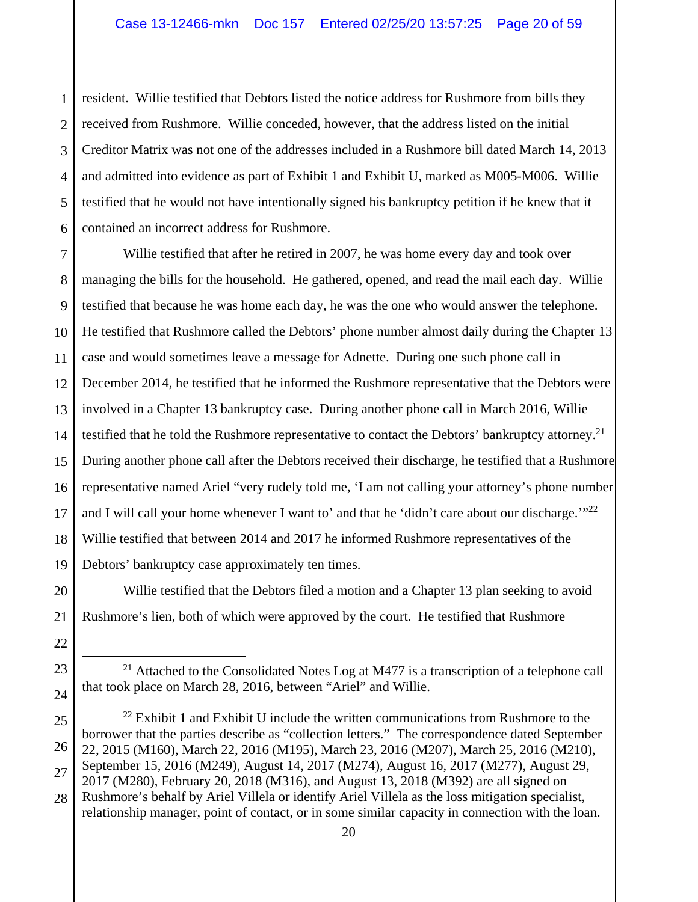resident. Willie testified that Debtors listed the notice address for Rushmore from bills they received from Rushmore. Willie conceded, however, that the address listed on the initial Creditor Matrix was not one of the addresses included in a Rushmore bill dated March 14, 2013 and admitted into evidence as part of Exhibit 1 and Exhibit U, marked as M005-M006. Willie testified that he would not have intentionally signed his bankruptcy petition if he knew that it contained an incorrect address for Rushmore.

Willie testified that after he retired in 2007, he was home every day and took over managing the bills for the household. He gathered, opened, and read the mail each day. Willie testified that because he was home each day, he was the one who would answer the telephone. He testified that Rushmore called the Debtors' phone number almost daily during the Chapter 13 case and would sometimes leave a message for Adnette. During one such phone call in December 2014, he testified that he informed the Rushmore representative that the Debtors were involved in a Chapter 13 bankruptcy case. During another phone call in March 2016, Willie testified that he told the Rushmore representative to contact the Debtors' bankruptcy attorney.[21] During another phone call after the Debtors received their discharge, he testified that a Rushmore representative named Ariel "very rudely told me, 'I am not calling your attorney's phone number and I will call your home whenever I want to' and that he 'didn't care about our discharge.'"[22] Willie testified that between 2014 and 2017 he informed Rushmore representatives of the Debtors' bankruptcy case approximately ten times.

Willie testified that the Debtors filed a motion and a Chapter 13 plan seeking to avoid Rushmore's lien, both of which were approved by the court. He testified that Rushmore

---

[21] Attached to the Consolidated Notes Log at M477 is a transcription of a telephone call that took place on March 28, 2016, between "Ariel" and Willie.

[22] Exhibit 1 and Exhibit U include the written communications from Rushmore to the borrower that the parties describe as "collection letters." The correspondence dated September 22, 2015 (M160), March 22, 2016 (M195), March 23, 2016 (M207), March 25, 2016 (M210), September 15, 2016 (M249), August 14, 2017 (M274), August 16, 2017 (M277), August 29, 2017 (M280), February 20, 2018 (M316), and August 13, 2018 (M392) are all signed on Rushmore's behalf by Ariel Villela or identify Ariel Villela as the loss mitigation specialist, relationship manager, point of contact, or in some similar capacity in connection with the loan.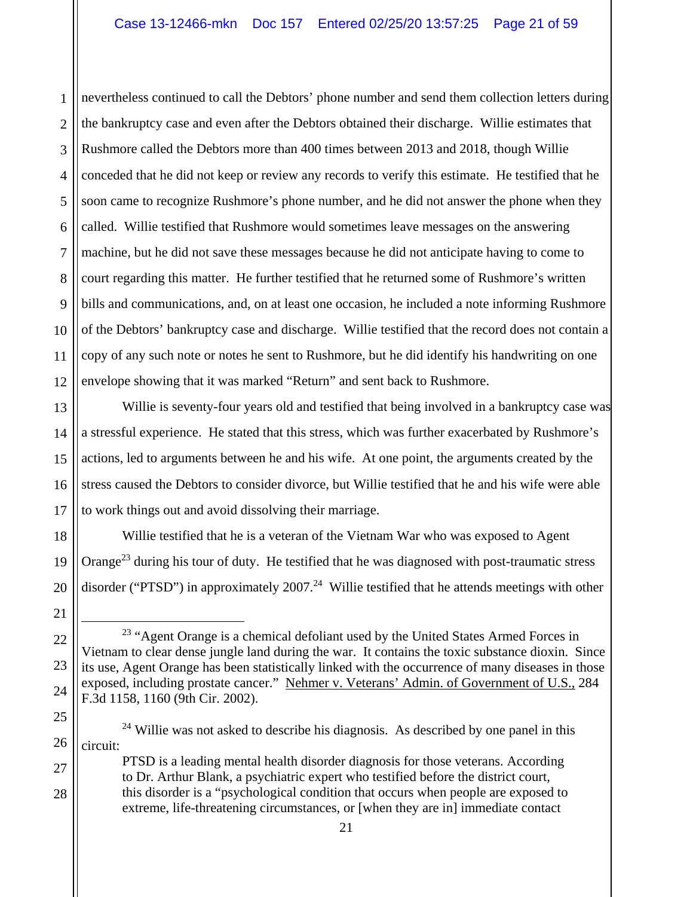nevertheless continued to call the Debtors' phone number and send them collection letters during the bankruptcy case and even after the Debtors obtained their discharge. Willie estimates that Rushmore called the Debtors more than 400 times between 2013 and 2018, though Willie conceded that he did not keep or review any records to verify this estimate. He testified that he soon came to recognize Rushmore's phone number, and he did not answer the phone when they called. Willie testified that Rushmore would sometimes leave messages on the answering machine, but he did not save these messages because he did not anticipate having to come to court regarding this matter. He further testified that he returned some of Rushmore's written bills and communications, and, on at least one occasion, he included a note informing Rushmore of the Debtors' bankruptcy case and discharge. Willie testified that the record does not contain a copy of any such note or notes he sent to Rushmore, but he did identify his handwriting on one envelope showing that it was marked "Return" and sent back to Rushmore.

Willie is seventy-four years old and testified that being involved in a bankruptcy case was a stressful experience. He stated that this stress, which was further exacerbated by Rushmore's actions, led to arguments between he and his wife. At one point, the arguments created by the stress caused the Debtors to consider divorce, but Willie testified that he and his wife were able to work things out and avoid dissolving their marriage.

Willie testified that he is a veteran of the Vietnam War who was exposed to Agent Orange[23] during his tour of duty. He testified that he was diagnosed with post-traumatic stress disorder ("PTSD") in approximately 2007.[24] Willie testified that he attends meetings with other

---

[23] "Agent Orange is a chemical defoliant used by the United States Armed Forces in Vietnam to clear dense jungle land during the war. It contains the toxic substance dioxin. Since its use, Agent Orange has been statistically linked with the occurrence of many diseases in those exposed, including prostate cancer." Nehmer v. Veterans' Admin. of Government of U.S., 284 F.3d 1158, 1160 (9th Cir. 2002).

[24] Willie was not asked to describe his diagnosis. As described by one panel in this circuit:

> PTSD is a leading mental health disorder diagnosis for those veterans. According to Dr. Arthur Blank, a psychiatric expert who testified before the district court, this disorder is a "psychological condition that occurs when people are exposed to extreme, life-threatening circumstances, or [when they are in] immediate contact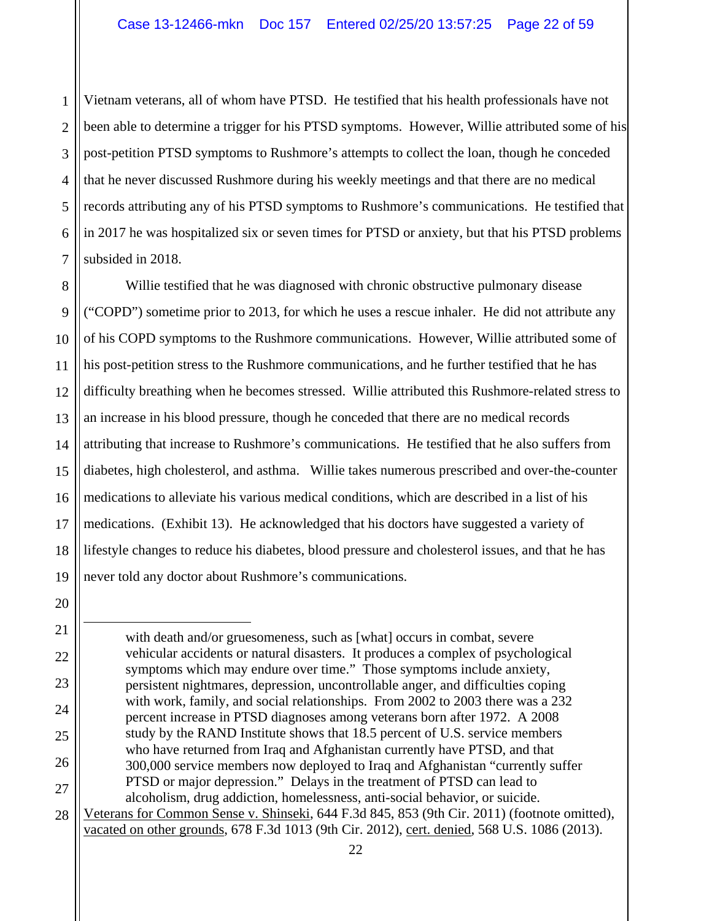Vietnam veterans, all of whom have PTSD. He testified that his health professionals have not been able to determine a trigger for his PTSD symptoms. However, Willie attributed some of his post-petition PTSD symptoms to Rushmore's attempts to collect the loan, though he conceded that he never discussed Rushmore during his weekly meetings and that there are no medical records attributing any of his PTSD symptoms to Rushmore's communications. He testified that in 2017 he was hospitalized six or seven times for PTSD or anxiety, but that his PTSD problems subsided in 2018.

Willie testified that he was diagnosed with chronic obstructive pulmonary disease ("COPD") sometime prior to 2013, for which he uses a rescue inhaler. He did not attribute any of his COPD symptoms to the Rushmore communications. However, Willie attributed some of his post-petition stress to the Rushmore communications, and he further testified that he has difficulty breathing when he becomes stressed. Willie attributed this Rushmore-related stress to an increase in his blood pressure, though he conceded that there are no medical records attributing that increase to Rushmore's communications. He testified that he also suffers from diabetes, high cholesterol, and asthma. Willie takes numerous prescribed and over-the-counter medications to alleviate his various medical conditions, which are described in a list of his medications. (Exhibit 13). He acknowledged that his doctors have suggested a variety of lifestyle changes to reduce his diabetes, blood pressure and cholesterol issues, and that he has never told any doctor about Rushmore's communications.

---

> with death and/or gruesomeness, such as [what] occurs in combat, severe vehicular accidents or natural disasters. It produces a complex of psychological symptoms which may endure over time." Those symptoms include anxiety, persistent nightmares, depression, uncontrollable anger, and difficulties coping with work, family, and social relationships. From 2002 to 2003 there was a 232 percent increase in PTSD diagnoses among veterans born after 1972. A 2008 study by the RAND Institute shows that 18.5 percent of U.S. service members who have returned from Iraq and Afghanistan currently have PTSD, and that 300,000 service members now deployed to Iraq and Afghanistan "currently suffer PTSD or major depression." Delays in the treatment of PTSD can lead to alcoholism, drug addiction, homelessness, anti-social behavior, or suicide.

Veterans for Common Sense v. Shinseki, 644 F.3d 845, 853 (9th Cir. 2011) (footnote omitted), vacated on other grounds, 678 F.3d 1013 (9th Cir. 2012), cert. denied, 568 U.S. 1086 (2013).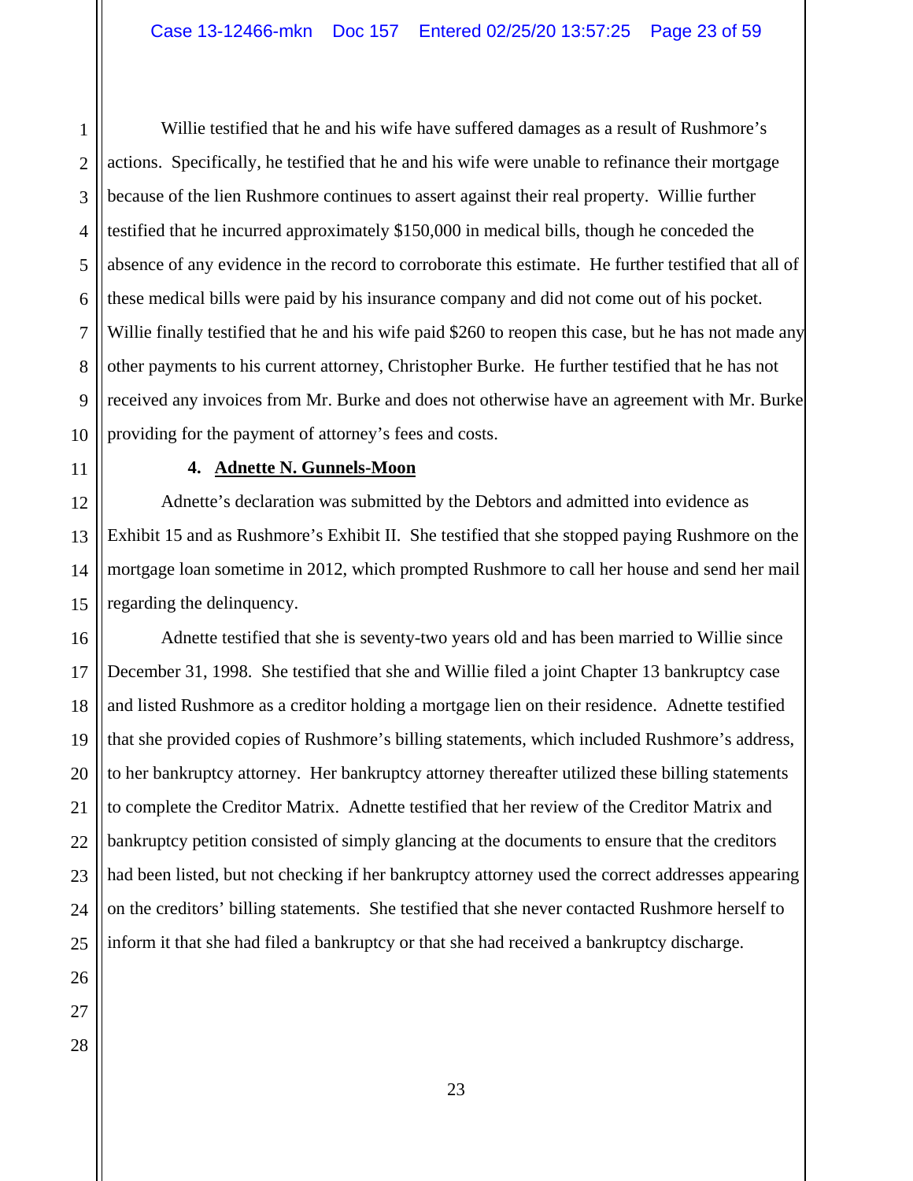Willie testified that he and his wife have suffered damages as a result of Rushmore's actions. Specifically, he testified that he and his wife were unable to refinance their mortgage because of the lien Rushmore continues to assert against their real property. Willie further testified that he incurred approximately $150,000 in medical bills, though he conceded the absence of any evidence in the record to corroborate this estimate. He further testified that all of these medical bills were paid by his insurance company and did not come out of his pocket. Willie finally testified that he and his wife paid $260 to reopen this case, but he has not made any other payments to his current attorney, Christopher Burke. He further testified that he has not received any invoices from Mr. Burke and does not otherwise have an agreement with Mr. Burke providing for the payment of attorney's fees and costs.

**4. Adnette N. Gunnels-Moon**

Adnette's declaration was submitted by the Debtors and admitted into evidence as Exhibit 15 and as Rushmore's Exhibit II. She testified that she stopped paying Rushmore on the mortgage loan sometime in 2012, which prompted Rushmore to call her house and send her mail regarding the delinquency.

Adnette testified that she is seventy-two years old and has been married to Willie since December 31, 1998. She testified that she and Willie filed a joint Chapter 13 bankruptcy case and listed Rushmore as a creditor holding a mortgage lien on their residence. Adnette testified that she provided copies of Rushmore's billing statements, which included Rushmore's address, to her bankruptcy attorney. Her bankruptcy attorney thereafter utilized these billing statements to complete the Creditor Matrix. Adnette testified that her review of the Creditor Matrix and bankruptcy petition consisted of simply glancing at the documents to ensure that the creditors had been listed, but not checking if her bankruptcy attorney used the correct addresses appearing on the creditors' billing statements. She testified that she never contacted Rushmore herself to inform it that she had filed a bankruptcy or that she had received a bankruptcy discharge.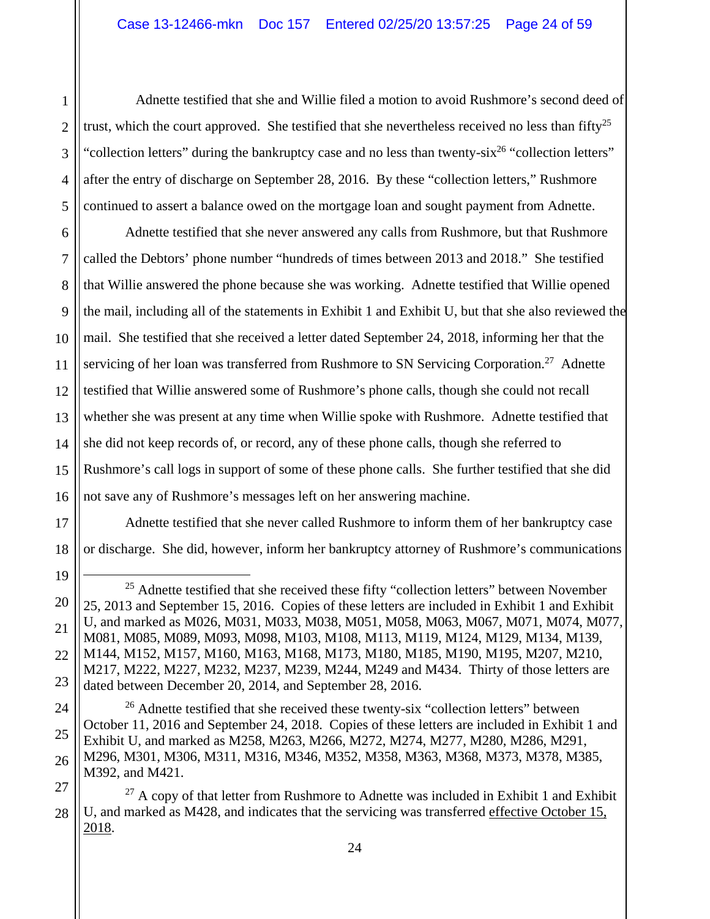Adnette testified that she and Willie filed a motion to avoid Rushmore's second deed of trust, which the court approved. She testified that she nevertheless received no less than fifty[25] "collection letters" during the bankruptcy case and no less than twenty-six[26] "collection letters" after the entry of discharge on September 28, 2016. By these "collection letters," Rushmore continued to assert a balance owed on the mortgage loan and sought payment from Adnette.

Adnette testified that she never answered any calls from Rushmore, but that Rushmore called the Debtors' phone number "hundreds of times between 2013 and 2018." She testified that Willie answered the phone because she was working. Adnette testified that Willie opened the mail, including all of the statements in Exhibit 1 and Exhibit U, but that she also reviewed the mail. She testified that she received a letter dated September 24, 2018, informing her that the servicing of her loan was transferred from Rushmore to SN Servicing Corporation.[27] Adnette testified that Willie answered some of Rushmore's phone calls, though she could not recall whether she was present at any time when Willie spoke with Rushmore. Adnette testified that she did not keep records of, or record, any of these phone calls, though she referred to Rushmore's call logs in support of some of these phone calls. She further testified that she did not save any of Rushmore's messages left on her answering machine.

Adnette testified that she never called Rushmore to inform them of her bankruptcy case or discharge. She did, however, inform her bankruptcy attorney of Rushmore's communications

---

[25] Adnette testified that she received these fifty "collection letters" between November 25, 2013 and September 15, 2016. Copies of these letters are included in Exhibit 1 and Exhibit U, and marked as M026, M031, M033, M038, M051, M058, M063, M067, M071, M074, M077, M081, M085, M089, M093, M098, M103, M108, M113, M119, M124, M129, M134, M139, M144, M152, M157, M160, M163, M168, M173, M180, M185, M190, M195, M207, M210, M217, M222, M227, M232, M237, M239, M244, M249 and M434. Thirty of those letters are dated between December 20, 2014, and September 28, 2016.

[26] Adnette testified that she received these twenty-six "collection letters" between October 11, 2016 and September 24, 2018. Copies of these letters are included in Exhibit 1 and Exhibit U, and marked as M258, M263, M266, M272, M274, M277, M280, M286, M291, M296, M301, M306, M311, M316, M346, M352, M358, M363, M368, M373, M378, M385, M392, and M421.

[27] A copy of that letter from Rushmore to Adnette was included in Exhibit 1 and Exhibit U, and marked as M428, and indicates that the servicing was transferred <u>effective October 15, 2018</u>.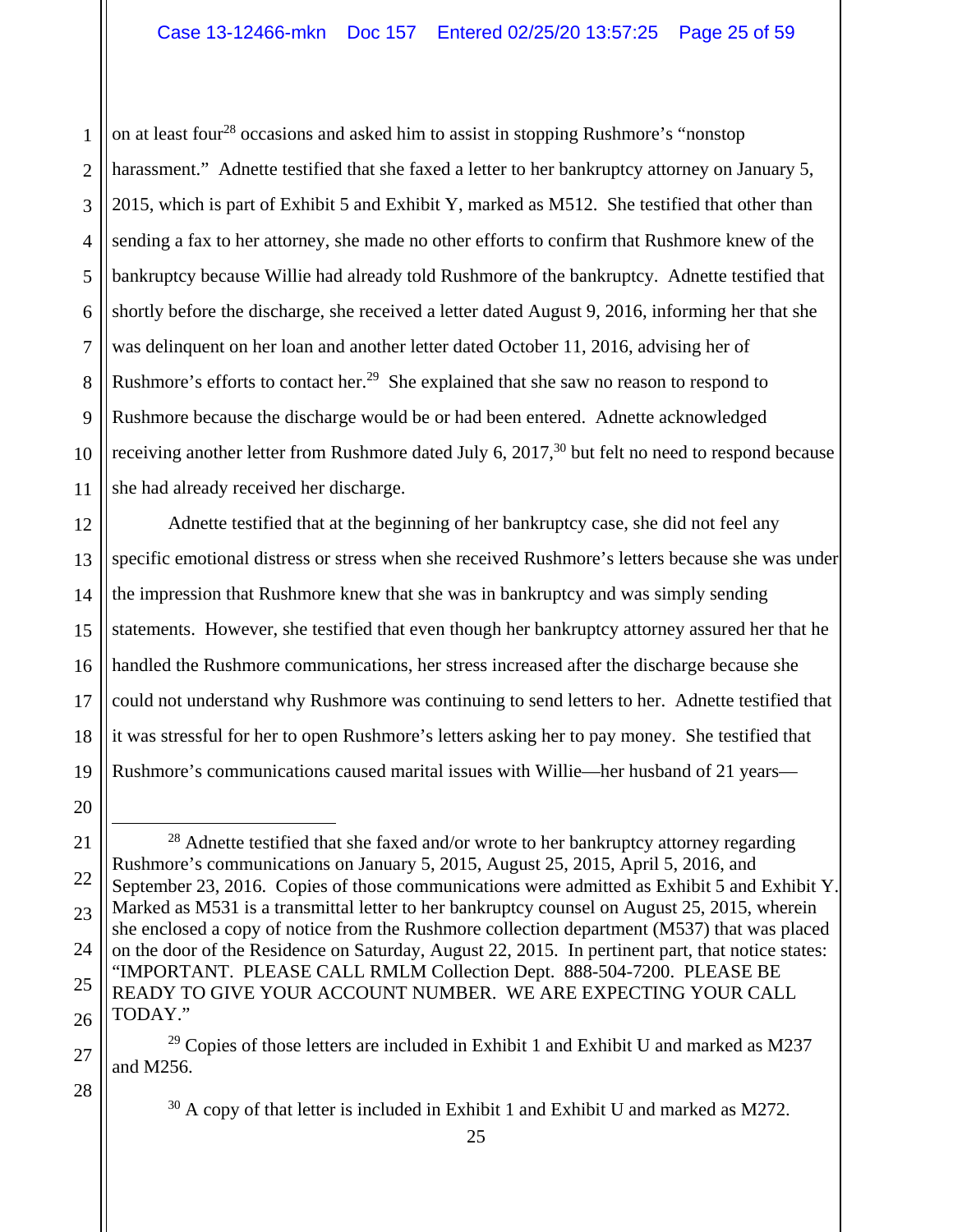on at least four[28] occasions and asked him to assist in stopping Rushmore's "nonstop harassment." Adnette testified that she faxed a letter to her bankruptcy attorney on January 5, 2015, which is part of Exhibit 5 and Exhibit Y, marked as M512. She testified that other than sending a fax to her attorney, she made no other efforts to confirm that Rushmore knew of the bankruptcy because Willie had already told Rushmore of the bankruptcy. Adnette testified that shortly before the discharge, she received a letter dated August 9, 2016, informing her that she was delinquent on her loan and another letter dated October 11, 2016, advising her of Rushmore's efforts to contact her.[29] She explained that she saw no reason to respond to Rushmore because the discharge would be or had been entered. Adnette acknowledged receiving another letter from Rushmore dated July 6, 2017,[30] but felt no need to respond because she had already received her discharge.

Adnette testified that at the beginning of her bankruptcy case, she did not feel any specific emotional distress or stress when she received Rushmore's letters because she was under the impression that Rushmore knew that she was in bankruptcy and was simply sending statements. However, she testified that even though her bankruptcy attorney assured her that he handled the Rushmore communications, her stress increased after the discharge because she could not understand why Rushmore was continuing to send letters to her. Adnette testified that it was stressful for her to open Rushmore's letters asking her to pay money. She testified that Rushmore's communications caused marital issues with Willie—her husband of 21 years—

---

[28] Adnette testified that she faxed and/or wrote to her bankruptcy attorney regarding Rushmore's communications on January 5, 2015, August 25, 2015, April 5, 2016, and September 23, 2016. Copies of those communications were admitted as Exhibit 5 and Exhibit Y. Marked as M531 is a transmittal letter to her bankruptcy counsel on August 25, 2015, wherein she enclosed a copy of notice from the Rushmore collection department (M537) that was placed on the door of the Residence on Saturday, August 22, 2015. In pertinent part, that notice states: "IMPORTANT. PLEASE CALL RMLM Collection Dept. 888-504-7200. PLEASE BE READY TO GIVE YOUR ACCOUNT NUMBER. WE ARE EXPECTING YOUR CALL TODAY."

[29] Copies of those letters are included in Exhibit 1 and Exhibit U and marked as M237 and M256.

[30] A copy of that letter is included in Exhibit 1 and Exhibit U and marked as M272.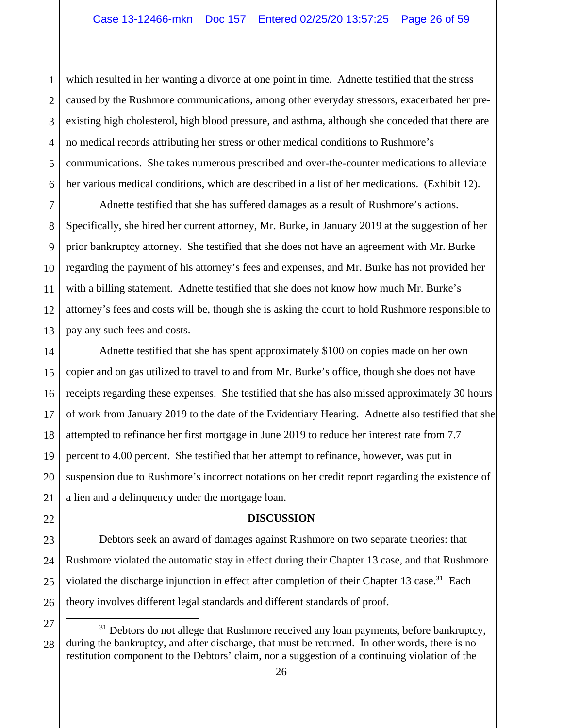which resulted in her wanting a divorce at one point in time. Adnette testified that the stress caused by the Rushmore communications, among other everyday stressors, exacerbated her pre-existing high cholesterol, high blood pressure, and asthma, although she conceded that there are no medical records attributing her stress or other medical conditions to Rushmore's communications. She takes numerous prescribed and over-the-counter medications to alleviate her various medical conditions, which are described in a list of her medications. (Exhibit 12).

Adnette testified that she has suffered damages as a result of Rushmore's actions. Specifically, she hired her current attorney, Mr. Burke, in January 2019 at the suggestion of her prior bankruptcy attorney. She testified that she does not have an agreement with Mr. Burke regarding the payment of his attorney's fees and expenses, and Mr. Burke has not provided her with a billing statement. Adnette testified that she does not know how much Mr. Burke's attorney's fees and costs will be, though she is asking the court to hold Rushmore responsible to pay any such fees and costs.

Adnette testified that she has spent approximately $100 on copies made on her own copier and on gas utilized to travel to and from Mr. Burke's office, though she does not have receipts regarding these expenses. She testified that she has also missed approximately 30 hours of work from January 2019 to the date of the Evidentiary Hearing. Adnette also testified that she attempted to refinance her first mortgage in June 2019 to reduce her interest rate from 7.7 percent to 4.00 percent. She testified that her attempt to refinance, however, was put in suspension due to Rushmore's incorrect notations on her credit report regarding the existence of a lien and a delinquency under the mortgage loan.

## DISCUSSION

Debtors seek an award of damages against Rushmore on two separate theories: that Rushmore violated the automatic stay in effect during their Chapter 13 case, and that Rushmore violated the discharge injunction in effect after completion of their Chapter 13 case.[31] Each theory involves different legal standards and different standards of proof.

---

[31] Debtors do not allege that Rushmore received any loan payments, before bankruptcy, during the bankruptcy, and after discharge, that must be returned. In other words, there is no restitution component to the Debtors' claim, nor a suggestion of a continuing violation of the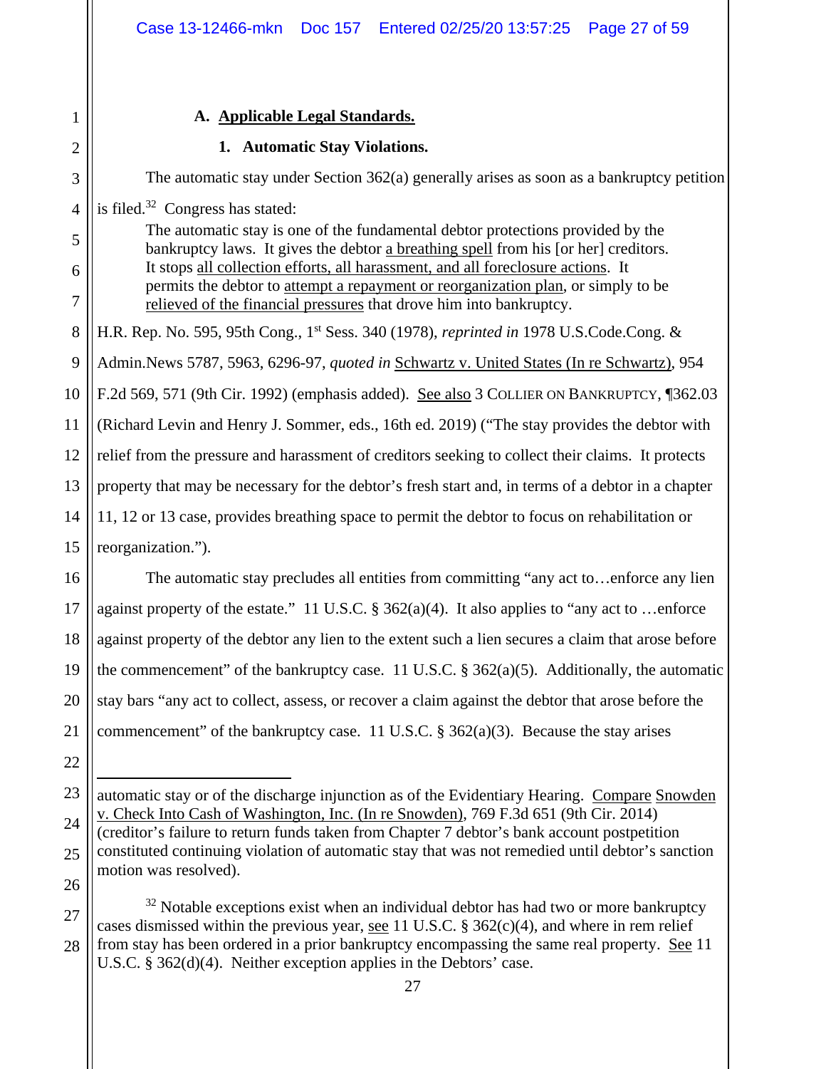### A. Applicable Legal Standards.

#### 1. Automatic Stay Violations.

The automatic stay under Section 362(a) generally arises as soon as a bankruptcy petition is filed.[32] Congress has stated:

> The automatic stay is one of the fundamental debtor protections provided by the bankruptcy laws. It gives the debtor a breathing spell from his [or her] creditors. It stops all collection efforts, all harassment, and all foreclosure actions. It permits the debtor to attempt a repayment or reorganization plan, or simply to be relieved of the financial pressures that drove him into bankruptcy.

H.R. Rep. No. 595, 95th Cong., 1st Sess. 340 (1978), *reprinted in* 1978 U.S.Code.Cong. & Admin.News 5787, 5963, 6296-97, *quoted in* Schwartz v. United States (In re Schwartz), 954 F.2d 569, 571 (9th Cir. 1992) (emphasis added). See also 3 COLLIER ON BANKRUPTCY, ¶362.03 (Richard Levin and Henry J. Sommer, eds., 16th ed. 2019) ("The stay provides the debtor with relief from the pressure and harassment of creditors seeking to collect their claims. It protects property that may be necessary for the debtor's fresh start and, in terms of a debtor in a chapter 11, 12 or 13 case, provides breathing space to permit the debtor to focus on rehabilitation or reorganization.").

The automatic stay precludes all entities from committing "any act to…enforce any lien against property of the estate." 11 U.S.C. § 362(a)(4). It also applies to "any act to …enforce against property of the debtor any lien to the extent such a lien secures a claim that arose before the commencement" of the bankruptcy case. 11 U.S.C. § 362(a)(5). Additionally, the automatic stay bars "any act to collect, assess, or recover a claim against the debtor that arose before the commencement" of the bankruptcy case. 11 U.S.C. § 362(a)(3). Because the stay arises

---

automatic stay or of the discharge injunction as of the Evidentiary Hearing. Compare Snowden v. Check Into Cash of Washington, Inc. (In re Snowden), 769 F.3d 651 (9th Cir. 2014) (creditor's failure to return funds taken from Chapter 7 debtor's bank account postpetition constituted continuing violation of automatic stay that was not remedied until debtor's sanction motion was resolved).

[32] Notable exceptions exist when an individual debtor has had two or more bankruptcy cases dismissed within the previous year, see 11 U.S.C. § 362(c)(4), and where in rem relief from stay has been ordered in a prior bankruptcy encompassing the same real property. See 11 U.S.C. § 362(d)(4). Neither exception applies in the Debtors' case.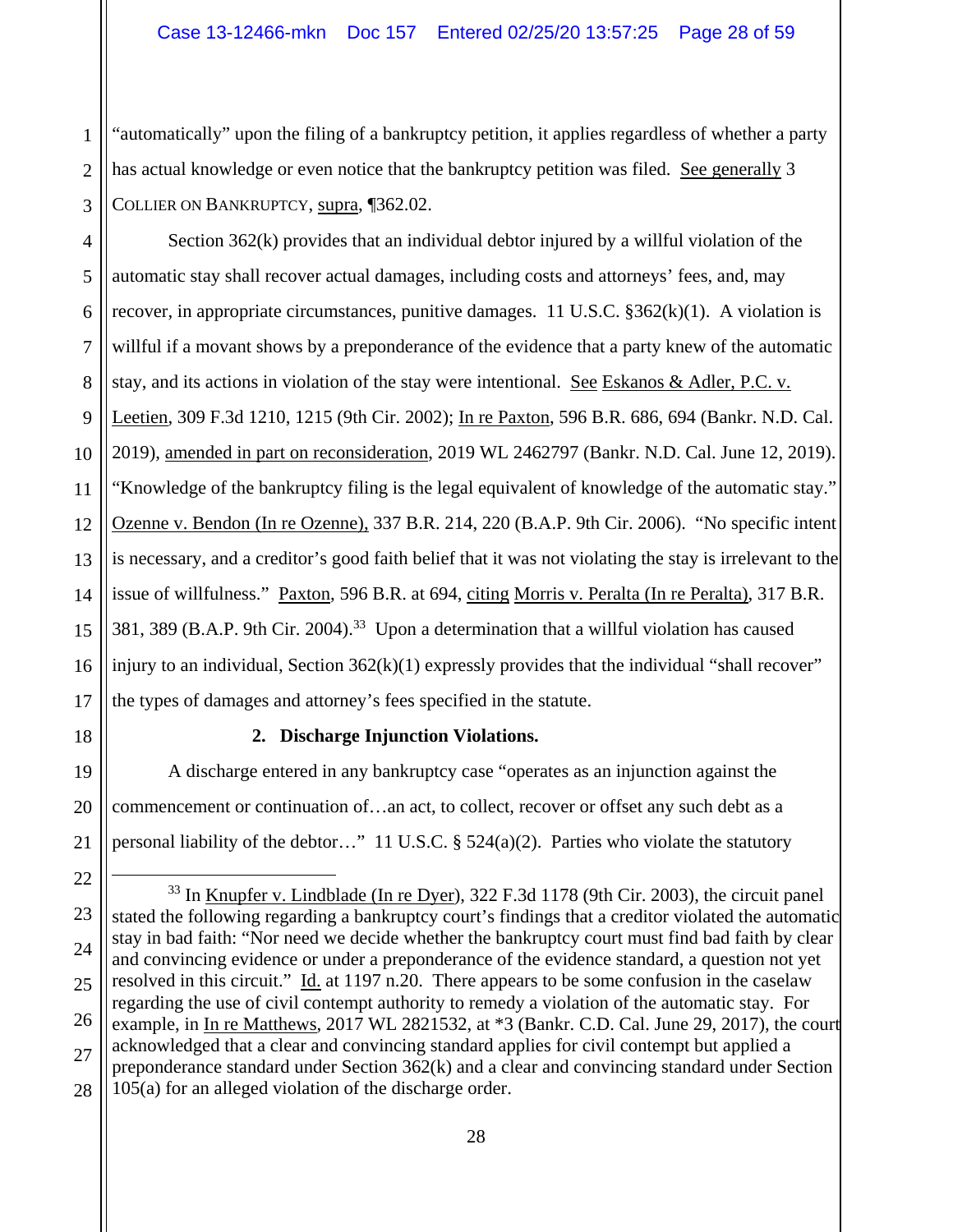"automatically" upon the filing of a bankruptcy petition, it applies regardless of whether a party has actual knowledge or even notice that the bankruptcy petition was filed. See generally 3 COLLIER ON BANKRUPTCY, supra, ¶362.02.

Section 362(k) provides that an individual debtor injured by a willful violation of the automatic stay shall recover actual damages, including costs and attorneys' fees, and, may recover, in appropriate circumstances, punitive damages. 11 U.S.C. §362(k)(1). A violation is willful if a movant shows by a preponderance of the evidence that a party knew of the automatic stay, and its actions in violation of the stay were intentional. See Eskanos & Adler, P.C. v. Leetien, 309 F.3d 1210, 1215 (9th Cir. 2002); In re Paxton, 596 B.R. 686, 694 (Bankr. N.D. Cal. 2019), amended in part on reconsideration, 2019 WL 2462797 (Bankr. N.D. Cal. June 12, 2019). "Knowledge of the bankruptcy filing is the legal equivalent of knowledge of the automatic stay." Ozenne v. Bendon (In re Ozenne), 337 B.R. 214, 220 (B.A.P. 9th Cir. 2006). "No specific intent is necessary, and a creditor's good faith belief that it was not violating the stay is irrelevant to the issue of willfulness." Paxton, 596 B.R. at 694, citing Morris v. Peralta (In re Peralta), 317 B.R. 381, 389 (B.A.P. 9th Cir. 2004).[33] Upon a determination that a willful violation has caused injury to an individual, Section 362(k)(1) expressly provides that the individual "shall recover" the types of damages and attorney's fees specified in the statute.

**2. Discharge Injunction Violations.**

A discharge entered in any bankruptcy case "operates as an injunction against the commencement or continuation of…an act, to collect, recover or offset any such debt as a personal liability of the debtor…" 11 U.S.C. § 524(a)(2). Parties who violate the statutory

---

[33] In Knupfer v. Lindblade (In re Dyer), 322 F.3d 1178 (9th Cir. 2003), the circuit panel stated the following regarding a bankruptcy court's findings that a creditor violated the automatic stay in bad faith: "Nor need we decide whether the bankruptcy court must find bad faith by clear and convincing evidence or under a preponderance of the evidence standard, a question not yet resolved in this circuit." Id. at 1197 n.20. There appears to be some confusion in the caselaw regarding the use of civil contempt authority to remedy a violation of the automatic stay. For example, in In re Matthews, 2017 WL 2821532, at *3 (Bankr. C.D. Cal. June 29, 2017), the court acknowledged that a clear and convincing standard applies for civil contempt but applied a preponderance standard under Section 362(k) and a clear and convincing standard under Section 105(a) for an alleged violation of the discharge order.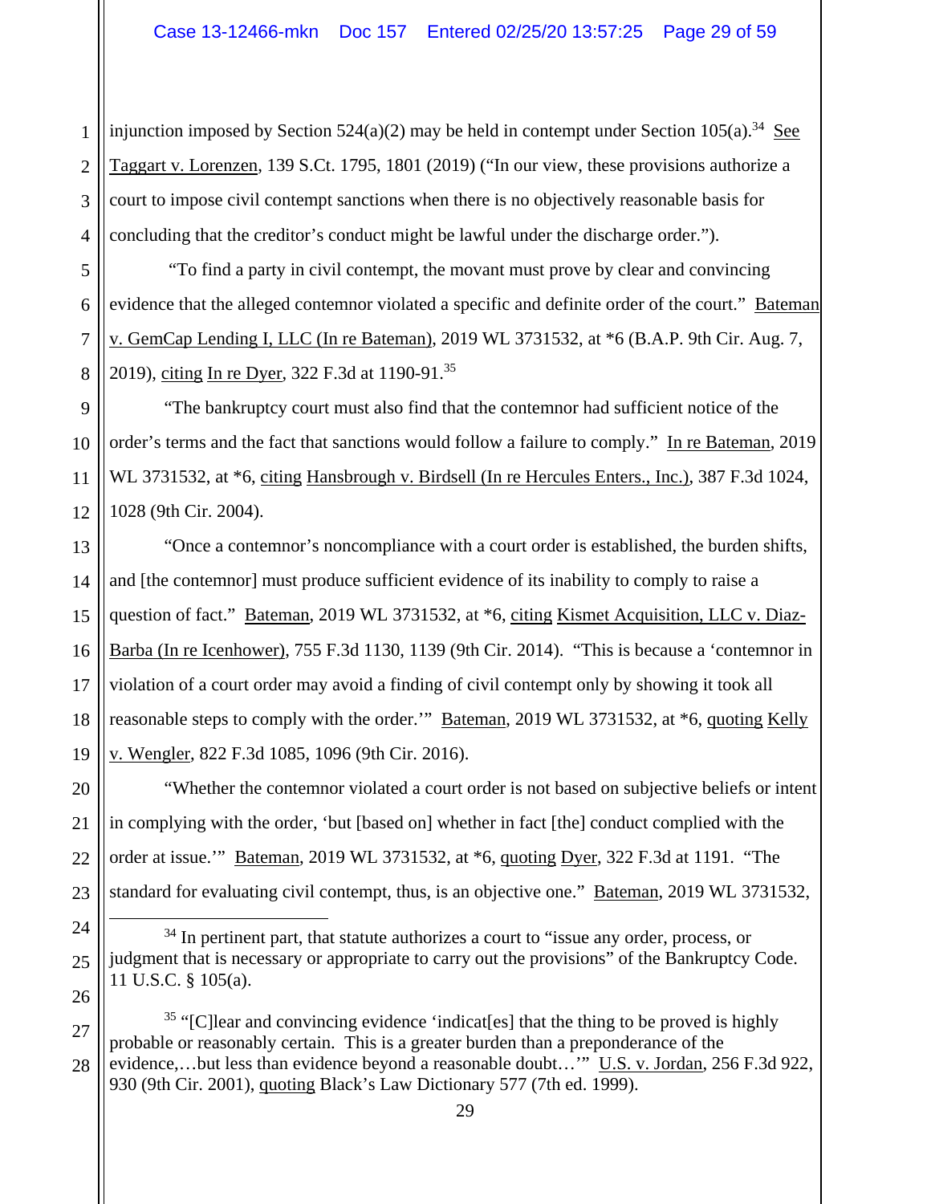injunction imposed by Section 524(a)(2) may be held in contempt under Section 105(a).[34] See Taggart v. Lorenzen, 139 S.Ct. 1795, 1801 (2019) ("In our view, these provisions authorize a court to impose civil contempt sanctions when there is no objectively reasonable basis for concluding that the creditor's conduct might be lawful under the discharge order.").

"To find a party in civil contempt, the movant must prove by clear and convincing evidence that the alleged contemnor violated a specific and definite order of the court." Bateman v. GemCap Lending I, LLC (In re Bateman), 2019 WL 3731532, at *6 (B.A.P. 9th Cir. Aug. 7, 2019), citing In re Dyer, 322 F.3d at 1190-91.[35]

"The bankruptcy court must also find that the contemnor had sufficient notice of the order's terms and the fact that sanctions would follow a failure to comply." In re Bateman, 2019 WL 3731532, at *6, citing Hansbrough v. Birdsell (In re Hercules Enters., Inc.), 387 F.3d 1024, 1028 (9th Cir. 2004).

"Once a contemnor's noncompliance with a court order is established, the burden shifts, and [the contemnor] must produce sufficient evidence of its inability to comply to raise a question of fact." Bateman, 2019 WL 3731532, at *6, citing Kismet Acquisition, LLC v. Diaz-Barba (In re Icenhower), 755 F.3d 1130, 1139 (9th Cir. 2014). "This is because a 'contemnor in violation of a court order may avoid a finding of civil contempt only by showing it took all reasonable steps to comply with the order.'" Bateman, 2019 WL 3731532, at *6, quoting Kelly v. Wengler, 822 F.3d 1085, 1096 (9th Cir. 2016).

"Whether the contemnor violated a court order is not based on subjective beliefs or intent in complying with the order, 'but [based on] whether in fact [the] conduct complied with the order at issue.'" Bateman, 2019 WL 3731532, at *6, quoting Dyer, 322 F.3d at 1191. "The standard for evaluating civil contempt, thus, is an objective one." Bateman, 2019 WL 3731532,

---

[34] In pertinent part, that statute authorizes a court to "issue any order, process, or judgment that is necessary or appropriate to carry out the provisions" of the Bankruptcy Code. 11 U.S.C. § 105(a).

[35] "[C]lear and convincing evidence 'indicat[es] that the thing to be proved is highly probable or reasonably certain. This is a greater burden than a preponderance of the evidence,…but less than evidence beyond a reasonable doubt…'" U.S. v. Jordan, 256 F.3d 922, 930 (9th Cir. 2001), quoting Black's Law Dictionary 577 (7th ed. 1999).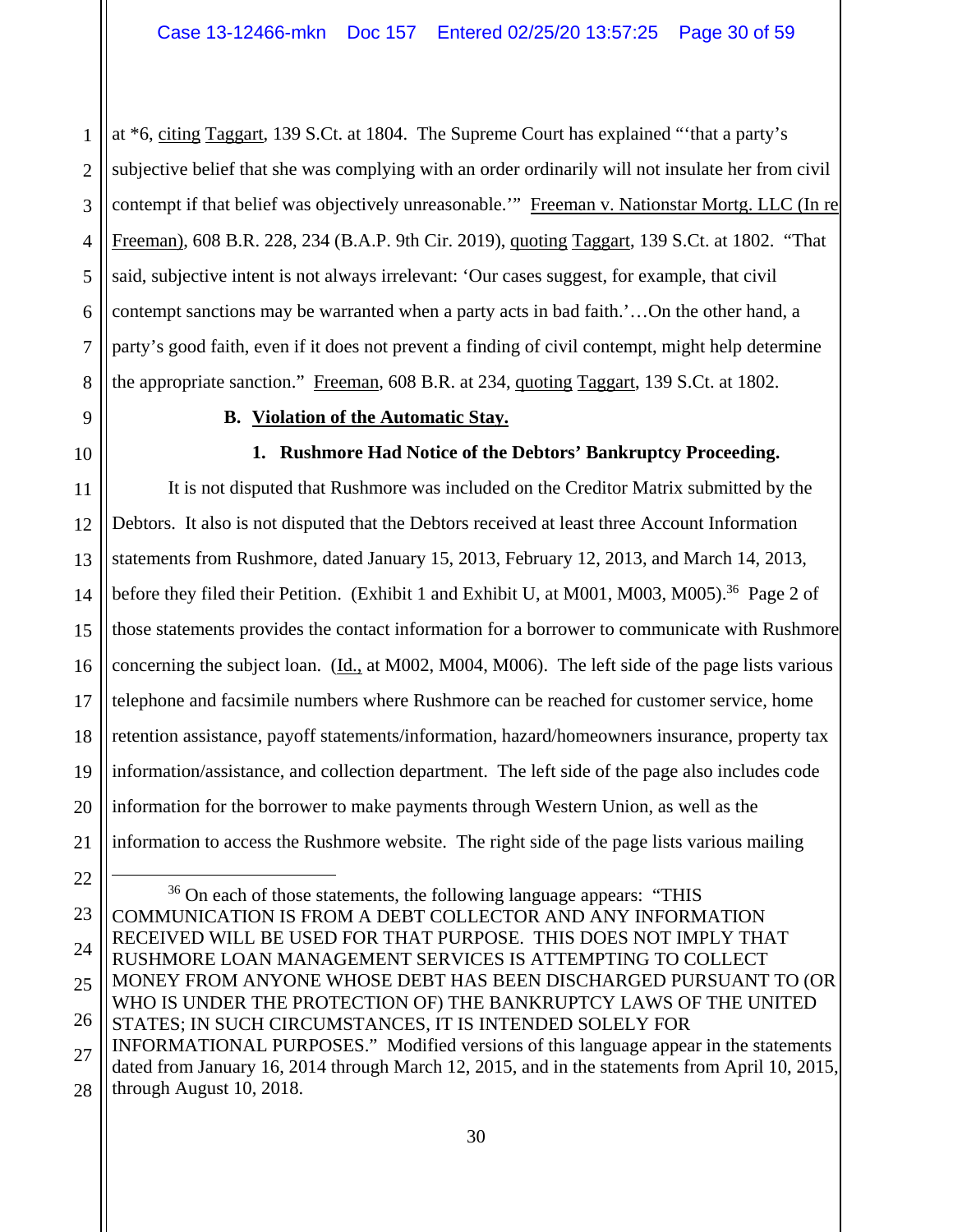at *6, citing Taggart, 139 S.Ct. at 1804. The Supreme Court has explained "'that a party's subjective belief that she was complying with an order ordinarily will not insulate her from civil contempt if that belief was objectively unreasonable.'" Freeman v. Nationstar Mortg. LLC (In re Freeman), 608 B.R. 228, 234 (B.A.P. 9th Cir. 2019), quoting Taggart, 139 S.Ct. at 1802. "That said, subjective intent is not always irrelevant: 'Our cases suggest, for example, that civil contempt sanctions may be warranted when a party acts in bad faith.'…On the other hand, a party's good faith, even if it does not prevent a finding of civil contempt, might help determine the appropriate sanction." Freeman, 608 B.R. at 234, quoting Taggart, 139 S.Ct. at 1802.

### B. Violation of the Automatic Stay.

#### 1. Rushmore Had Notice of the Debtors' Bankruptcy Proceeding.

It is not disputed that Rushmore was included on the Creditor Matrix submitted by the Debtors. It also is not disputed that the Debtors received at least three Account Information statements from Rushmore, dated January 15, 2013, February 12, 2013, and March 14, 2013, before they filed their Petition. (Exhibit 1 and Exhibit U, at M001, M003, M005).[36] Page 2 of those statements provides the contact information for a borrower to communicate with Rushmore concerning the subject loan. (Id., at M002, M004, M006). The left side of the page lists various telephone and facsimile numbers where Rushmore can be reached for customer service, home retention assistance, payoff statements/information, hazard/homeowners insurance, property tax information/assistance, and collection department. The left side of the page also includes code information for the borrower to make payments through Western Union, as well as the information to access the Rushmore website. The right side of the page lists various mailing

---

[36] On each of those statements, the following language appears: "THIS COMMUNICATION IS FROM A DEBT COLLECTOR AND ANY INFORMATION RECEIVED WILL BE USED FOR THAT PURPOSE. THIS DOES NOT IMPLY THAT RUSHMORE LOAN MANAGEMENT SERVICES IS ATTEMPTING TO COLLECT MONEY FROM ANYONE WHOSE DEBT HAS BEEN DISCHARGED PURSUANT TO (OR WHO IS UNDER THE PROTECTION OF) THE BANKRUPTCY LAWS OF THE UNITED STATES; IN SUCH CIRCUMSTANCES, IT IS INTENDED SOLELY FOR INFORMATIONAL PURPOSES." Modified versions of this language appear in the statements dated from January 16, 2014 through March 12, 2015, and in the statements from April 10, 2015, through August 10, 2018.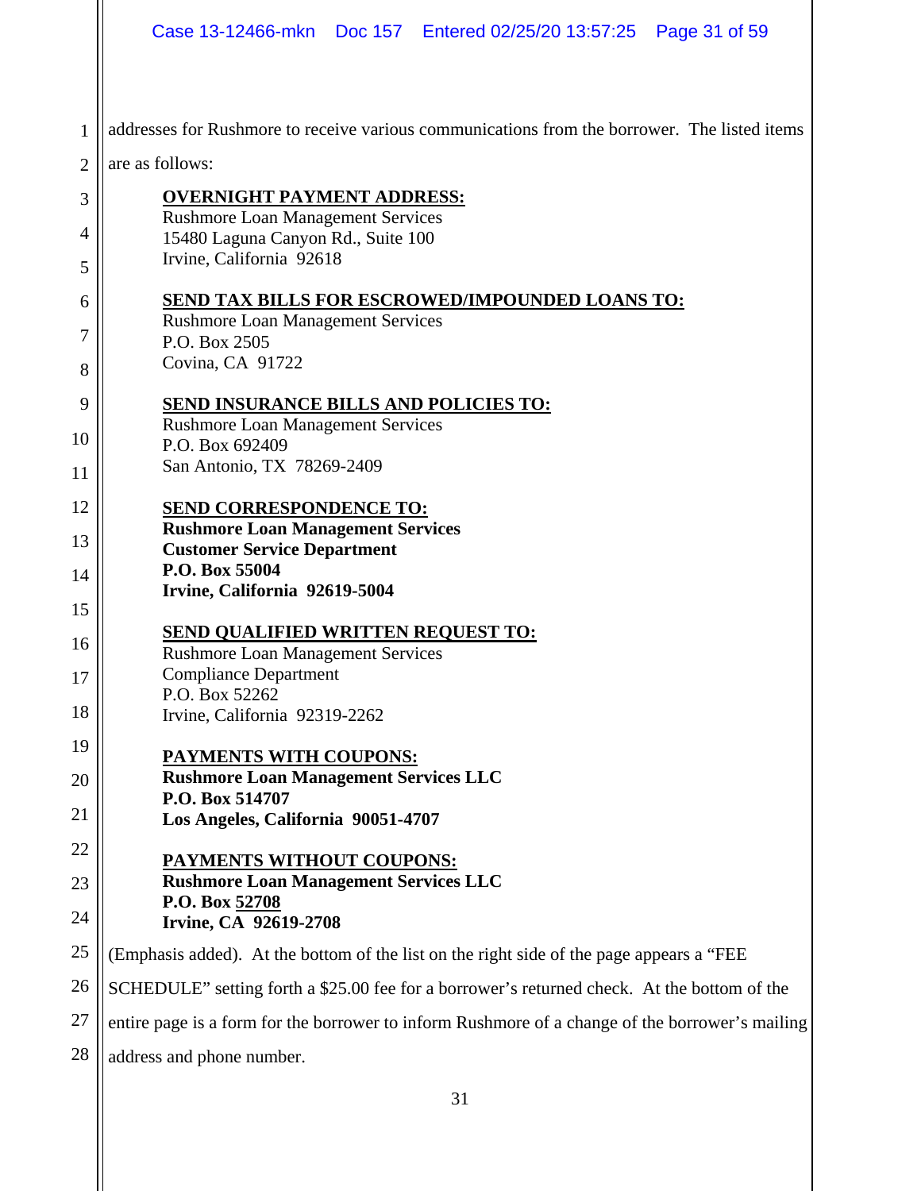addresses for Rushmore to receive various communications from the borrower. The listed items are as follows:

<u>**OVERNIGHT PAYMENT ADDRESS:**</u>
Rushmore Loan Management Services
15480 Laguna Canyon Rd., Suite 100
Irvine, California 92618

<u>**SEND TAX BILLS FOR ESCROWED/IMPOUNDED LOANS TO:**</u>
Rushmore Loan Management Services
P.O. Box 2505
Covina, CA 91722

<u>**SEND INSURANCE BILLS AND POLICIES TO:**</u>
Rushmore Loan Management Services
P.O. Box 692409
San Antonio, TX 78269-2409

<u>**SEND CORRESPONDENCE TO:**</u>
**Rushmore Loan Management Services**
**Customer Service Department**
**P.O. Box 55004**
**Irvine, California 92619-5004**

<u>**SEND QUALIFIED WRITTEN REQUEST TO:**</u>
Rushmore Loan Management Services
Compliance Department
P.O. Box 52262
Irvine, California 92319-2262

<u>**PAYMENTS WITH COUPONS:**</u>
**Rushmore Loan Management Services LLC**
**P.O. Box 514707**
**Los Angeles, California 90051-4707**

<u>**PAYMENTS WITHOUT COUPONS:**</u>
**Rushmore Loan Management Services LLC**
**P.O. Box <u>52708</u>**
**Irvine, CA 92619-2708**

(Emphasis added). At the bottom of the list on the right side of the page appears a "FEE SCHEDULE" setting forth a $25.00 fee for a borrower's returned check. At the bottom of the entire page is a form for the borrower to inform Rushmore of a change of the borrower's mailing address and phone number.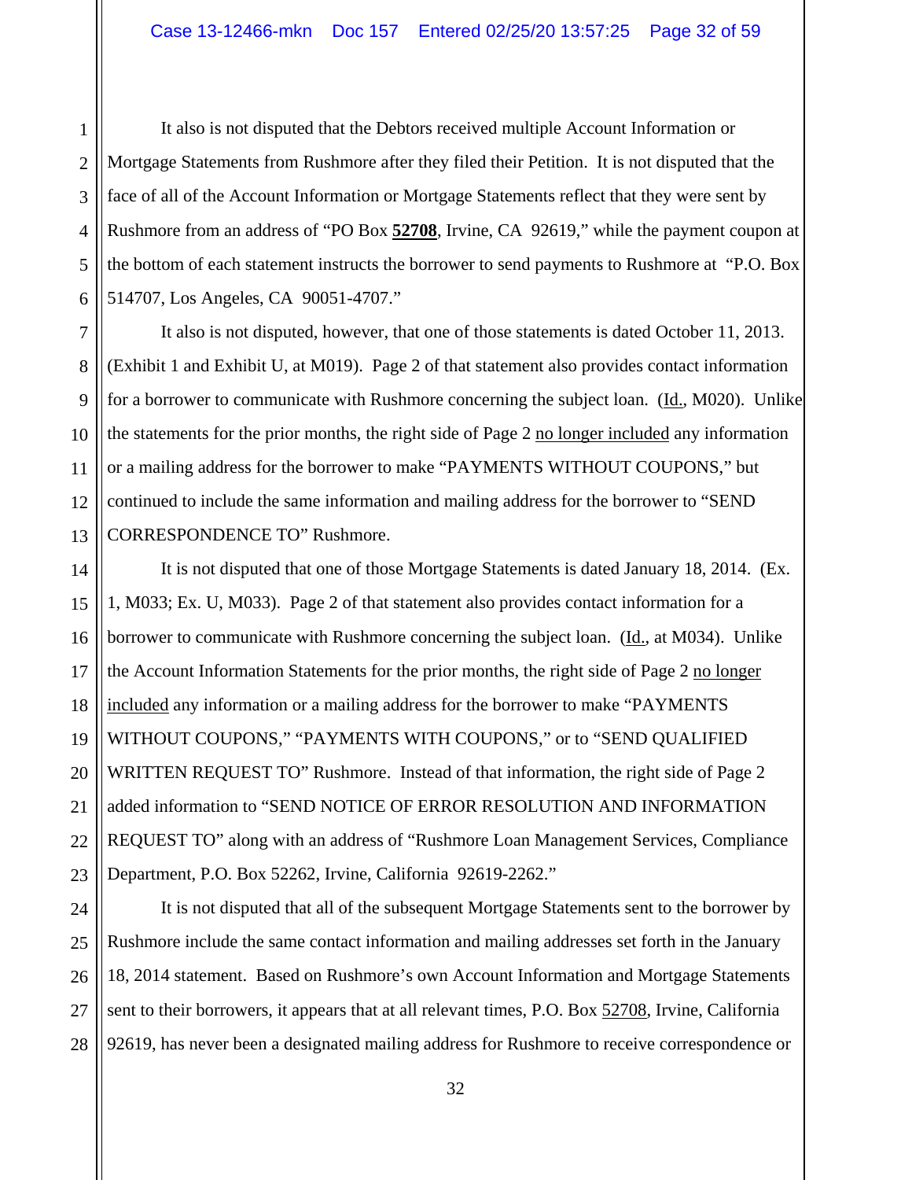It also is not disputed that the Debtors received multiple Account Information or Mortgage Statements from Rushmore after they filed their Petition. It is not disputed that the face of all of the Account Information or Mortgage Statements reflect that they were sent by Rushmore from an address of "PO Box **<u>52708</u>**, Irvine, CA 92619," while the payment coupon at the bottom of each statement instructs the borrower to send payments to Rushmore at "P.O. Box 514707, Los Angeles, CA 90051-4707."

It also is not disputed, however, that one of those statements is dated October 11, 2013. (Exhibit 1 and Exhibit U, at M019). Page 2 of that statement also provides contact information for a borrower to communicate with Rushmore concerning the subject loan. (<u>Id.</u>, M020). Unlike the statements for the prior months, the right side of Page 2 <u>no longer included</u> any information or a mailing address for the borrower to make "PAYMENTS WITHOUT COUPONS," but continued to include the same information and mailing address for the borrower to "SEND CORRESPONDENCE TO" Rushmore.

It is not disputed that one of those Mortgage Statements is dated January 18, 2014. (Ex. 1, M033; Ex. U, M033). Page 2 of that statement also provides contact information for a borrower to communicate with Rushmore concerning the subject loan. (<u>Id.</u>, at M034). Unlike the Account Information Statements for the prior months, the right side of Page 2 <u>no longer included</u> any information or a mailing address for the borrower to make "PAYMENTS WITHOUT COUPONS," "PAYMENTS WITH COUPONS," or to "SEND QUALIFIED WRITTEN REQUEST TO" Rushmore. Instead of that information, the right side of Page 2 added information to "SEND NOTICE OF ERROR RESOLUTION AND INFORMATION REQUEST TO" along with an address of "Rushmore Loan Management Services, Compliance Department, P.O. Box 52262, Irvine, California 92619-2262."

It is not disputed that all of the subsequent Mortgage Statements sent to the borrower by Rushmore include the same contact information and mailing addresses set forth in the January 18, 2014 statement. Based on Rushmore's own Account Information and Mortgage Statements sent to their borrowers, it appears that at all relevant times, P.O. Box <u>52708</u>, Irvine, California 92619, has never been a designated mailing address for Rushmore to receive correspondence or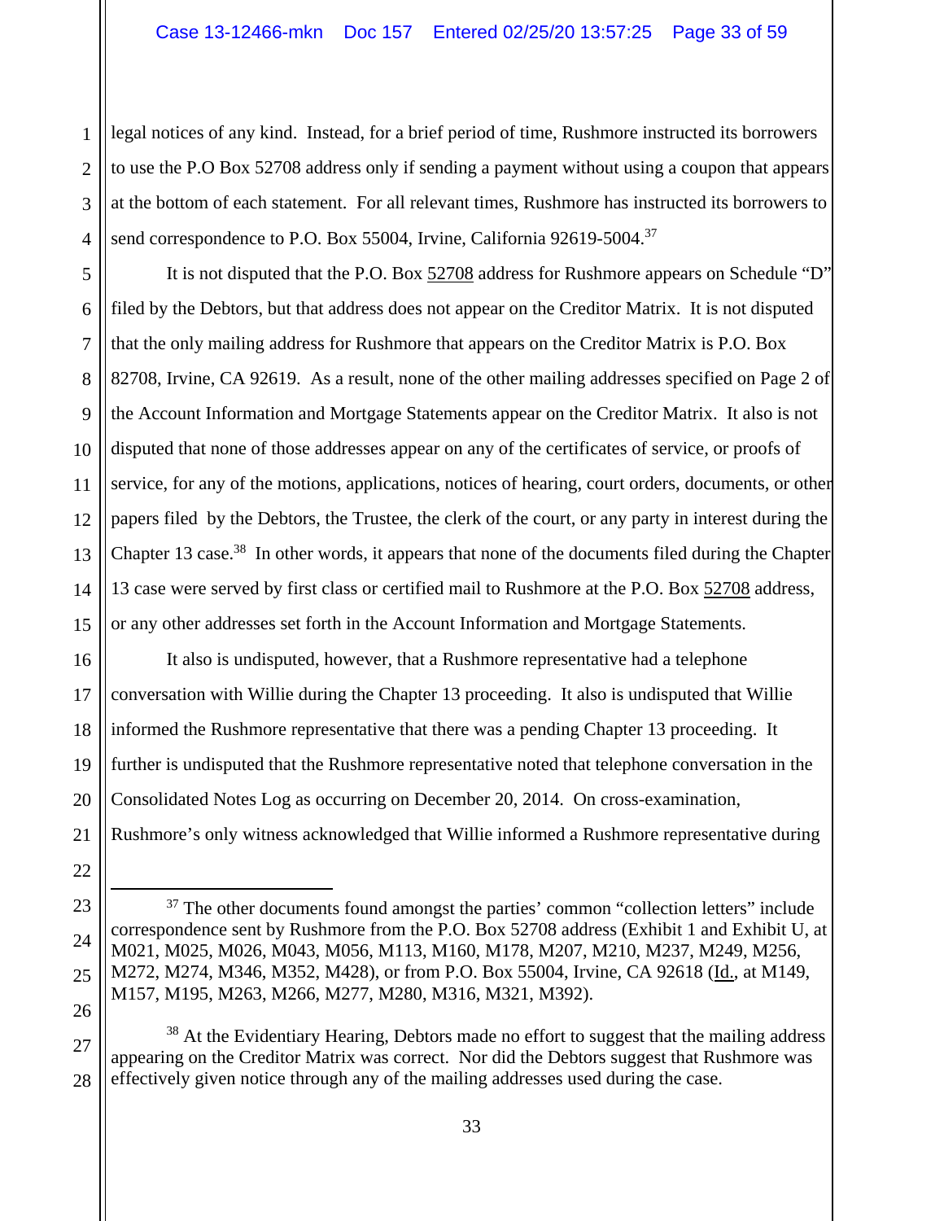legal notices of any kind. Instead, for a brief period of time, Rushmore instructed its borrowers to use the P.O Box 52708 address only if sending a payment without using a coupon that appears at the bottom of each statement. For all relevant times, Rushmore has instructed its borrowers to send correspondence to P.O. Box 55004, Irvine, California 92619-5004.[37]

It is not disputed that the P.O. Box 52708 address for Rushmore appears on Schedule "D" filed by the Debtors, but that address does not appear on the Creditor Matrix. It is not disputed that the only mailing address for Rushmore that appears on the Creditor Matrix is P.O. Box 82708, Irvine, CA 92619. As a result, none of the other mailing addresses specified on Page 2 of the Account Information and Mortgage Statements appear on the Creditor Matrix. It also is not disputed that none of those addresses appear on any of the certificates of service, or proofs of service, for any of the motions, applications, notices of hearing, court orders, documents, or other papers filed by the Debtors, the Trustee, the clerk of the court, or any party in interest during the Chapter 13 case.[38] In other words, it appears that none of the documents filed during the Chapter 13 case were served by first class or certified mail to Rushmore at the P.O. Box 52708 address, or any other addresses set forth in the Account Information and Mortgage Statements.

It also is undisputed, however, that a Rushmore representative had a telephone conversation with Willie during the Chapter 13 proceeding. It also is undisputed that Willie informed the Rushmore representative that there was a pending Chapter 13 proceeding. It further is undisputed that the Rushmore representative noted that telephone conversation in the Consolidated Notes Log as occurring on December 20, 2014. On cross-examination, Rushmore's only witness acknowledged that Willie informed a Rushmore representative during

---

[37] The other documents found amongst the parties' common "collection letters" include correspondence sent by Rushmore from the P.O. Box 52708 address (Exhibit 1 and Exhibit U, at M021, M025, M026, M043, M056, M113, M160, M178, M207, M210, M237, M249, M256, M272, M274, M346, M352, M428), or from P.O. Box 55004, Irvine, CA 92618 (Id., at M149, M157, M195, M263, M266, M277, M280, M316, M321, M392).

[38] At the Evidentiary Hearing, Debtors made no effort to suggest that the mailing address appearing on the Creditor Matrix was correct. Nor did the Debtors suggest that Rushmore was effectively given notice through any of the mailing addresses used during the case.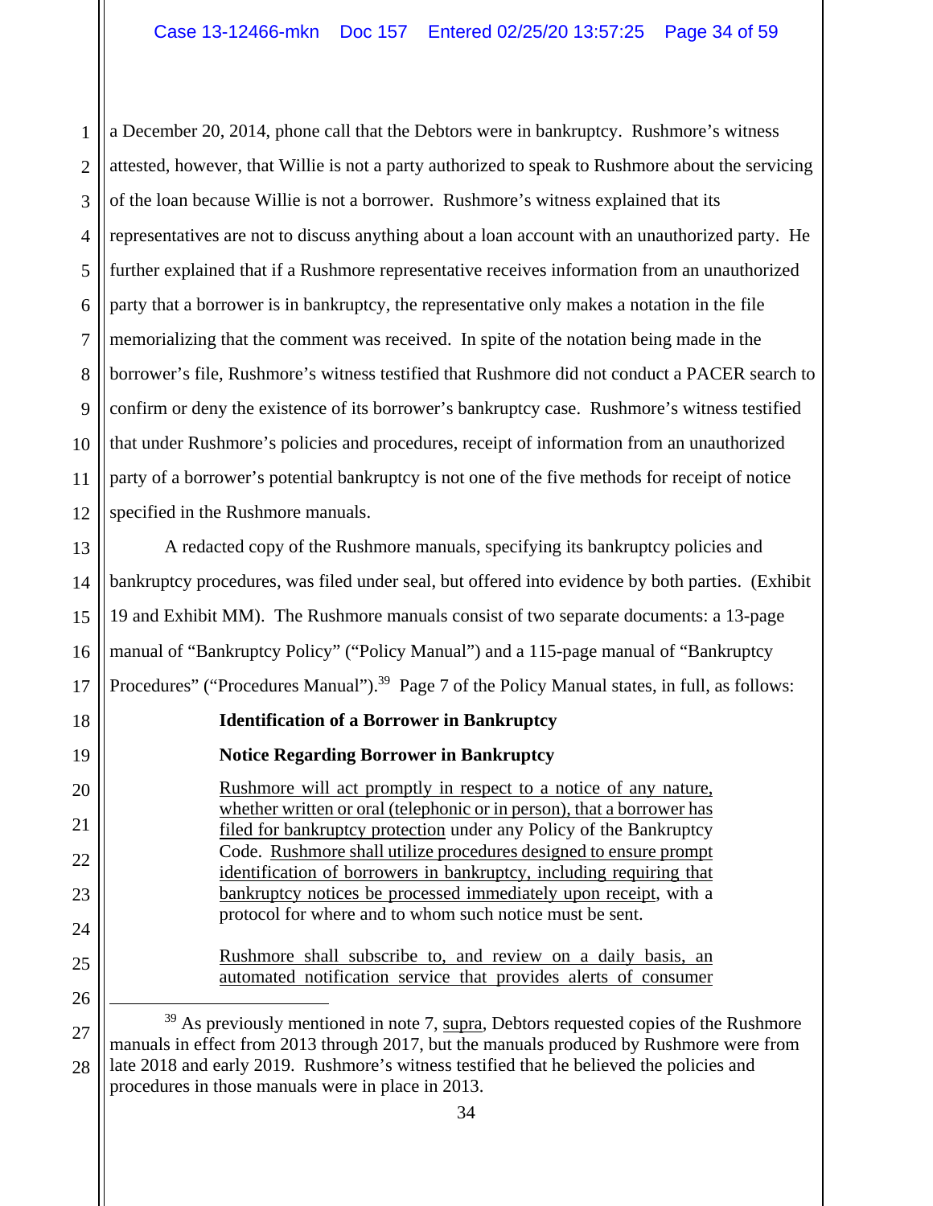a December 20, 2014, phone call that the Debtors were in bankruptcy. Rushmore's witness attested, however, that Willie is not a party authorized to speak to Rushmore about the servicing of the loan because Willie is not a borrower. Rushmore's witness explained that its representatives are not to discuss anything about a loan account with an unauthorized party. He further explained that if a Rushmore representative receives information from an unauthorized party that a borrower is in bankruptcy, the representative only makes a notation in the file memorializing that the comment was received. In spite of the notation being made in the borrower's file, Rushmore's witness testified that Rushmore did not conduct a PACER search to confirm or deny the existence of its borrower's bankruptcy case. Rushmore's witness testified that under Rushmore's policies and procedures, receipt of information from an unauthorized party of a borrower's potential bankruptcy is not one of the five methods for receipt of notice specified in the Rushmore manuals.

A redacted copy of the Rushmore manuals, specifying its bankruptcy policies and bankruptcy procedures, was filed under seal, but offered into evidence by both parties. (Exhibit 19 and Exhibit MM). The Rushmore manuals consist of two separate documents: a 13-page manual of "Bankruptcy Policy" ("Policy Manual") and a 115-page manual of "Bankruptcy Procedures" ("Procedures Manual").[39] Page 7 of the Policy Manual states, in full, as follows:

> **Identification of a Borrower in Bankruptcy**
>
> **Notice Regarding Borrower in Bankruptcy**
>
> <u>Rushmore will act promptly in respect to a notice of any nature, whether written or oral (telephonic or in person), that a borrower has filed for bankruptcy protection</u> under any Policy of the Bankruptcy Code. <u>Rushmore shall utilize procedures designed to ensure prompt identification of borrowers in bankruptcy, including requiring that bankruptcy notices be processed immediately upon receipt</u>, with a protocol for where and to whom such notice must be sent.
>
> <u>Rushmore shall subscribe to, and review on a daily basis, an automated notification service that provides alerts of consumer</u>

---

[39] As previously mentioned in note 7, <u>supra</u>, Debtors requested copies of the Rushmore manuals in effect from 2013 through 2017, but the manuals produced by Rushmore were from late 2018 and early 2019. Rushmore's witness testified that he believed the policies and procedures in those manuals were in place in 2013.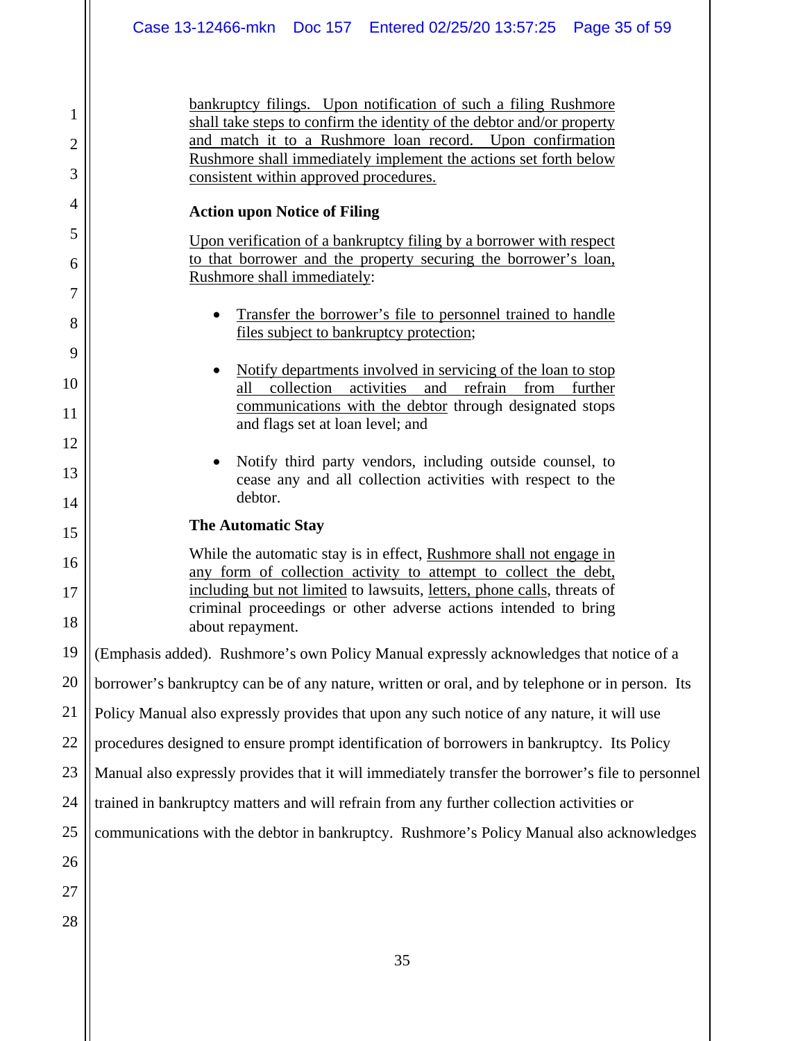> <u>bankruptcy filings. Upon notification of such a filing Rushmore shall take steps to confirm the identity of the debtor and/or property and match it to a Rushmore loan record. Upon confirmation Rushmore shall immediately implement the actions set forth below consistent within approved procedures.</u>
>
> **Action upon Notice of Filing**
>
> <u>Upon verification of a bankruptcy filing by a borrower with respect to that borrower and the property securing the borrower's loan, Rushmore shall immediately</u>:
>
> - <u>Transfer the borrower's file to personnel trained to handle files subject to bankruptcy protection</u>;
> - <u>Notify departments involved in servicing of the loan to stop all collection activities and refrain from further communications with the debtor</u> through designated stops and flags set at loan level; and
> - Notify third party vendors, including outside counsel, to cease any and all collection activities with respect to the debtor.
>
> **The Automatic Stay**
>
> While the automatic stay is in effect, <u>Rushmore shall not engage in any form of collection activity to attempt to collect the debt, including but not limited</u> to lawsuits, <u>letters, phone calls</u>, threats of criminal proceedings or other adverse actions intended to bring about repayment.

(Emphasis added). Rushmore's own Policy Manual expressly acknowledges that notice of a borrower's bankruptcy can be of any nature, written or oral, and by telephone or in person. Its Policy Manual also expressly provides that upon any such notice of any nature, it will use procedures designed to ensure prompt identification of borrowers in bankruptcy. Its Policy Manual also expressly provides that it will immediately transfer the borrower's file to personnel trained in bankruptcy matters and will refrain from any further collection activities or communications with the debtor in bankruptcy. Rushmore's Policy Manual also acknowledges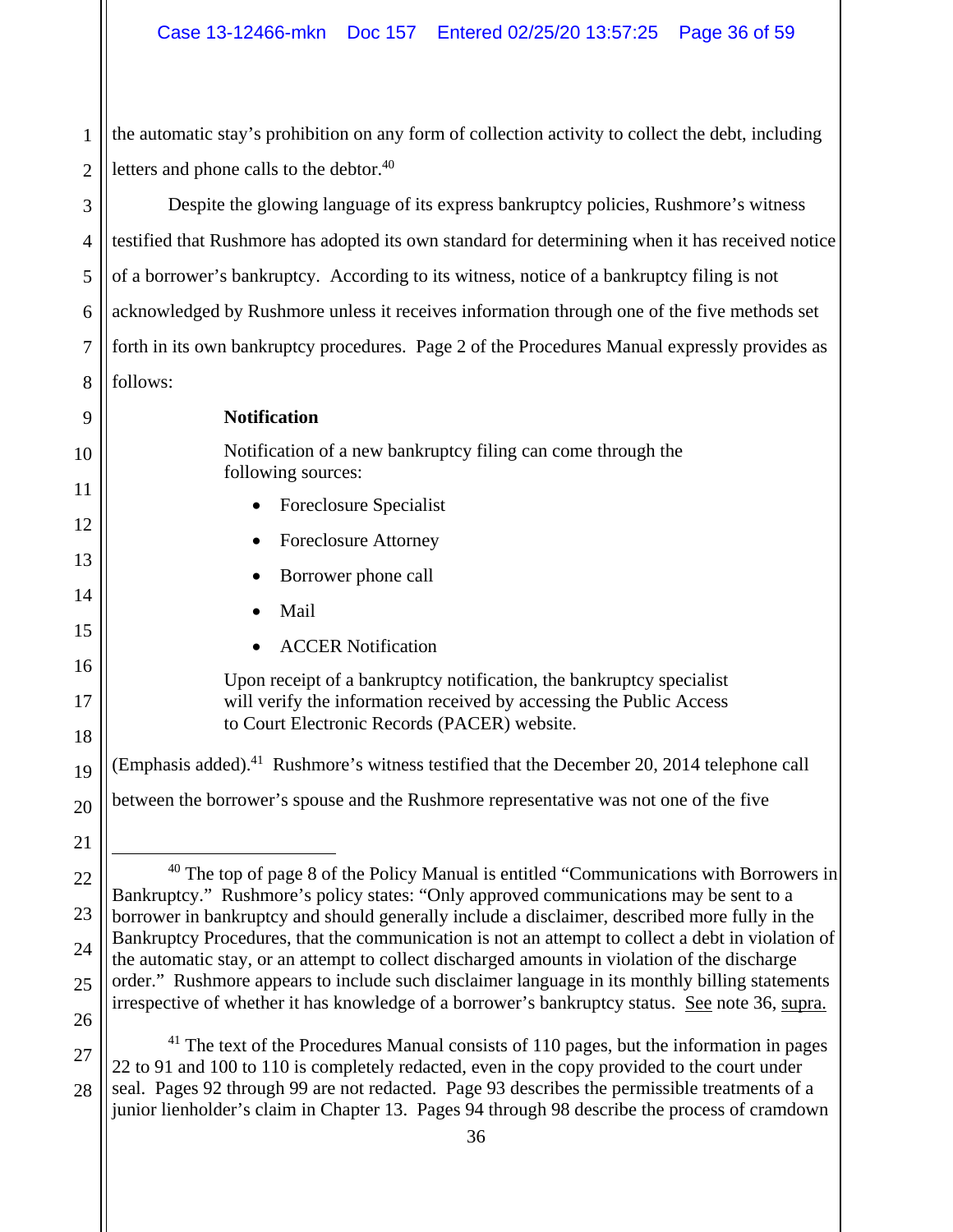the automatic stay's prohibition on any form of collection activity to collect the debt, including letters and phone calls to the debtor.[40]

Despite the glowing language of its express bankruptcy policies, Rushmore's witness testified that Rushmore has adopted its own standard for determining when it has received notice of a borrower's bankruptcy. According to its witness, notice of a bankruptcy filing is not acknowledged by Rushmore unless it receives information through one of the five methods set forth in its own bankruptcy procedures. Page 2 of the Procedures Manual expressly provides as follows:

> **Notification**
>
> Notification of a new bankruptcy filing can come through the following sources:
>
> - Foreclosure Specialist
> - Foreclosure Attorney
> - Borrower phone call
> - Mail
> - ACCER Notification
>
> Upon receipt of a bankruptcy notification, the bankruptcy specialist will verify the information received by accessing the Public Access to Court Electronic Records (PACER) website.

(Emphasis added).[41] Rushmore's witness testified that the December 20, 2014 telephone call between the borrower's spouse and the Rushmore representative was not one of the five

---

[40] The top of page 8 of the Policy Manual is entitled "Communications with Borrowers in Bankruptcy." Rushmore's policy states: "Only approved communications may be sent to a borrower in bankruptcy and should generally include a disclaimer, described more fully in the Bankruptcy Procedures, that the communication is not an attempt to collect a debt in violation of the automatic stay, or an attempt to collect discharged amounts in violation of the discharge order." Rushmore appears to include such disclaimer language in its monthly billing statements irrespective of whether it has knowledge of a borrower's bankruptcy status. See note 36, supra.

[41] The text of the Procedures Manual consists of 110 pages, but the information in pages 22 to 91 and 100 to 110 is completely redacted, even in the copy provided to the court under seal. Pages 92 through 99 are not redacted. Page 93 describes the permissible treatments of a junior lienholder's claim in Chapter 13. Pages 94 through 98 describe the process of cramdown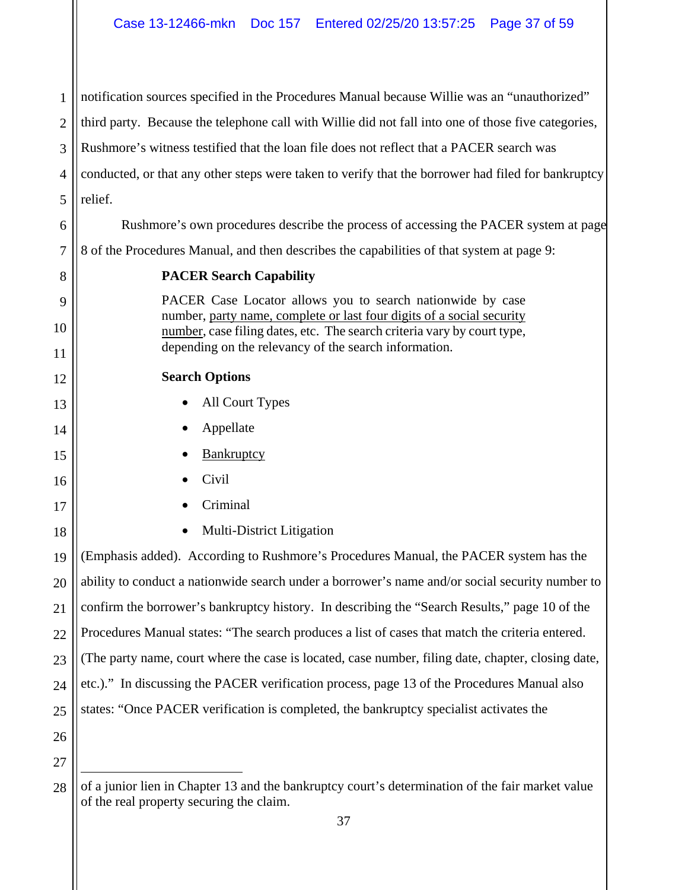notification sources specified in the Procedures Manual because Willie was an "unauthorized" third party. Because the telephone call with Willie did not fall into one of those five categories, Rushmore's witness testified that the loan file does not reflect that a PACER search was conducted, or that any other steps were taken to verify that the borrower had filed for bankruptcy relief.

Rushmore's own procedures describe the process of accessing the PACER system at page 8 of the Procedures Manual, and then describes the capabilities of that system at page 9:

> **PACER Search Capability**
>
> PACER Case Locator allows you to search nationwide by case number, <u>party name, complete or last four digits of a social security number</u>, case filing dates, etc. The search criteria vary by court type, depending on the relevancy of the search information.
>
> **Search Options**
>
> - All Court Types
> - Appellate
> - <u>Bankruptcy</u>
> - Civil
> - Criminal
> - Multi-District Litigation

(Emphasis added). According to Rushmore's Procedures Manual, the PACER system has the ability to conduct a nationwide search under a borrower's name and/or social security number to confirm the borrower's bankruptcy history. In describing the "Search Results," page 10 of the Procedures Manual states: "The search produces a list of cases that match the criteria entered. (The party name, court where the case is located, case number, filing date, chapter, closing date, etc.)." In discussing the PACER verification process, page 13 of the Procedures Manual also states: "Once PACER verification is completed, the bankruptcy specialist activates the

---

of a junior lien in Chapter 13 and the bankruptcy court's determination of the fair market value of the real property securing the claim.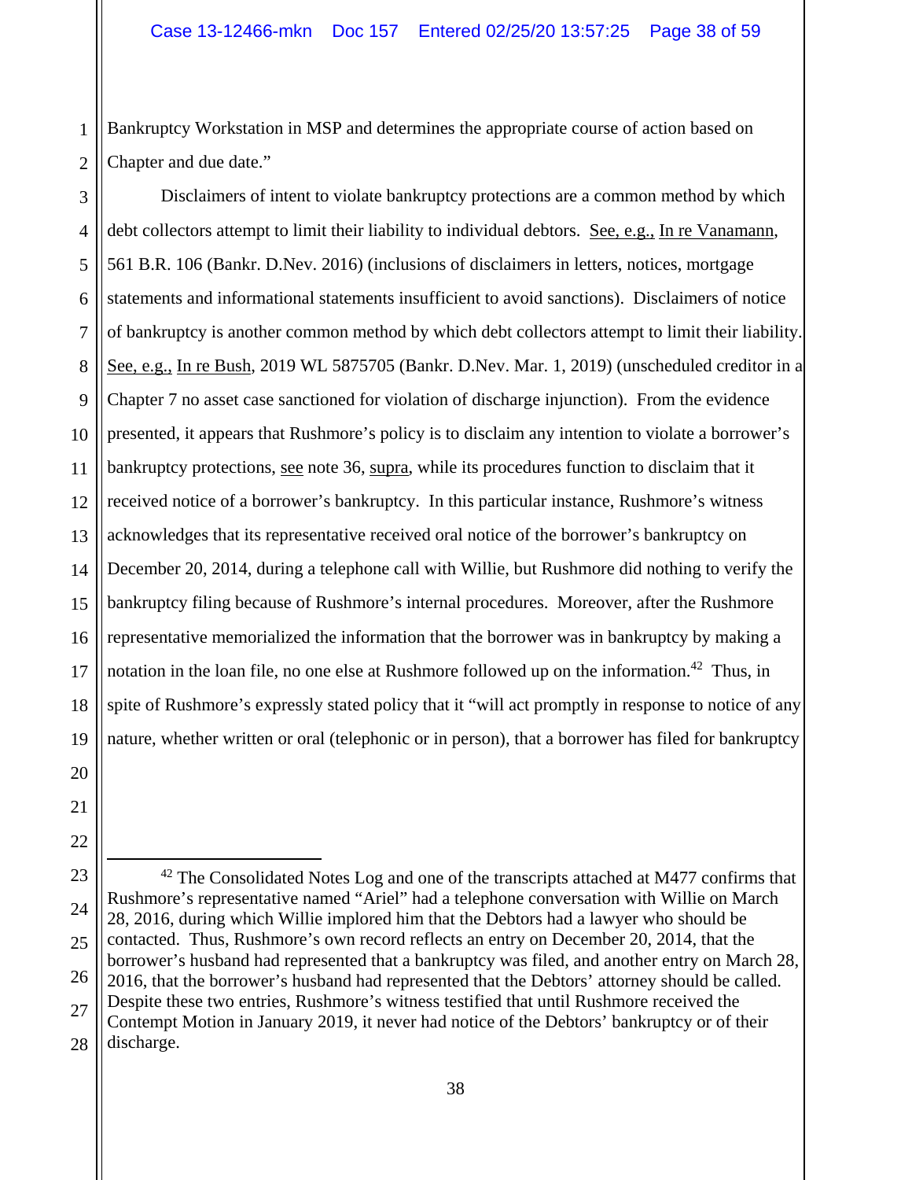Bankruptcy Workstation in MSP and determines the appropriate course of action based on Chapter and due date."

Disclaimers of intent to violate bankruptcy protections are a common method by which debt collectors attempt to limit their liability to individual debtors. See, e.g., In re Vanamann, 561 B.R. 106 (Bankr. D.Nev. 2016) (inclusions of disclaimers in letters, notices, mortgage statements and informational statements insufficient to avoid sanctions). Disclaimers of notice of bankruptcy is another common method by which debt collectors attempt to limit their liability. See, e.g., In re Bush, 2019 WL 5875705 (Bankr. D.Nev. Mar. 1, 2019) (unscheduled creditor in a Chapter 7 no asset case sanctioned for violation of discharge injunction). From the evidence presented, it appears that Rushmore's policy is to disclaim any intention to violate a borrower's bankruptcy protections, see note 36, supra, while its procedures function to disclaim that it received notice of a borrower's bankruptcy. In this particular instance, Rushmore's witness acknowledges that its representative received oral notice of the borrower's bankruptcy on December 20, 2014, during a telephone call with Willie, but Rushmore did nothing to verify the bankruptcy filing because of Rushmore's internal procedures. Moreover, after the Rushmore representative memorialized the information that the borrower was in bankruptcy by making a notation in the loan file, no one else at Rushmore followed up on the information.[42] Thus, in spite of Rushmore's expressly stated policy that it "will act promptly in response to notice of any nature, whether written or oral (telephonic or in person), that a borrower has filed for bankruptcy

---

[42] The Consolidated Notes Log and one of the transcripts attached at M477 confirms that Rushmore's representative named "Ariel" had a telephone conversation with Willie on March 28, 2016, during which Willie implored him that the Debtors had a lawyer who should be contacted. Thus, Rushmore's own record reflects an entry on December 20, 2014, that the borrower's husband had represented that a bankruptcy was filed, and another entry on March 28, 2016, that the borrower's husband had represented that the Debtors' attorney should be called. Despite these two entries, Rushmore's witness testified that until Rushmore received the Contempt Motion in January 2019, it never had notice of the Debtors' bankruptcy or of their discharge.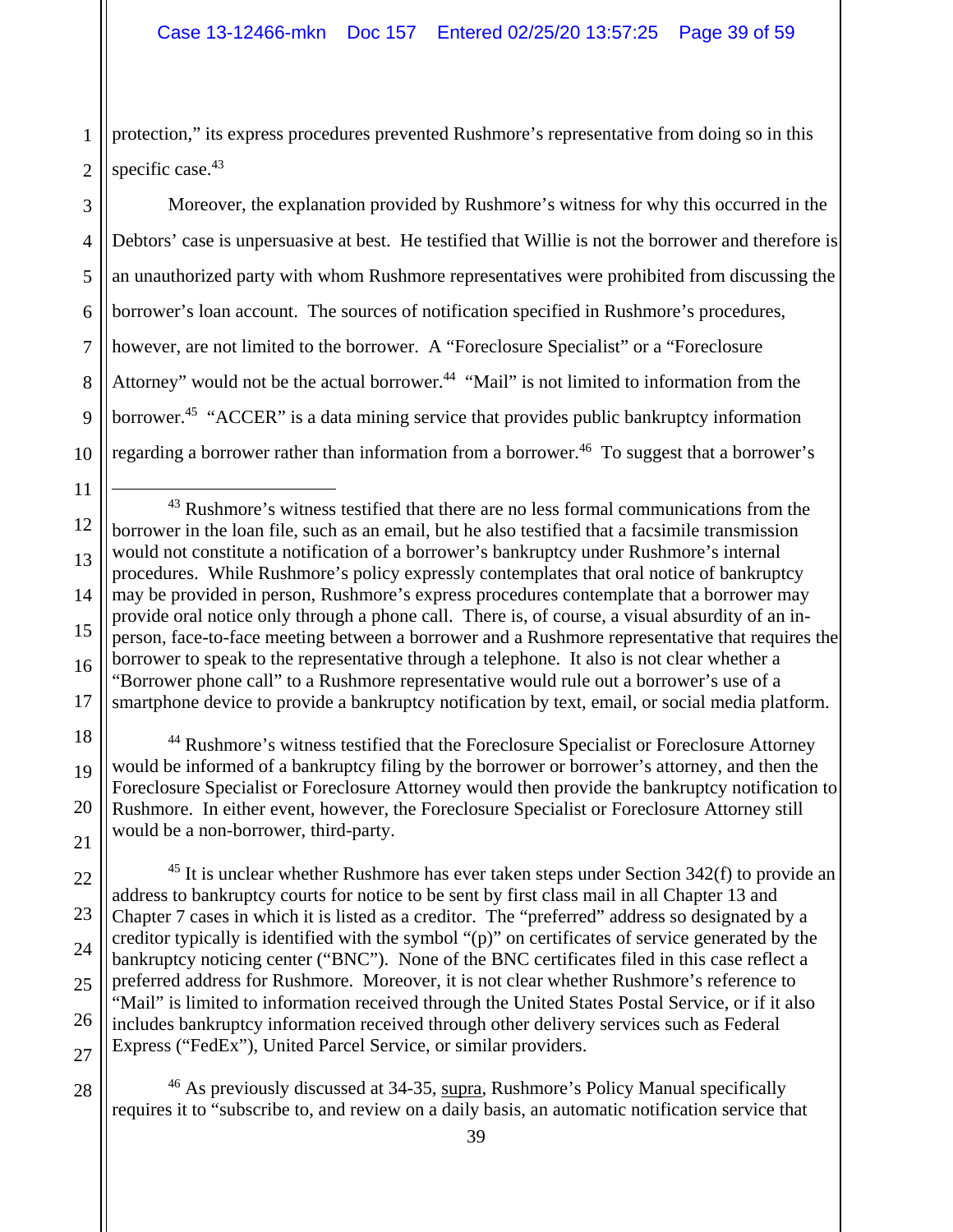protection," its express procedures prevented Rushmore's representative from doing so in this specific case.[43]

Moreover, the explanation provided by Rushmore's witness for why this occurred in the Debtors' case is unpersuasive at best. He testified that Willie is not the borrower and therefore is an unauthorized party with whom Rushmore representatives were prohibited from discussing the borrower's loan account. The sources of notification specified in Rushmore's procedures, however, are not limited to the borrower. A "Foreclosure Specialist" or a "Foreclosure Attorney" would not be the actual borrower.[44] "Mail" is not limited to information from the borrower.[45] "ACCER" is a data mining service that provides public bankruptcy information regarding a borrower rather than information from a borrower.[46] To suggest that a borrower's

---

[43] Rushmore's witness testified that there are no less formal communications from the borrower in the loan file, such as an email, but he also testified that a facsimile transmission would not constitute a notification of a borrower's bankruptcy under Rushmore's internal procedures. While Rushmore's policy expressly contemplates that oral notice of bankruptcy may be provided in person, Rushmore's express procedures contemplate that a borrower may provide oral notice only through a phone call. There is, of course, a visual absurdity of an in-person, face-to-face meeting between a borrower and a Rushmore representative that requires the borrower to speak to the representative through a telephone. It also is not clear whether a "Borrower phone call" to a Rushmore representative would rule out a borrower's use of a smartphone device to provide a bankruptcy notification by text, email, or social media platform.

[44] Rushmore's witness testified that the Foreclosure Specialist or Foreclosure Attorney would be informed of a bankruptcy filing by the borrower or borrower's attorney, and then the Foreclosure Specialist or Foreclosure Attorney would then provide the bankruptcy notification to Rushmore. In either event, however, the Foreclosure Specialist or Foreclosure Attorney still would be a non-borrower, third-party.

[45] It is unclear whether Rushmore has ever taken steps under Section 342(f) to provide an address to bankruptcy courts for notice to be sent by first class mail in all Chapter 13 and Chapter 7 cases in which it is listed as a creditor. The "preferred" address so designated by a creditor typically is identified with the symbol "(p)" on certificates of service generated by the bankruptcy noticing center ("BNC"). None of the BNC certificates filed in this case reflect a preferred address for Rushmore. Moreover, it is not clear whether Rushmore's reference to "Mail" is limited to information received through the United States Postal Service, or if it also includes bankruptcy information received through other delivery services such as Federal Express ("FedEx"), United Parcel Service, or similar providers.

[46] As previously discussed at 34-35, supra, Rushmore's Policy Manual specifically requires it to "subscribe to, and review on a daily basis, an automatic notification service that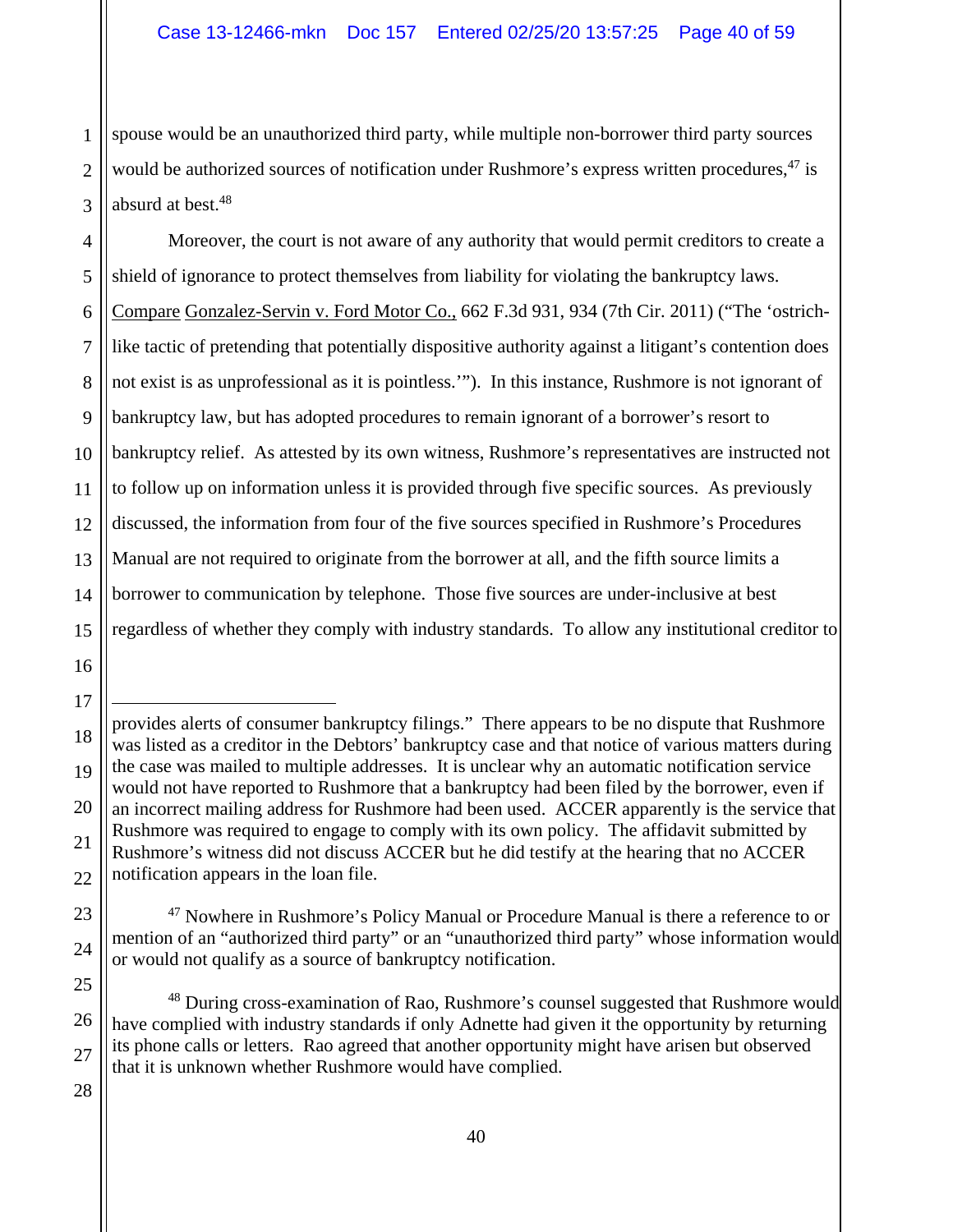spouse would be an unauthorized third party, while multiple non-borrower third party sources would be authorized sources of notification under Rushmore's express written procedures,[47] is absurd at best.[48]

Moreover, the court is not aware of any authority that would permit creditors to create a shield of ignorance to protect themselves from liability for violating the bankruptcy laws. Compare Gonzalez-Servin v. Ford Motor Co., 662 F.3d 931, 934 (7th Cir. 2011) ("The 'ostrich-like tactic of pretending that potentially dispositive authority against a litigant's contention does not exist is as unprofessional as it is pointless.'"). In this instance, Rushmore is not ignorant of bankruptcy law, but has adopted procedures to remain ignorant of a borrower's resort to bankruptcy relief. As attested by its own witness, Rushmore's representatives are instructed not to follow up on information unless it is provided through five specific sources. As previously discussed, the information from four of the five sources specified in Rushmore's Procedures Manual are not required to originate from the borrower at all, and the fifth source limits a borrower to communication by telephone. Those five sources are under-inclusive at best regardless of whether they comply with industry standards. To allow any institutional creditor to

---

provides alerts of consumer bankruptcy filings." There appears to be no dispute that Rushmore was listed as a creditor in the Debtors' bankruptcy case and that notice of various matters during the case was mailed to multiple addresses. It is unclear why an automatic notification service would not have reported to Rushmore that a bankruptcy had been filed by the borrower, even if an incorrect mailing address for Rushmore had been used. ACCER apparently is the service that Rushmore was required to engage to comply with its own policy. The affidavit submitted by Rushmore's witness did not discuss ACCER but he did testify at the hearing that no ACCER notification appears in the loan file.

[47] Nowhere in Rushmore's Policy Manual or Procedure Manual is there a reference to or mention of an "authorized third party" or an "unauthorized third party" whose information would or would not qualify as a source of bankruptcy notification.

[48] During cross-examination of Rao, Rushmore's counsel suggested that Rushmore would have complied with industry standards if only Adnette had given it the opportunity by returning its phone calls or letters. Rao agreed that another opportunity might have arisen but observed that it is unknown whether Rushmore would have complied.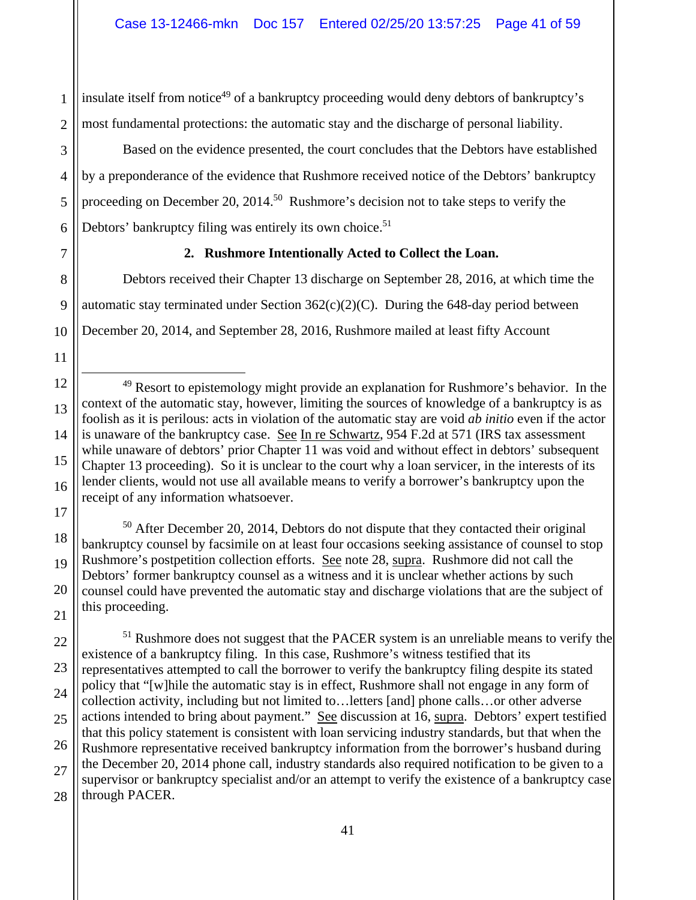insulate itself from notice[49] of a bankruptcy proceeding would deny debtors of bankruptcy's most fundamental protections: the automatic stay and the discharge of personal liability.

Based on the evidence presented, the court concludes that the Debtors have established by a preponderance of the evidence that Rushmore received notice of the Debtors' bankruptcy proceeding on December 20, 2014.[50] Rushmore's decision not to take steps to verify the Debtors' bankruptcy filing was entirely its own choice.[51]

**2. Rushmore Intentionally Acted to Collect the Loan.**

Debtors received their Chapter 13 discharge on September 28, 2016, at which time the automatic stay terminated under Section 362(c)(2)(C). During the 648-day period between December 20, 2014, and September 28, 2016, Rushmore mailed at least fifty Account

---

[49] Resort to epistemology might provide an explanation for Rushmore's behavior. In the context of the automatic stay, however, limiting the sources of knowledge of a bankruptcy is as foolish as it is perilous: acts in violation of the automatic stay are void *ab initio* even if the actor is unaware of the bankruptcy case. See In re Schwartz, 954 F.2d at 571 (IRS tax assessment while unaware of debtors' prior Chapter 11 was void and without effect in debtors' subsequent Chapter 13 proceeding). So it is unclear to the court why a loan servicer, in the interests of its lender clients, would not use all available means to verify a borrower's bankruptcy upon the receipt of any information whatsoever.

[50] After December 20, 2014, Debtors do not dispute that they contacted their original bankruptcy counsel by facsimile on at least four occasions seeking assistance of counsel to stop Rushmore's postpetition collection efforts. See note 28, supra. Rushmore did not call the Debtors' former bankruptcy counsel as a witness and it is unclear whether actions by such counsel could have prevented the automatic stay and discharge violations that are the subject of this proceeding.

[51] Rushmore does not suggest that the PACER system is an unreliable means to verify the existence of a bankruptcy filing. In this case, Rushmore's witness testified that its representatives attempted to call the borrower to verify the bankruptcy filing despite its stated policy that "[w]hile the automatic stay is in effect, Rushmore shall not engage in any form of collection activity, including but not limited to…letters [and] phone calls…or other adverse actions intended to bring about payment." See discussion at 16, supra. Debtors' expert testified that this policy statement is consistent with loan servicing industry standards, but that when the Rushmore representative received bankruptcy information from the borrower's husband during the December 20, 2014 phone call, industry standards also required notification to be given to a supervisor or bankruptcy specialist and/or an attempt to verify the existence of a bankruptcy case through PACER.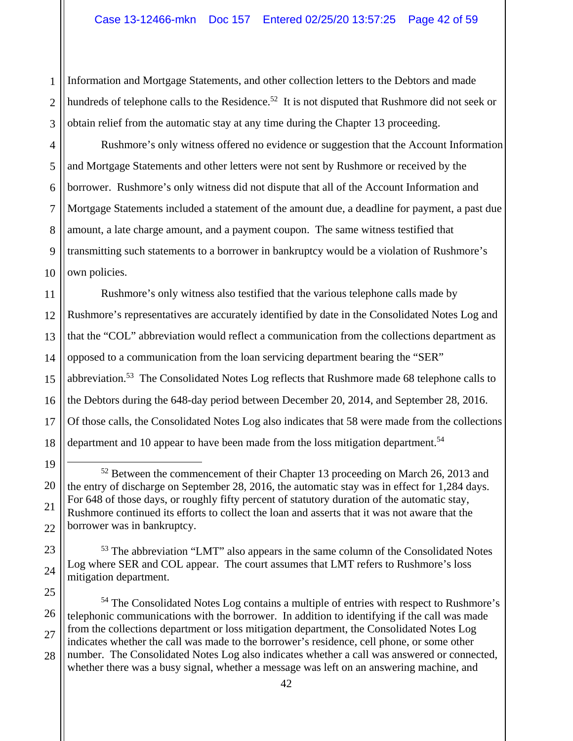Information and Mortgage Statements, and other collection letters to the Debtors and made hundreds of telephone calls to the Residence.[52] It is not disputed that Rushmore did not seek or obtain relief from the automatic stay at any time during the Chapter 13 proceeding.

Rushmore's only witness offered no evidence or suggestion that the Account Information and Mortgage Statements and other letters were not sent by Rushmore or received by the borrower. Rushmore's only witness did not dispute that all of the Account Information and Mortgage Statements included a statement of the amount due, a deadline for payment, a past due amount, a late charge amount, and a payment coupon. The same witness testified that transmitting such statements to a borrower in bankruptcy would be a violation of Rushmore's own policies.

Rushmore's only witness also testified that the various telephone calls made by Rushmore's representatives are accurately identified by date in the Consolidated Notes Log and that the "COL" abbreviation would reflect a communication from the collections department as opposed to a communication from the loan servicing department bearing the "SER" abbreviation.[53] The Consolidated Notes Log reflects that Rushmore made 68 telephone calls to the Debtors during the 648-day period between December 20, 2014, and September 28, 2016. Of those calls, the Consolidated Notes Log also indicates that 58 were made from the collections department and 10 appear to have been made from the loss mitigation department.[54]

---

[52] Between the commencement of their Chapter 13 proceeding on March 26, 2013 and the entry of discharge on September 28, 2016, the automatic stay was in effect for 1,284 days. For 648 of those days, or roughly fifty percent of statutory duration of the automatic stay, Rushmore continued its efforts to collect the loan and asserts that it was not aware that the borrower was in bankruptcy.

[53] The abbreviation "LMT" also appears in the same column of the Consolidated Notes Log where SER and COL appear. The court assumes that LMT refers to Rushmore's loss mitigation department.

[54] The Consolidated Notes Log contains a multiple of entries with respect to Rushmore's telephonic communications with the borrower. In addition to identifying if the call was made from the collections department or loss mitigation department, the Consolidated Notes Log indicates whether the call was made to the borrower's residence, cell phone, or some other number. The Consolidated Notes Log also indicates whether a call was answered or connected, whether there was a busy signal, whether a message was left on an answering machine, and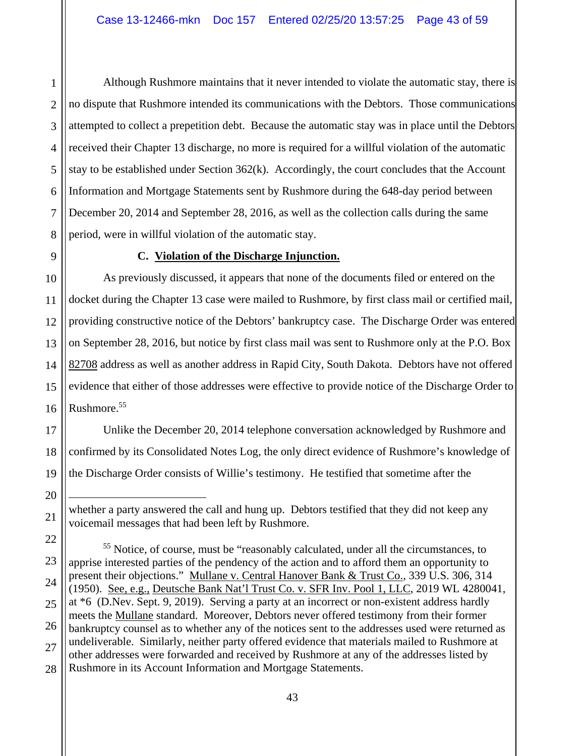Although Rushmore maintains that it never intended to violate the automatic stay, there is no dispute that Rushmore intended its communications with the Debtors. Those communications attempted to collect a prepetition debt. Because the automatic stay was in place until the Debtors received their Chapter 13 discharge, no more is required for a willful violation of the automatic stay to be established under Section 362(k). Accordingly, the court concludes that the Account Information and Mortgage Statements sent by Rushmore during the 648-day period between December 20, 2014 and September 28, 2016, as well as the collection calls during the same period, were in willful violation of the automatic stay.

### C. Violation of the Discharge Injunction.

As previously discussed, it appears that none of the documents filed or entered on the docket during the Chapter 13 case were mailed to Rushmore, by first class mail or certified mail, providing constructive notice of the Debtors' bankruptcy case. The Discharge Order was entered on September 28, 2016, but notice by first class mail was sent to Rushmore only at the P.O. Box 82708 address as well as another address in Rapid City, South Dakota. Debtors have not offered evidence that either of those addresses were effective to provide notice of the Discharge Order to Rushmore.[55]

Unlike the December 20, 2014 telephone conversation acknowledged by Rushmore and confirmed by its Consolidated Notes Log, the only direct evidence of Rushmore's knowledge of the Discharge Order consists of Willie's testimony. He testified that sometime after the

---

whether a party answered the call and hung up. Debtors testified that they did not keep any voicemail messages that had been left by Rushmore.

[55] Notice, of course, must be "reasonably calculated, under all the circumstances, to apprise interested parties of the pendency of the action and to afford them an opportunity to present their objections." Mullane v. Central Hanover Bank & Trust Co., 339 U.S. 306, 314 (1950). See, e.g., Deutsche Bank Nat'l Trust Co. v. SFR Inv. Pool 1, LLC, 2019 WL 4280041, at *6 (D.Nev. Sept. 9, 2019). Serving a party at an incorrect or non-existent address hardly meets the Mullane standard. Moreover, Debtors never offered testimony from their former bankruptcy counsel as to whether any of the notices sent to the addresses used were returned as undeliverable. Similarly, neither party offered evidence that materials mailed to Rushmore at other addresses were forwarded and received by Rushmore at any of the addresses listed by Rushmore in its Account Information and Mortgage Statements.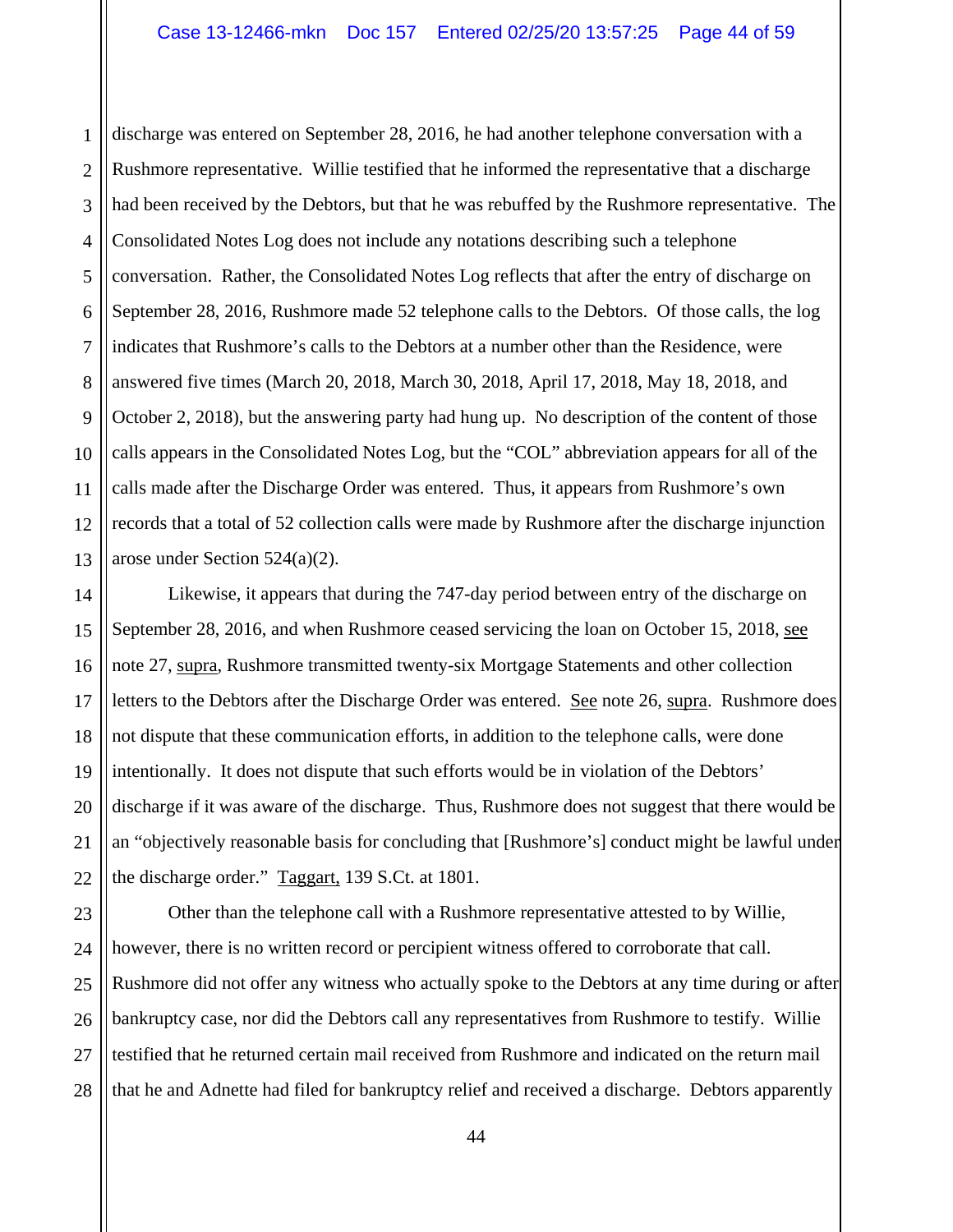discharge was entered on September 28, 2016, he had another telephone conversation with a Rushmore representative. Willie testified that he informed the representative that a discharge had been received by the Debtors, but that he was rebuffed by the Rushmore representative. The Consolidated Notes Log does not include any notations describing such a telephone conversation. Rather, the Consolidated Notes Log reflects that after the entry of discharge on September 28, 2016, Rushmore made 52 telephone calls to the Debtors. Of those calls, the log indicates that Rushmore's calls to the Debtors at a number other than the Residence, were answered five times (March 20, 2018, March 30, 2018, April 17, 2018, May 18, 2018, and October 2, 2018), but the answering party had hung up. No description of the content of those calls appears in the Consolidated Notes Log, but the "COL" abbreviation appears for all of the calls made after the Discharge Order was entered. Thus, it appears from Rushmore's own records that a total of 52 collection calls were made by Rushmore after the discharge injunction arose under Section 524(a)(2).

Likewise, it appears that during the 747-day period between entry of the discharge on September 28, 2016, and when Rushmore ceased servicing the loan on October 15, 2018, see note 27, supra, Rushmore transmitted twenty-six Mortgage Statements and other collection letters to the Debtors after the Discharge Order was entered. See note 26, supra. Rushmore does not dispute that these communication efforts, in addition to the telephone calls, were done intentionally. It does not dispute that such efforts would be in violation of the Debtors' discharge if it was aware of the discharge. Thus, Rushmore does not suggest that there would be an "objectively reasonable basis for concluding that [Rushmore's] conduct might be lawful under the discharge order." Taggart, 139 S.Ct. at 1801.

Other than the telephone call with a Rushmore representative attested to by Willie, however, there is no written record or percipient witness offered to corroborate that call. Rushmore did not offer any witness who actually spoke to the Debtors at any time during or after bankruptcy case, nor did the Debtors call any representatives from Rushmore to testify. Willie testified that he returned certain mail received from Rushmore and indicated on the return mail that he and Adnette had filed for bankruptcy relief and received a discharge. Debtors apparently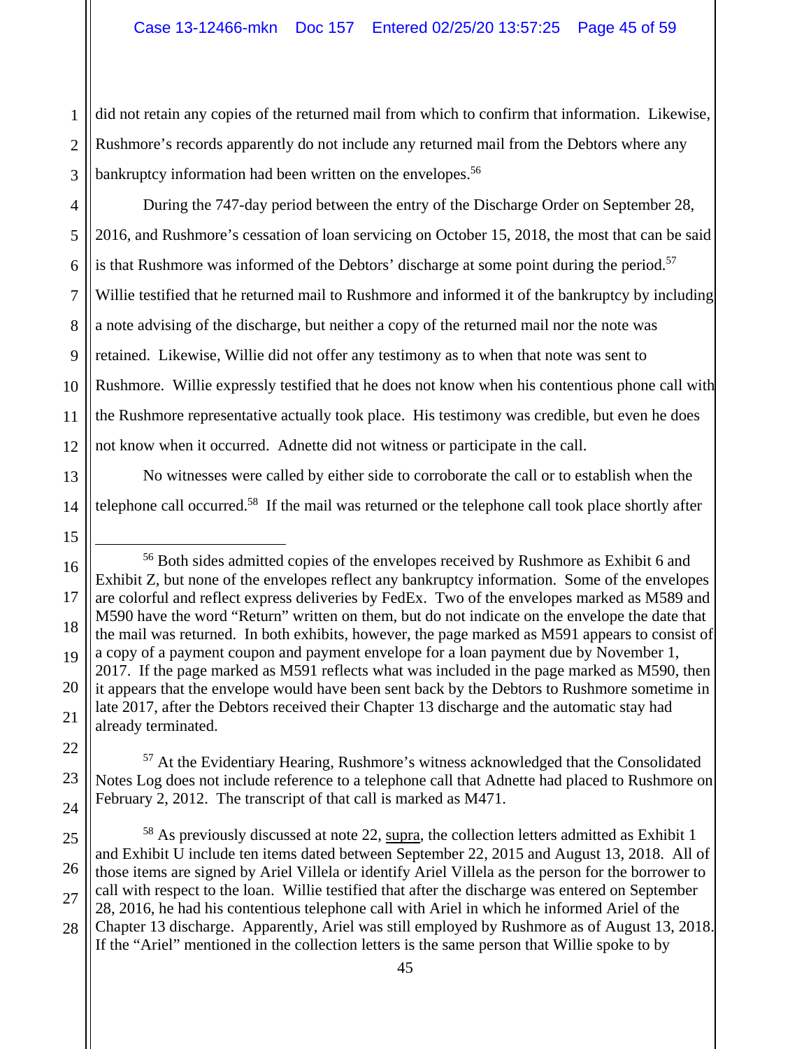did not retain any copies of the returned mail from which to confirm that information. Likewise, Rushmore's records apparently do not include any returned mail from the Debtors where any bankruptcy information had been written on the envelopes.[56]

During the 747-day period between the entry of the Discharge Order on September 28, 2016, and Rushmore's cessation of loan servicing on October 15, 2018, the most that can be said is that Rushmore was informed of the Debtors' discharge at some point during the period.[57] Willie testified that he returned mail to Rushmore and informed it of the bankruptcy by including a note advising of the discharge, but neither a copy of the returned mail nor the note was retained. Likewise, Willie did not offer any testimony as to when that note was sent to Rushmore. Willie expressly testified that he does not know when his contentious phone call with the Rushmore representative actually took place. His testimony was credible, but even he does not know when it occurred. Adnette did not witness or participate in the call.

No witnesses were called by either side to corroborate the call or to establish when the telephone call occurred.[58] If the mail was returned or the telephone call took place shortly after

---

[56] Both sides admitted copies of the envelopes received by Rushmore as Exhibit 6 and Exhibit Z, but none of the envelopes reflect any bankruptcy information. Some of the envelopes are colorful and reflect express deliveries by FedEx. Two of the envelopes marked as M589 and M590 have the word "Return" written on them, but do not indicate on the envelope the date that the mail was returned. In both exhibits, however, the page marked as M591 appears to consist of a copy of a payment coupon and payment envelope for a loan payment due by November 1, 2017. If the page marked as M591 reflects what was included in the page marked as M590, then it appears that the envelope would have been sent back by the Debtors to Rushmore sometime in late 2017, after the Debtors received their Chapter 13 discharge and the automatic stay had already terminated.

[57] At the Evidentiary Hearing, Rushmore's witness acknowledged that the Consolidated Notes Log does not include reference to a telephone call that Adnette had placed to Rushmore on February 2, 2012. The transcript of that call is marked as M471.

[58] As previously discussed at note 22, supra, the collection letters admitted as Exhibit 1 and Exhibit U include ten items dated between September 22, 2015 and August 13, 2018. All of those items are signed by Ariel Villela or identify Ariel Villela as the person for the borrower to call with respect to the loan. Willie testified that after the discharge was entered on September 28, 2016, he had his contentious telephone call with Ariel in which he informed Ariel of the Chapter 13 discharge. Apparently, Ariel was still employed by Rushmore as of August 13, 2018. If the "Ariel" mentioned in the collection letters is the same person that Willie spoke to by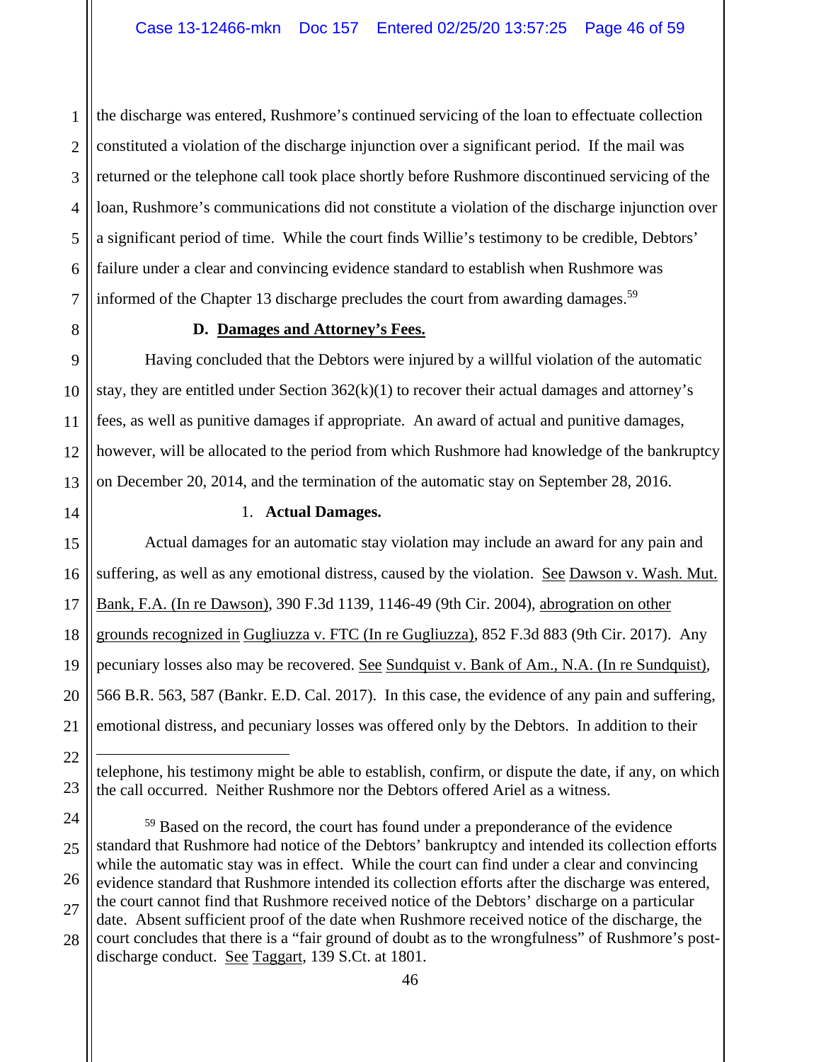the discharge was entered, Rushmore's continued servicing of the loan to effectuate collection constituted a violation of the discharge injunction over a significant period. If the mail was returned or the telephone call took place shortly before Rushmore discontinued servicing of the loan, Rushmore's communications did not constitute a violation of the discharge injunction over a significant period of time. While the court finds Willie's testimony to be credible, Debtors' failure under a clear and convincing evidence standard to establish when Rushmore was informed of the Chapter 13 discharge precludes the court from awarding damages.[59]

### D. Damages and Attorney's Fees.

Having concluded that the Debtors were injured by a willful violation of the automatic stay, they are entitled under Section 362(k)(1) to recover their actual damages and attorney's fees, as well as punitive damages if appropriate. An award of actual and punitive damages, however, will be allocated to the period from which Rushmore had knowledge of the bankruptcy on December 20, 2014, and the termination of the automatic stay on September 28, 2016.

#### 1. Actual Damages.

Actual damages for an automatic stay violation may include an award for any pain and suffering, as well as any emotional distress, caused by the violation. See Dawson v. Wash. Mut. Bank, F.A. (In re Dawson), 390 F.3d 1139, 1146-49 (9th Cir. 2004), abrogation on other grounds recognized in Gugliuzza v. FTC (In re Gugliuzza), 852 F.3d 883 (9th Cir. 2017). Any pecuniary losses also may be recovered. See Sundquist v. Bank of Am., N.A. (In re Sundquist), 566 B.R. 563, 587 (Bankr. E.D. Cal. 2017). In this case, the evidence of any pain and suffering, emotional distress, and pecuniary losses was offered only by the Debtors. In addition to their

---

telephone, his testimony might be able to establish, confirm, or dispute the date, if any, on which the call occurred. Neither Rushmore nor the Debtors offered Ariel as a witness.

[59] Based on the record, the court has found under a preponderance of the evidence standard that Rushmore had notice of the Debtors' bankruptcy and intended its collection efforts while the automatic stay was in effect. While the court can find under a clear and convincing evidence standard that Rushmore intended its collection efforts after the discharge was entered, the court cannot find that Rushmore received notice of the Debtors' discharge on a particular date. Absent sufficient proof of the date when Rushmore received notice of the discharge, the court concludes that there is a "fair ground of doubt as to the wrongfulness" of Rushmore's post-discharge conduct. See Taggart, 139 S.Ct. at 1801.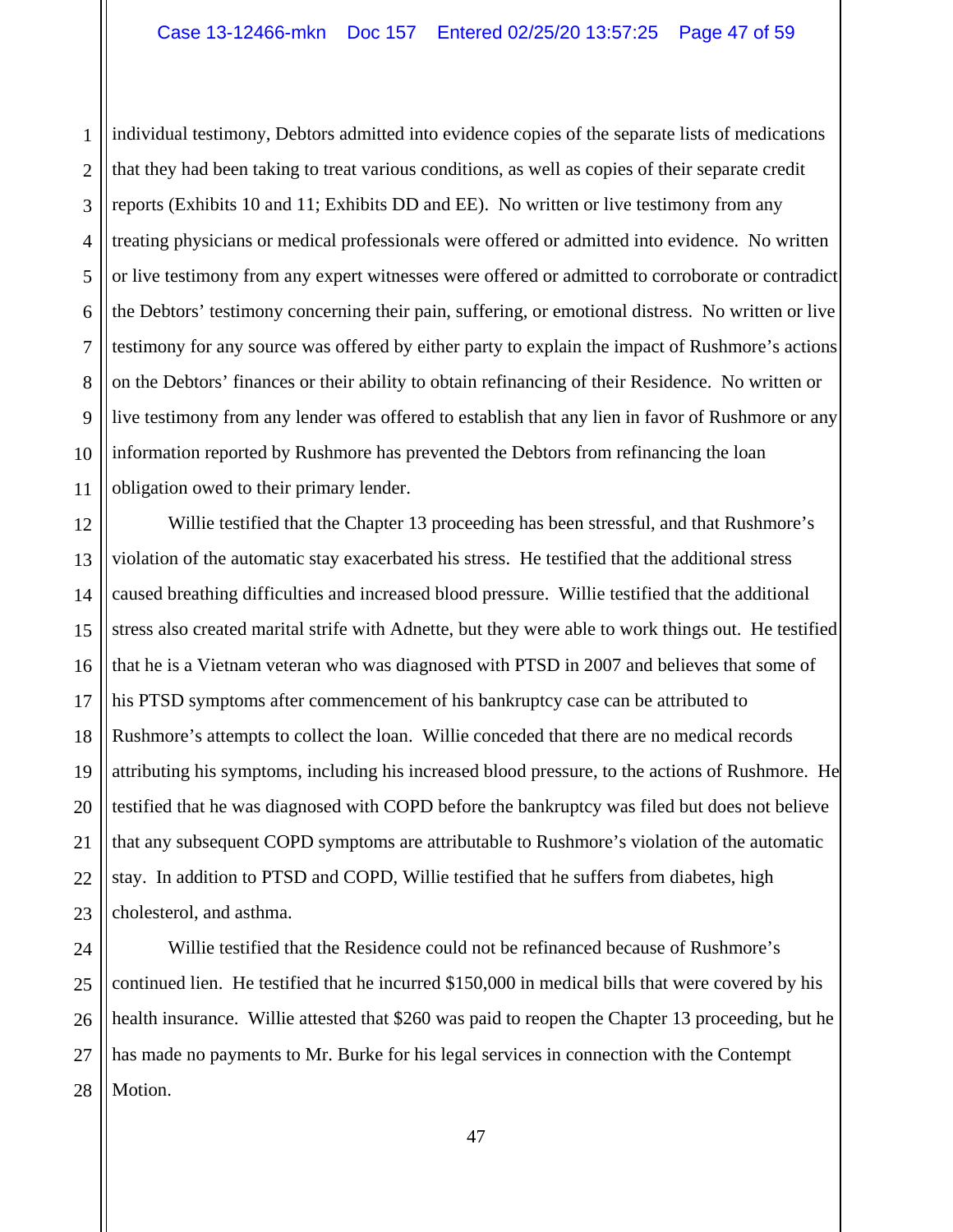individual testimony, Debtors admitted into evidence copies of the separate lists of medications that they had been taking to treat various conditions, as well as copies of their separate credit reports (Exhibits 10 and 11; Exhibits DD and EE). No written or live testimony from any treating physicians or medical professionals were offered or admitted into evidence. No written or live testimony from any expert witnesses were offered or admitted to corroborate or contradict the Debtors' testimony concerning their pain, suffering, or emotional distress. No written or live testimony for any source was offered by either party to explain the impact of Rushmore's actions on the Debtors' finances or their ability to obtain refinancing of their Residence. No written or live testimony from any lender was offered to establish that any lien in favor of Rushmore or any information reported by Rushmore has prevented the Debtors from refinancing the loan obligation owed to their primary lender.

Willie testified that the Chapter 13 proceeding has been stressful, and that Rushmore's violation of the automatic stay exacerbated his stress. He testified that the additional stress caused breathing difficulties and increased blood pressure. Willie testified that the additional stress also created marital strife with Adnette, but they were able to work things out. He testified that he is a Vietnam veteran who was diagnosed with PTSD in 2007 and believes that some of his PTSD symptoms after commencement of his bankruptcy case can be attributed to Rushmore's attempts to collect the loan. Willie conceded that there are no medical records attributing his symptoms, including his increased blood pressure, to the actions of Rushmore. He testified that he was diagnosed with COPD before the bankruptcy was filed but does not believe that any subsequent COPD symptoms are attributable to Rushmore's violation of the automatic stay. In addition to PTSD and COPD, Willie testified that he suffers from diabetes, high cholesterol, and asthma.

Willie testified that the Residence could not be refinanced because of Rushmore's continued lien. He testified that he incurred $150,000 in medical bills that were covered by his health insurance. Willie attested that $260 was paid to reopen the Chapter 13 proceeding, but he has made no payments to Mr. Burke for his legal services in connection with the Contempt Motion.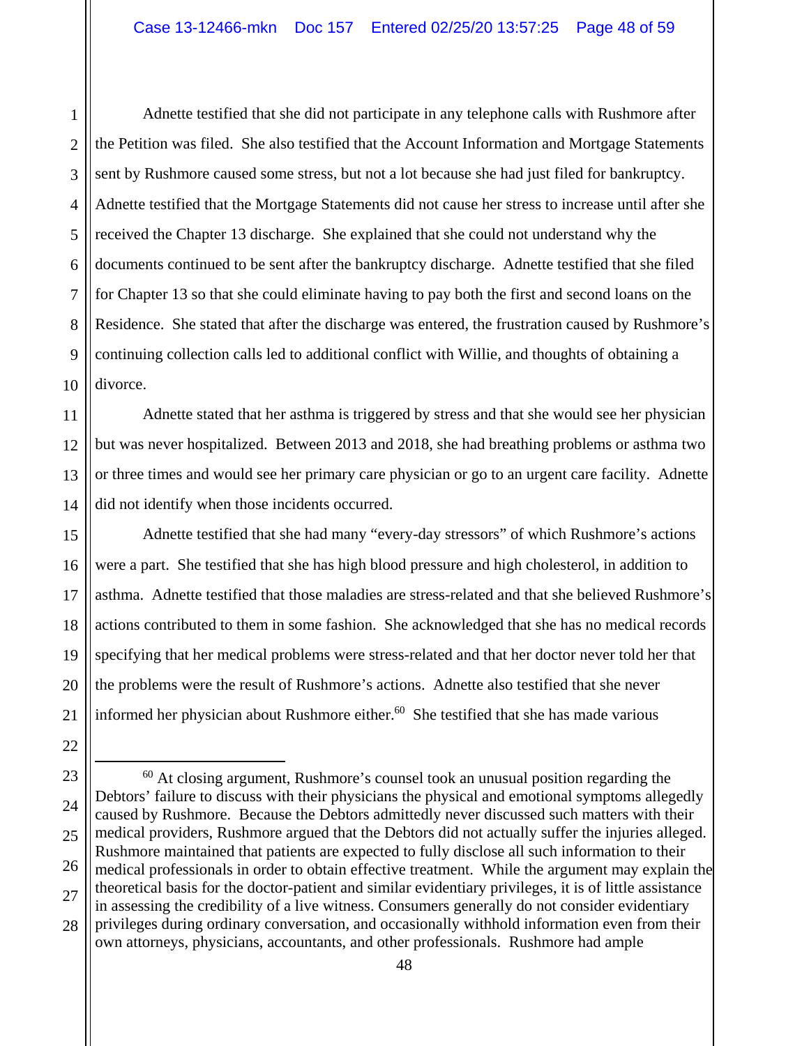Adnette testified that she did not participate in any telephone calls with Rushmore after the Petition was filed. She also testified that the Account Information and Mortgage Statements sent by Rushmore caused some stress, but not a lot because she had just filed for bankruptcy. Adnette testified that the Mortgage Statements did not cause her stress to increase until after she received the Chapter 13 discharge. She explained that she could not understand why the documents continued to be sent after the bankruptcy discharge. Adnette testified that she filed for Chapter 13 so that she could eliminate having to pay both the first and second loans on the Residence. She stated that after the discharge was entered, the frustration caused by Rushmore's continuing collection calls led to additional conflict with Willie, and thoughts of obtaining a divorce.

Adnette stated that her asthma is triggered by stress and that she would see her physician but was never hospitalized. Between 2013 and 2018, she had breathing problems or asthma two or three times and would see her primary care physician or go to an urgent care facility. Adnette did not identify when those incidents occurred.

Adnette testified that she had many "every-day stressors" of which Rushmore's actions were a part. She testified that she has high blood pressure and high cholesterol, in addition to asthma. Adnette testified that those maladies are stress-related and that she believed Rushmore's actions contributed to them in some fashion. She acknowledged that she has no medical records specifying that her medical problems were stress-related and that her doctor never told her that the problems were the result of Rushmore's actions. Adnette also testified that she never informed her physician about Rushmore either.[60] She testified that she has made various

---

[60] At closing argument, Rushmore's counsel took an unusual position regarding the Debtors' failure to discuss with their physicians the physical and emotional symptoms allegedly caused by Rushmore. Because the Debtors admittedly never discussed such matters with their medical providers, Rushmore argued that the Debtors did not actually suffer the injuries alleged. Rushmore maintained that patients are expected to fully disclose all such information to their medical professionals in order to obtain effective treatment. While the argument may explain the theoretical basis for the doctor-patient and similar evidentiary privileges, it is of little assistance in assessing the credibility of a live witness. Consumers generally do not consider evidentiary privileges during ordinary conversation, and occasionally withhold information even from their own attorneys, physicians, accountants, and other professionals. Rushmore had ample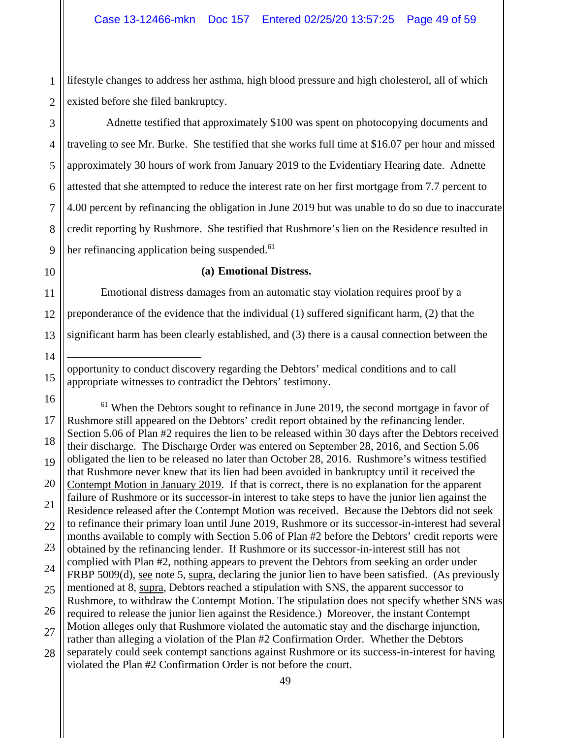lifestyle changes to address her asthma, high blood pressure and high cholesterol, all of which existed before she filed bankruptcy.

Adnette testified that approximately $100 was spent on photocopying documents and traveling to see Mr. Burke. She testified that she works full time at $16.07 per hour and missed approximately 30 hours of work from January 2019 to the Evidentiary Hearing date. Adnette attested that she attempted to reduce the interest rate on her first mortgage from 7.7 percent to 4.00 percent by refinancing the obligation in June 2019 but was unable to do so due to inaccurate credit reporting by Rushmore. She testified that Rushmore's lien on the Residence resulted in her refinancing application being suspended.[61]

**(a) Emotional Distress.**

Emotional distress damages from an automatic stay violation requires proof by a preponderance of the evidence that the individual (1) suffered significant harm, (2) that the significant harm has been clearly established, and (3) there is a causal connection between the

---

opportunity to conduct discovery regarding the Debtors' medical conditions and to call appropriate witnesses to contradict the Debtors' testimony.

[61] When the Debtors sought to refinance in June 2019, the second mortgage in favor of Rushmore still appeared on the Debtors' credit report obtained by the refinancing lender. Section 5.06 of Plan #2 requires the lien to be released within 30 days after the Debtors received their discharge. The Discharge Order was entered on September 28, 2016, and Section 5.06 obligated the lien to be released no later than October 28, 2016. Rushmore's witness testified that Rushmore never knew that its lien had been avoided in bankruptcy <u>until it received the Contempt Motion in January 2019</u>. If that is correct, there is no explanation for the apparent failure of Rushmore or its successor-in interest to take steps to have the junior lien against the Residence released after the Contempt Motion was received. Because the Debtors did not seek to refinance their primary loan until June 2019, Rushmore or its successor-in-interest had several months available to comply with Section 5.06 of Plan #2 before the Debtors' credit reports were obtained by the refinancing lender. If Rushmore or its successor-in-interest still has not complied with Plan #2, nothing appears to prevent the Debtors from seeking an order under FRBP 5009(d), <u>see</u> note 5, <u>supra</u>, declaring the junior lien to have been satisfied. (As previously mentioned at 8, <u>supra</u>, Debtors reached a stipulation with SNS, the apparent successor to Rushmore, to withdraw the Contempt Motion. The stipulation does not specify whether SNS was required to release the junior lien against the Residence.) Moreover, the instant Contempt Motion alleges only that Rushmore violated the automatic stay and the discharge injunction, rather than alleging a violation of the Plan #2 Confirmation Order. Whether the Debtors separately could seek contempt sanctions against Rushmore or its success-in-interest for having violated the Plan #2 Confirmation Order is not before the court.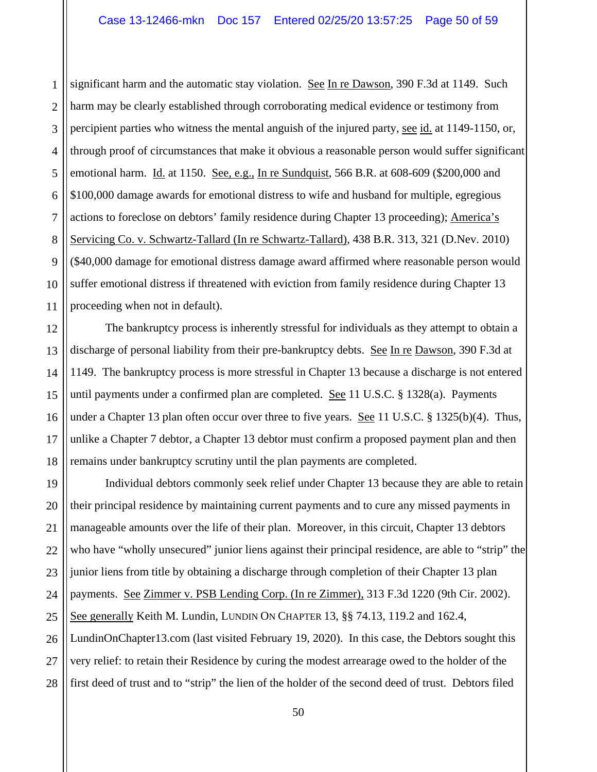significant harm and the automatic stay violation. See In re Dawson, 390 F.3d at 1149. Such harm may be clearly established through corroborating medical evidence or testimony from percipient parties who witness the mental anguish of the injured party, see id. at 1149-1150, or, through proof of circumstances that make it obvious a reasonable person would suffer significant emotional harm. Id. at 1150. See, e.g., In re Sundquist, 566 B.R. at 608-609 ($200,000 and $100,000 damage awards for emotional distress to wife and husband for multiple, egregious actions to foreclose on debtors' family residence during Chapter 13 proceeding); America's Servicing Co. v. Schwartz-Tallard (In re Schwartz-Tallard), 438 B.R. 313, 321 (D.Nev. 2010) ($40,000 damage for emotional distress damage award affirmed where reasonable person would suffer emotional distress if threatened with eviction from family residence during Chapter 13 proceeding when not in default).

The bankruptcy process is inherently stressful for individuals as they attempt to obtain a discharge of personal liability from their pre-bankruptcy debts. See In re Dawson, 390 F.3d at 1149. The bankruptcy process is more stressful in Chapter 13 because a discharge is not entered until payments under a confirmed plan are completed. See 11 U.S.C. § 1328(a). Payments under a Chapter 13 plan often occur over three to five years. See 11 U.S.C. § 1325(b)(4). Thus, unlike a Chapter 7 debtor, a Chapter 13 debtor must confirm a proposed payment plan and then remains under bankruptcy scrutiny until the plan payments are completed.

Individual debtors commonly seek relief under Chapter 13 because they are able to retain their principal residence by maintaining current payments and to cure any missed payments in manageable amounts over the life of their plan. Moreover, in this circuit, Chapter 13 debtors who have "wholly unsecured" junior liens against their principal residence, are able to "strip" the junior liens from title by obtaining a discharge through completion of their Chapter 13 plan payments. See Zimmer v. PSB Lending Corp. (In re Zimmer), 313 F.3d 1220 (9th Cir. 2002). See generally Keith M. Lundin, LUNDIN ON CHAPTER 13, §§ 74.13, 119.2 and 162.4, LundinOnChapter13.com (last visited February 19, 2020). In this case, the Debtors sought this very relief: to retain their Residence by curing the modest arrearage owed to the holder of the first deed of trust and to "strip" the lien of the holder of the second deed of trust. Debtors filed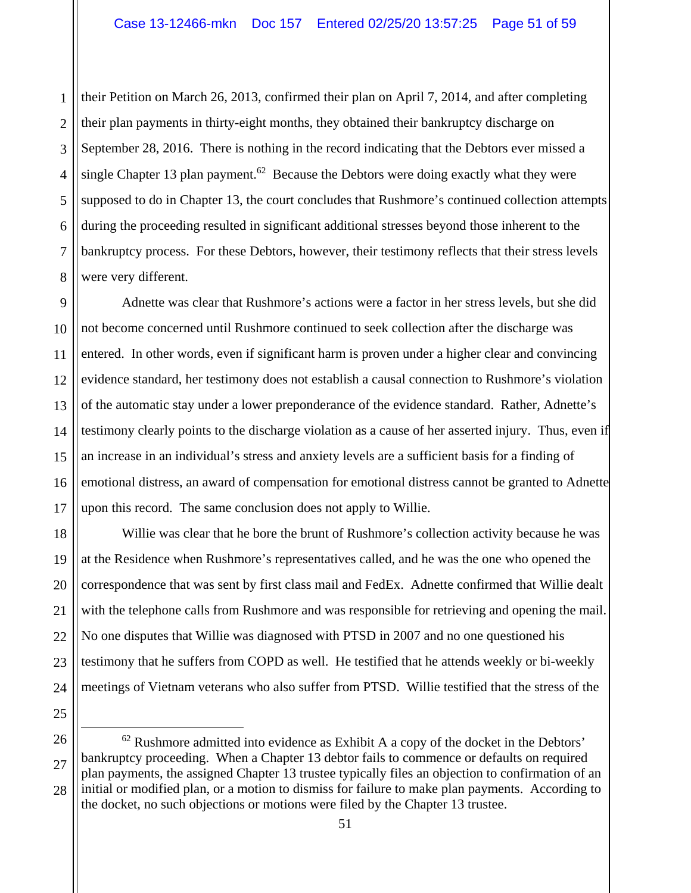their Petition on March 26, 2013, confirmed their plan on April 7, 2014, and after completing their plan payments in thirty-eight months, they obtained their bankruptcy discharge on September 28, 2016. There is nothing in the record indicating that the Debtors ever missed a single Chapter 13 plan payment.[62] Because the Debtors were doing exactly what they were supposed to do in Chapter 13, the court concludes that Rushmore's continued collection attempts during the proceeding resulted in significant additional stresses beyond those inherent to the bankruptcy process. For these Debtors, however, their testimony reflects that their stress levels were very different.

Adnette was clear that Rushmore's actions were a factor in her stress levels, but she did not become concerned until Rushmore continued to seek collection after the discharge was entered. In other words, even if significant harm is proven under a higher clear and convincing evidence standard, her testimony does not establish a causal connection to Rushmore's violation of the automatic stay under a lower preponderance of the evidence standard. Rather, Adnette's testimony clearly points to the discharge violation as a cause of her asserted injury. Thus, even if an increase in an individual's stress and anxiety levels are a sufficient basis for a finding of emotional distress, an award of compensation for emotional distress cannot be granted to Adnette upon this record. The same conclusion does not apply to Willie.

Willie was clear that he bore the brunt of Rushmore's collection activity because he was at the Residence when Rushmore's representatives called, and he was the one who opened the correspondence that was sent by first class mail and FedEx. Adnette confirmed that Willie dealt with the telephone calls from Rushmore and was responsible for retrieving and opening the mail. No one disputes that Willie was diagnosed with PTSD in 2007 and no one questioned his testimony that he suffers from COPD as well. He testified that he attends weekly or bi-weekly meetings of Vietnam veterans who also suffer from PTSD. Willie testified that the stress of the

---

[62] Rushmore admitted into evidence as Exhibit A a copy of the docket in the Debtors' bankruptcy proceeding. When a Chapter 13 debtor fails to commence or defaults on required plan payments, the assigned Chapter 13 trustee typically files an objection to confirmation of an initial or modified plan, or a motion to dismiss for failure to make plan payments. According to the docket, no such objections or motions were filed by the Chapter 13 trustee.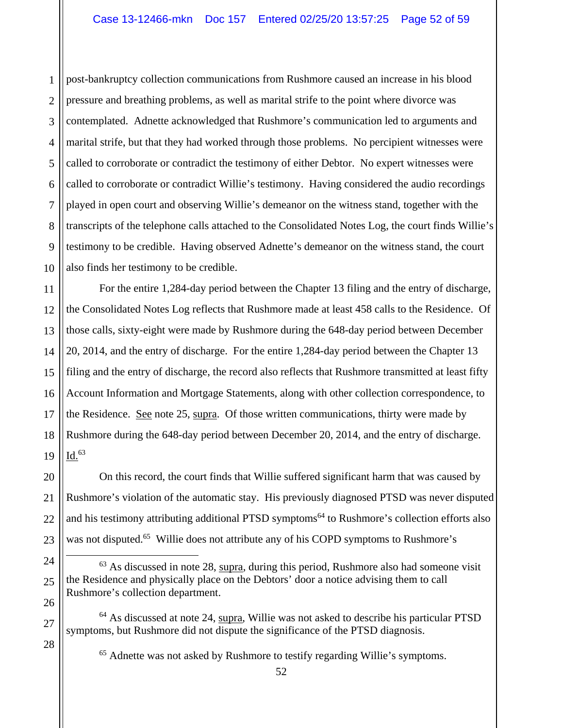post-bankruptcy collection communications from Rushmore caused an increase in his blood pressure and breathing problems, as well as marital strife to the point where divorce was contemplated. Adnette acknowledged that Rushmore's communication led to arguments and marital strife, but that they had worked through those problems. No percipient witnesses were called to corroborate or contradict the testimony of either Debtor. No expert witnesses were called to corroborate or contradict Willie's testimony. Having considered the audio recordings played in open court and observing Willie's demeanor on the witness stand, together with the transcripts of the telephone calls attached to the Consolidated Notes Log, the court finds Willie's testimony to be credible. Having observed Adnette's demeanor on the witness stand, the court also finds her testimony to be credible.

For the entire 1,284-day period between the Chapter 13 filing and the entry of discharge, the Consolidated Notes Log reflects that Rushmore made at least 458 calls to the Residence. Of those calls, sixty-eight were made by Rushmore during the 648-day period between December 20, 2014, and the entry of discharge. For the entire 1,284-day period between the Chapter 13 filing and the entry of discharge, the record also reflects that Rushmore transmitted at least fifty Account Information and Mortgage Statements, along with other collection correspondence, to the Residence. See note 25, supra. Of those written communications, thirty were made by Rushmore during the 648-day period between December 20, 2014, and the entry of discharge. Id.[63]

On this record, the court finds that Willie suffered significant harm that was caused by Rushmore's violation of the automatic stay. His previously diagnosed PTSD was never disputed and his testimony attributing additional PTSD symptoms[64] to Rushmore's collection efforts also was not disputed.[65] Willie does not attribute any of his COPD symptoms to Rushmore's

---

[63] As discussed in note 28, supra, during this period, Rushmore also had someone visit the Residence and physically place on the Debtors' door a notice advising them to call Rushmore's collection department.

[64] As discussed at note 24, supra, Willie was not asked to describe his particular PTSD symptoms, but Rushmore did not dispute the significance of the PTSD diagnosis.

[65] Adnette was not asked by Rushmore to testify regarding Willie's symptoms.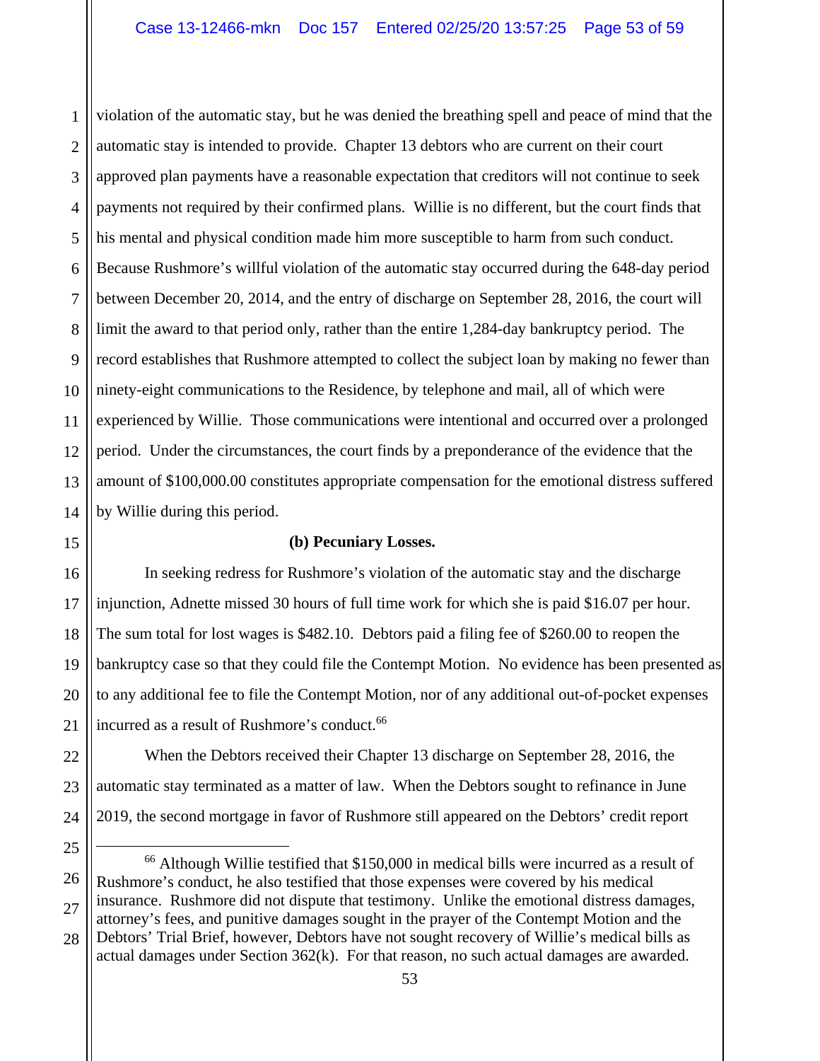violation of the automatic stay, but he was denied the breathing spell and peace of mind that the automatic stay is intended to provide. Chapter 13 debtors who are current on their court approved plan payments have a reasonable expectation that creditors will not continue to seek payments not required by their confirmed plans. Willie is no different, but the court finds that his mental and physical condition made him more susceptible to harm from such conduct. Because Rushmore's willful violation of the automatic stay occurred during the 648-day period between December 20, 2014, and the entry of discharge on September 28, 2016, the court will limit the award to that period only, rather than the entire 1,284-day bankruptcy period. The record establishes that Rushmore attempted to collect the subject loan by making no fewer than ninety-eight communications to the Residence, by telephone and mail, all of which were experienced by Willie. Those communications were intentional and occurred over a prolonged period. Under the circumstances, the court finds by a preponderance of the evidence that the amount of $100,000.00 constitutes appropriate compensation for the emotional distress suffered by Willie during this period.

**(b) Pecuniary Losses.**

In seeking redress for Rushmore's violation of the automatic stay and the discharge injunction, Adnette missed 30 hours of full time work for which she is paid $16.07 per hour. The sum total for lost wages is $482.10. Debtors paid a filing fee of $260.00 to reopen the bankruptcy case so that they could file the Contempt Motion. No evidence has been presented as to any additional fee to file the Contempt Motion, nor of any additional out-of-pocket expenses incurred as a result of Rushmore's conduct.[66]

When the Debtors received their Chapter 13 discharge on September 28, 2016, the automatic stay terminated as a matter of law. When the Debtors sought to refinance in June 2019, the second mortgage in favor of Rushmore still appeared on the Debtors' credit report

---

[66] Although Willie testified that $150,000 in medical bills were incurred as a result of Rushmore's conduct, he also testified that those expenses were covered by his medical insurance. Rushmore did not dispute that testimony. Unlike the emotional distress damages, attorney's fees, and punitive damages sought in the prayer of the Contempt Motion and the Debtors' Trial Brief, however, Debtors have not sought recovery of Willie's medical bills as actual damages under Section 362(k). For that reason, no such actual damages are awarded.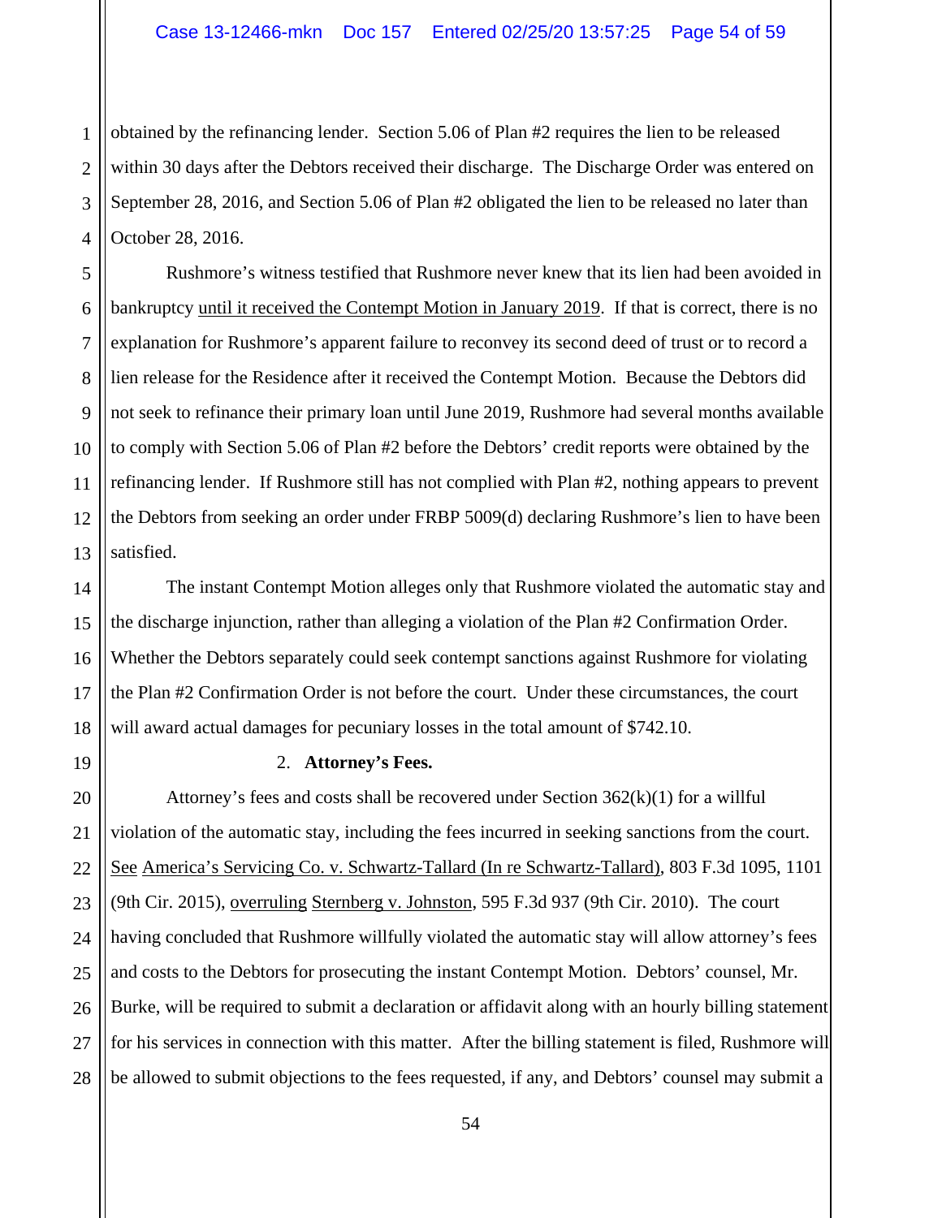obtained by the refinancing lender. Section 5.06 of Plan #2 requires the lien to be released within 30 days after the Debtors received their discharge. The Discharge Order was entered on September 28, 2016, and Section 5.06 of Plan #2 obligated the lien to be released no later than October 28, 2016.

Rushmore's witness testified that Rushmore never knew that its lien had been avoided in bankruptcy <u>until it received the Contempt Motion in January 2019</u>. If that is correct, there is no explanation for Rushmore's apparent failure to reconvey its second deed of trust or to record a lien release for the Residence after it received the Contempt Motion. Because the Debtors did not seek to refinance their primary loan until June 2019, Rushmore had several months available to comply with Section 5.06 of Plan #2 before the Debtors' credit reports were obtained by the refinancing lender. If Rushmore still has not complied with Plan #2, nothing appears to prevent the Debtors from seeking an order under FRBP 5009(d) declaring Rushmore's lien to have been satisfied.

The instant Contempt Motion alleges only that Rushmore violated the automatic stay and the discharge injunction, rather than alleging a violation of the Plan #2 Confirmation Order. Whether the Debtors separately could seek contempt sanctions against Rushmore for violating the Plan #2 Confirmation Order is not before the court. Under these circumstances, the court will award actual damages for pecuniary losses in the total amount of $742.10.

2. **Attorney's Fees.**

Attorney's fees and costs shall be recovered under Section 362(k)(1) for a willful violation of the automatic stay, including the fees incurred in seeking sanctions from the court. <u>See</u> <u>America's Servicing Co. v. Schwartz-Tallard (In re Schwartz-Tallard)</u>, 803 F.3d 1095, 1101 (9th Cir. 2015), <u>overruling</u> <u>Sternberg v. Johnston</u>, 595 F.3d 937 (9th Cir. 2010). The court having concluded that Rushmore willfully violated the automatic stay will allow attorney's fees and costs to the Debtors for prosecuting the instant Contempt Motion. Debtors' counsel, Mr. Burke, will be required to submit a declaration or affidavit along with an hourly billing statement for his services in connection with this matter. After the billing statement is filed, Rushmore will be allowed to submit objections to the fees requested, if any, and Debtors' counsel may submit a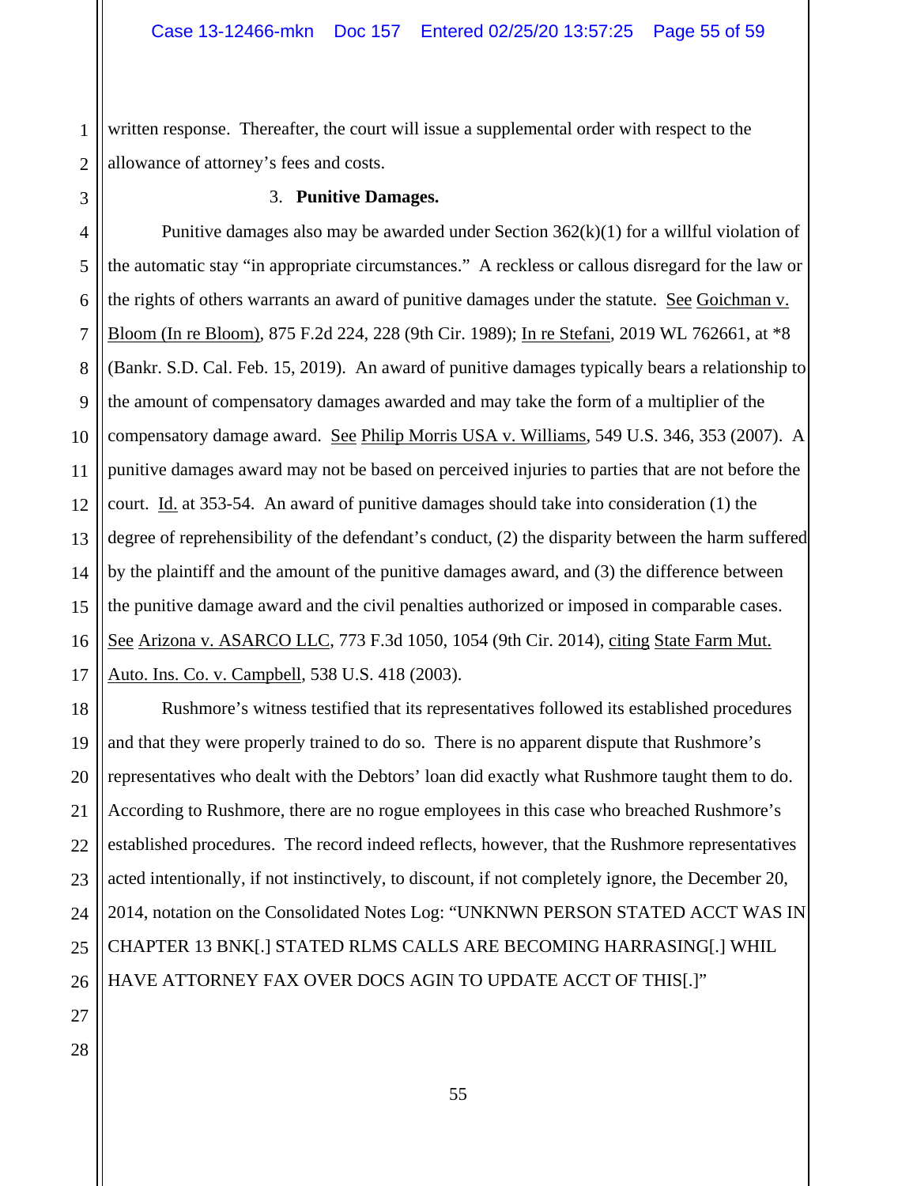written response. Thereafter, the court will issue a supplemental order with respect to the allowance of attorney's fees and costs.

### 3. **Punitive Damages.**

Punitive damages also may be awarded under Section 362(k)(1) for a willful violation of the automatic stay "in appropriate circumstances." A reckless or callous disregard for the law or the rights of others warrants an award of punitive damages under the statute. See Goichman v. Bloom (In re Bloom), 875 F.2d 224, 228 (9th Cir. 1989); In re Stefani, 2019 WL 762661, at *8 (Bankr. S.D. Cal. Feb. 15, 2019). An award of punitive damages typically bears a relationship to the amount of compensatory damages awarded and may take the form of a multiplier of the compensatory damage award. See Philip Morris USA v. Williams, 549 U.S. 346, 353 (2007). A punitive damages award may not be based on perceived injuries to parties that are not before the court. Id. at 353-54. An award of punitive damages should take into consideration (1) the degree of reprehensibility of the defendant's conduct, (2) the disparity between the harm suffered by the plaintiff and the amount of the punitive damages award, and (3) the difference between the punitive damage award and the civil penalties authorized or imposed in comparable cases. See Arizona v. ASARCO LLC, 773 F.3d 1050, 1054 (9th Cir. 2014), citing State Farm Mut. Auto. Ins. Co. v. Campbell, 538 U.S. 418 (2003).

Rushmore's witness testified that its representatives followed its established procedures and that they were properly trained to do so. There is no apparent dispute that Rushmore's representatives who dealt with the Debtors' loan did exactly what Rushmore taught them to do. According to Rushmore, there are no rogue employees in this case who breached Rushmore's established procedures. The record indeed reflects, however, that the Rushmore representatives acted intentionally, if not instinctively, to discount, if not completely ignore, the December 20, 2014, notation on the Consolidated Notes Log: "UNKNWN PERSON STATED ACCT WAS IN CHAPTER 13 BNK[.] STATED RLMS CALLS ARE BECOMING HARRASING[.] WHIL HAVE ATTORNEY FAX OVER DOCS AGIN TO UPDATE ACCT OF THIS[.]"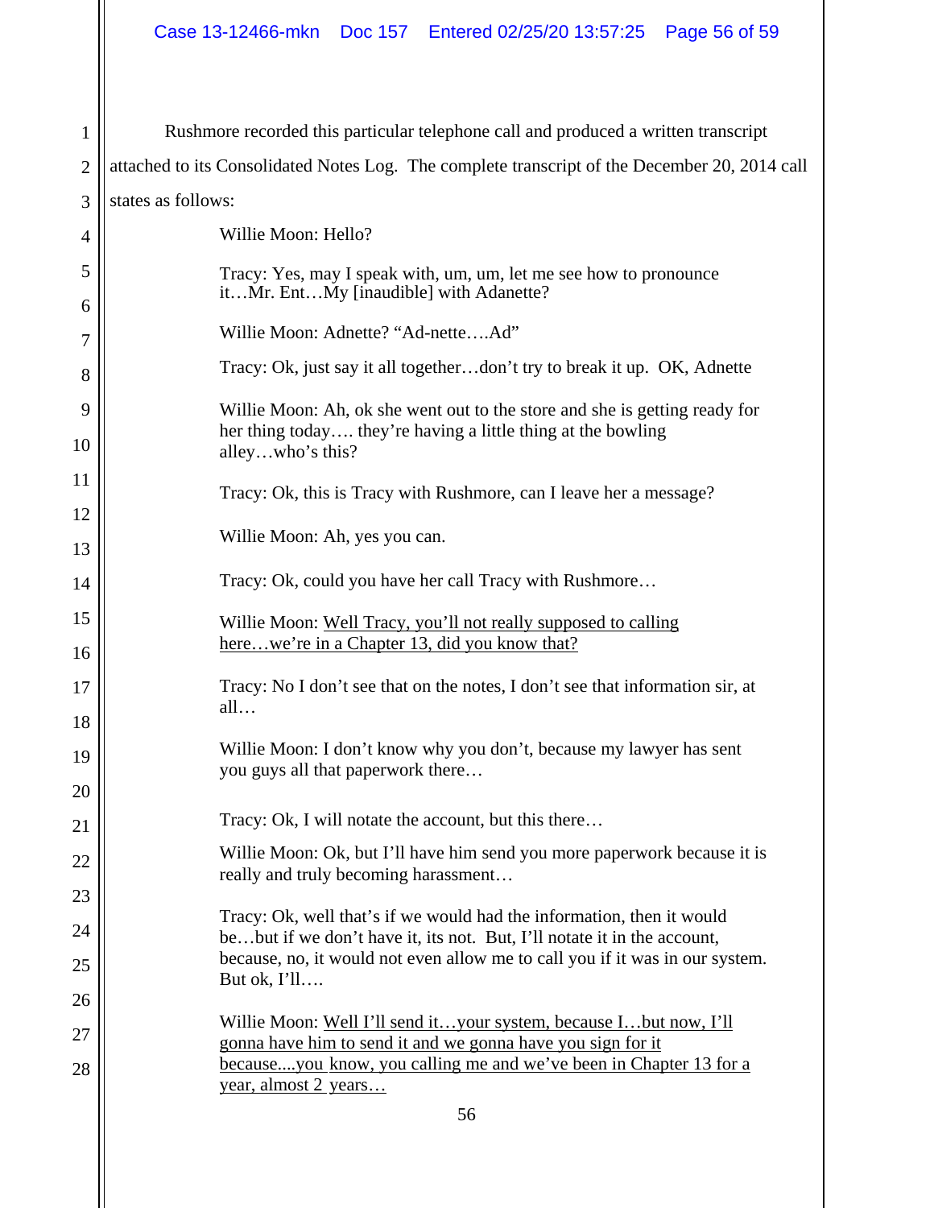Rushmore recorded this particular telephone call and produced a written transcript attached to its Consolidated Notes Log. The complete transcript of the December 20, 2014 call states as follows:

> Willie Moon: Hello?
>
> Tracy: Yes, may I speak with, um, um, let me see how to pronounce it…Mr. Ent…My [inaudible] with Adanette?
>
> Willie Moon: Adnette? "Ad-nette….Ad"
>
> Tracy: Ok, just say it all together…don't try to break it up. OK, Adnette
>
> Willie Moon: Ah, ok she went out to the store and she is getting ready for her thing today…. they're having a little thing at the bowling alley…who's this?
>
> Tracy: Ok, this is Tracy with Rushmore, can I leave her a message?
>
> Willie Moon: Ah, yes you can.
>
> Tracy: Ok, could you have her call Tracy with Rushmore…
>
> Willie Moon: <u>Well Tracy, you'll not really supposed to calling here…we're in a Chapter 13, did you know that?</u>
>
> Tracy: No I don't see that on the notes, I don't see that information sir, at all…
>
> Willie Moon: I don't know why you don't, because my lawyer has sent you guys all that paperwork there…
>
> Tracy: Ok, I will notate the account, but this there…
>
> Willie Moon: Ok, but I'll have him send you more paperwork because it is really and truly becoming harassment…
>
> Tracy: Ok, well that's if we would had the information, then it would be…but if we don't have it, its not. But, I'll notate it in the account, because, no, it would not even allow me to call you if it was in our system. But ok, I'll….
>
> Willie Moon: <u>Well I'll send it…your system, because I…but now, I'll gonna have him to send it and we gonna have you sign for it because....you know, you calling me and we've been in Chapter 13 for a year, almost 2 years…</u>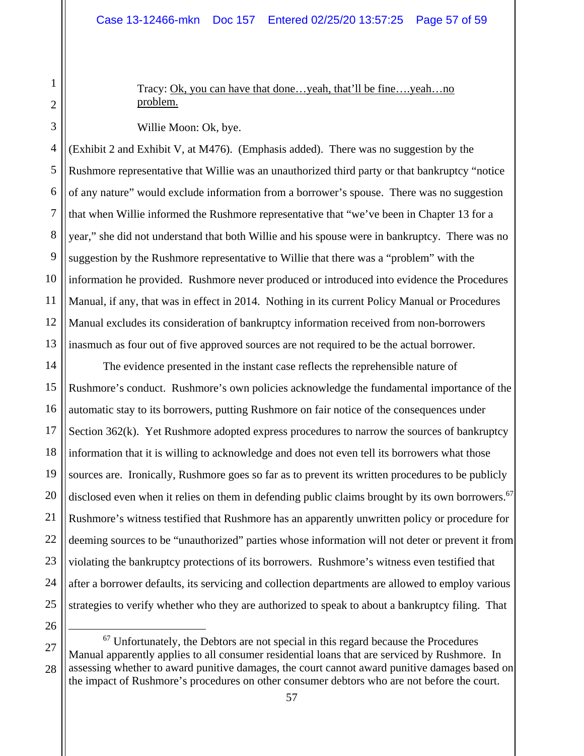Tracy: <u>Ok, you can have that done…yeah, that'll be fine….yeah…no problem.</u>

Willie Moon: Ok, bye.

(Exhibit 2 and Exhibit V, at M476). (Emphasis added). There was no suggestion by the Rushmore representative that Willie was an unauthorized third party or that bankruptcy "notice of any nature" would exclude information from a borrower's spouse. There was no suggestion that when Willie informed the Rushmore representative that "we've been in Chapter 13 for a year," she did not understand that both Willie and his spouse were in bankruptcy. There was no suggestion by the Rushmore representative to Willie that there was a "problem" with the information he provided. Rushmore never produced or introduced into evidence the Procedures Manual, if any, that was in effect in 2014. Nothing in its current Policy Manual or Procedures Manual excludes its consideration of bankruptcy information received from non-borrowers inasmuch as four out of five approved sources are not required to be the actual borrower.

The evidence presented in the instant case reflects the reprehensible nature of Rushmore's conduct. Rushmore's own policies acknowledge the fundamental importance of the automatic stay to its borrowers, putting Rushmore on fair notice of the consequences under Section 362(k). Yet Rushmore adopted express procedures to narrow the sources of bankruptcy information that it is willing to acknowledge and does not even tell its borrowers what those sources are. Ironically, Rushmore goes so far as to prevent its written procedures to be publicly disclosed even when it relies on them in defending public claims brought by its own borrowers.[67] Rushmore's witness testified that Rushmore has an apparently unwritten policy or procedure for deeming sources to be "unauthorized" parties whose information will not deter or prevent it from violating the bankruptcy protections of its borrowers. Rushmore's witness even testified that after a borrower defaults, its servicing and collection departments are allowed to employ various strategies to verify whether who they are authorized to speak to about a bankruptcy filing. That

---

[67] Unfortunately, the Debtors are not special in this regard because the Procedures Manual apparently applies to all consumer residential loans that are serviced by Rushmore. In assessing whether to award punitive damages, the court cannot award punitive damages based on the impact of Rushmore's procedures on other consumer debtors who are not before the court.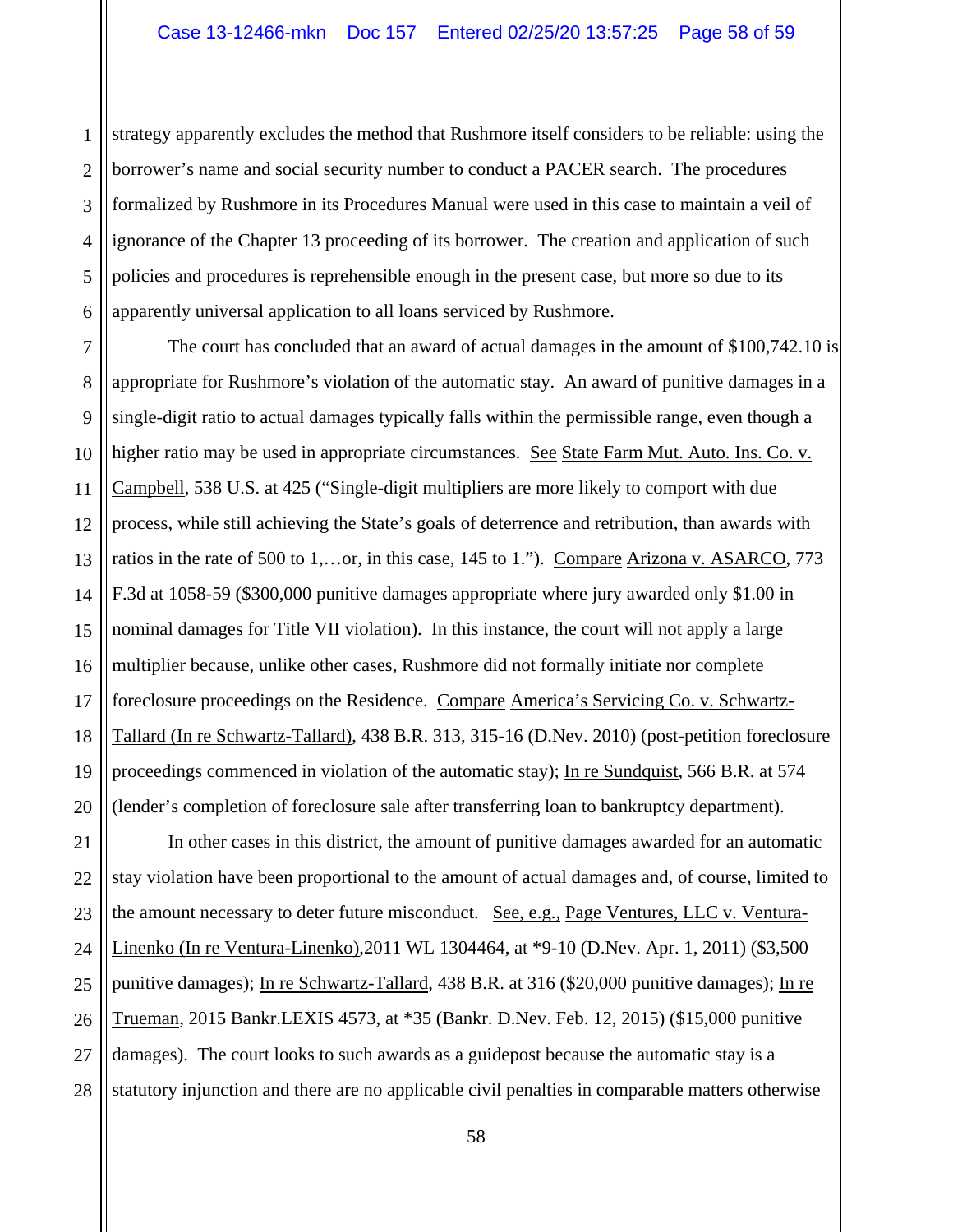strategy apparently excludes the method that Rushmore itself considers to be reliable: using the borrower's name and social security number to conduct a PACER search. The procedures formalized by Rushmore in its Procedures Manual were used in this case to maintain a veil of ignorance of the Chapter 13 proceeding of its borrower. The creation and application of such policies and procedures is reprehensible enough in the present case, but more so due to its apparently universal application to all loans serviced by Rushmore.

The court has concluded that an award of actual damages in the amount of $100,742.10 is appropriate for Rushmore's violation of the automatic stay. An award of punitive damages in a single-digit ratio to actual damages typically falls within the permissible range, even though a higher ratio may be used in appropriate circumstances. See State Farm Mut. Auto. Ins. Co. v. Campbell, 538 U.S. at 425 ("Single-digit multipliers are more likely to comport with due process, while still achieving the State's goals of deterrence and retribution, than awards with ratios in the rate of 500 to 1,…or, in this case, 145 to 1."). Compare Arizona v. ASARCO, 773 F.3d at 1058-59 ($300,000 punitive damages appropriate where jury awarded only $1.00 in nominal damages for Title VII violation). In this instance, the court will not apply a large multiplier because, unlike other cases, Rushmore did not formally initiate nor complete foreclosure proceedings on the Residence. Compare America's Servicing Co. v. Schwartz-Tallard (In re Schwartz-Tallard), 438 B.R. 313, 315-16 (D.Nev. 2010) (post-petition foreclosure proceedings commenced in violation of the automatic stay); In re Sundquist, 566 B.R. at 574 (lender's completion of foreclosure sale after transferring loan to bankruptcy department).

In other cases in this district, the amount of punitive damages awarded for an automatic stay violation have been proportional to the amount of actual damages and, of course, limited to the amount necessary to deter future misconduct. See, e.g., Page Ventures, LLC v. Ventura-Linenko (In re Ventura-Linenko), 2011 WL 1304464, at *9-10 (D.Nev. Apr. 1, 2011) ($3,500 punitive damages); In re Schwartz-Tallard, 438 B.R. at 316 ($20,000 punitive damages); In re Trueman, 2015 Bankr.LEXIS 4573, at *35 (Bankr. D.Nev. Feb. 12, 2015) ($15,000 punitive damages). The court looks to such awards as a guidepost because the automatic stay is a statutory injunction and there are no applicable civil penalties in comparable matters otherwise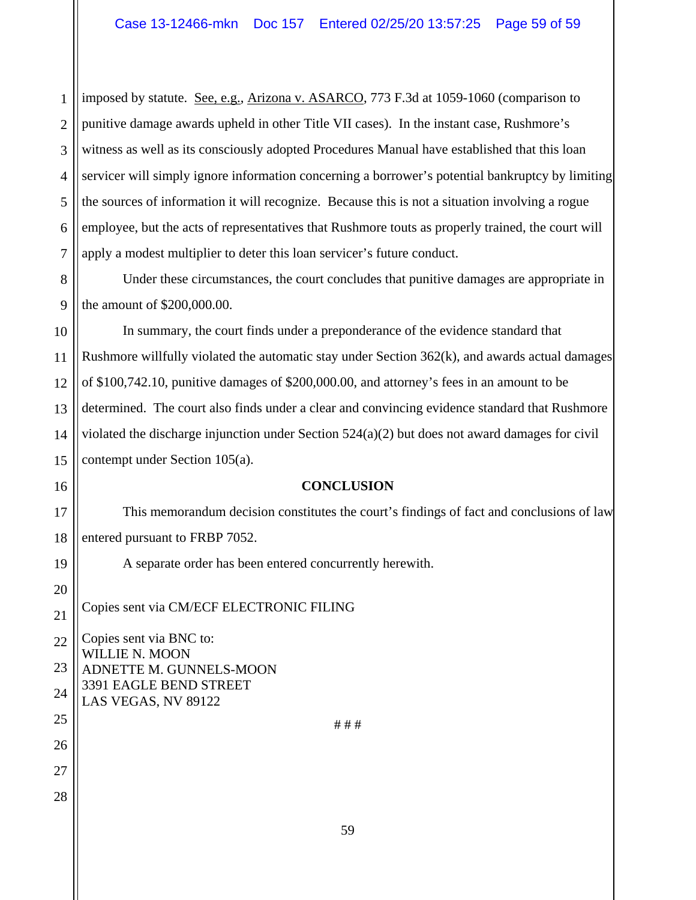imposed by statute. See, e.g., Arizona v. ASARCO, 773 F.3d at 1059-1060 (comparison to punitive damage awards upheld in other Title VII cases). In the instant case, Rushmore's witness as well as its consciously adopted Procedures Manual have established that this loan servicer will simply ignore information concerning a borrower's potential bankruptcy by limiting the sources of information it will recognize. Because this is not a situation involving a rogue employee, but the acts of representatives that Rushmore touts as properly trained, the court will apply a modest multiplier to deter this loan servicer's future conduct.

Under these circumstances, the court concludes that punitive damages are appropriate in the amount of $200,000.00.

In summary, the court finds under a preponderance of the evidence standard that Rushmore willfully violated the automatic stay under Section 362(k), and awards actual damages of $100,742.10, punitive damages of $200,000.00, and attorney's fees in an amount to be determined. The court also finds under a clear and convincing evidence standard that Rushmore violated the discharge injunction under Section 524(a)(2) but does not award damages for civil contempt under Section 105(a).

**CONCLUSION**

This memorandum decision constitutes the court's findings of fact and conclusions of law entered pursuant to FRBP 7052.

A separate order has been entered concurrently herewith.

Copies sent via CM/ECF ELECTRONIC FILING

Copies sent via BNC to:
WILLIE N. MOON
ADNETTE M. GUNNELS-MOON
3391 EAGLE BEND STREET
LAS VEGAS, NV 89122

# # #